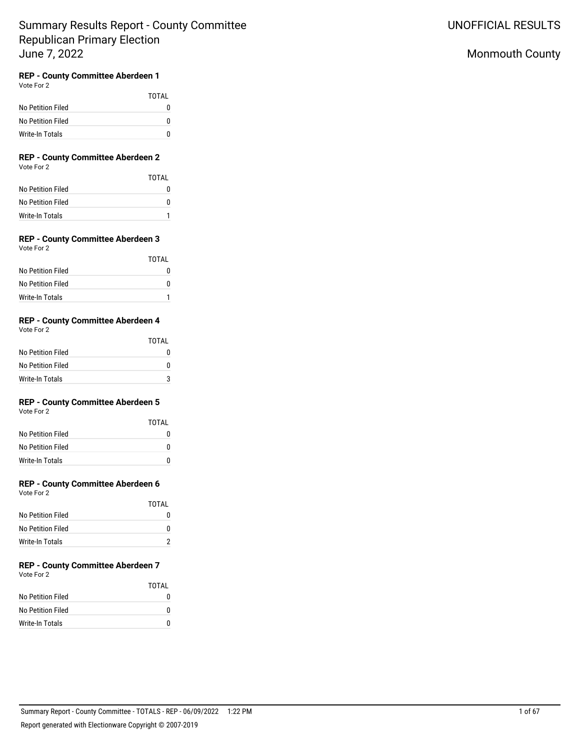# Summary Results Report - County Committee Republican Primary Election June 7, 2022

UNOFFICIAL RESULTS

Monmouth County

### REP - County Committee Aberdeen 1

Vote For 2

| | TOTAL |
|---|---|
| No Petition Filed | 0 |
| No Petition Filed | 0 |
| Write-In Totals | 0 |

### REP - County Committee Aberdeen 2

Vote For 2

| | TOTAL |
|---|---|
| No Petition Filed | 0 |
| No Petition Filed | 0 |
| Write-In Totals | 1 |

### REP - County Committee Aberdeen 3

Vote For 2

| | TOTAL |
|---|---|
| No Petition Filed | 0 |
| No Petition Filed | 0 |
| Write-In Totals | 1 |

### REP - County Committee Aberdeen 4

Vote For 2

| | TOTAL |
|---|---|
| No Petition Filed | 0 |
| No Petition Filed | 0 |
| Write-In Totals | 3 |

### REP - County Committee Aberdeen 5

Vote For 2

| | TOTAL |
|---|---|
| No Petition Filed | 0 |
| No Petition Filed | 0 |
| Write-In Totals | 0 |

### REP - County Committee Aberdeen 6

Vote For 2

| | TOTAL |
|---|---|
| No Petition Filed | 0 |
| No Petition Filed | 0 |
| Write-In Totals | 2 |

### REP - County Committee Aberdeen 7

Vote For 2

| | TOTAL |
|---|---|
| No Petition Filed | 0 |
| No Petition Filed | 0 |
| Write-In Totals | 0 |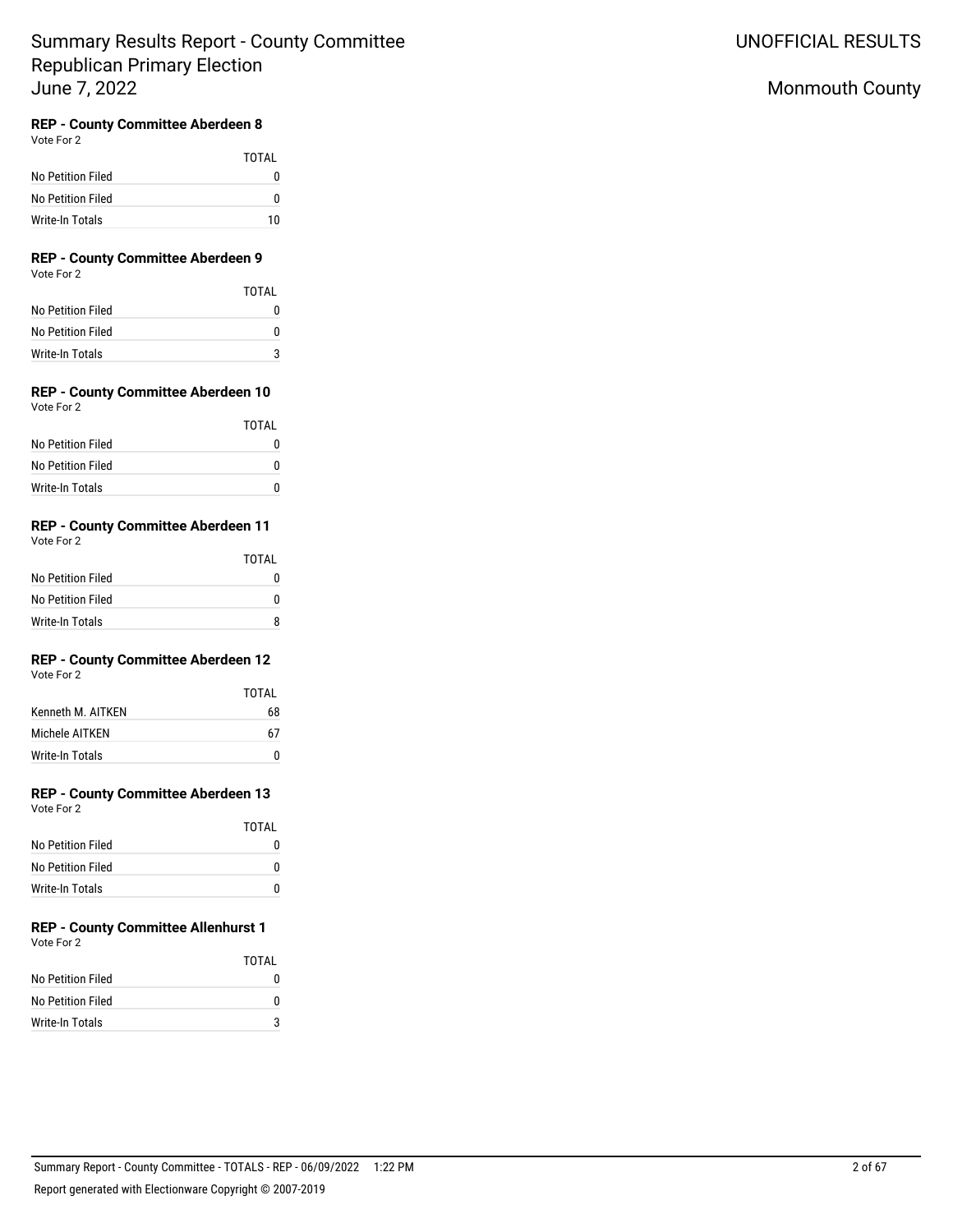### REP - County Committee Aberdeen 8

Vote For 2

| | TOTAL |
|---|---|
| No Petition Filed | 0 |
| No Petition Filed | 0 |
| Write-In Totals | 10 |

### REP - County Committee Aberdeen 9

Vote For 2

| | TOTAL |
|---|---|
| No Petition Filed | 0 |
| No Petition Filed | 0 |
| Write-In Totals | 3 |

### REP - County Committee Aberdeen 10

Vote For 2

| | TOTAL |
|---|---|
| No Petition Filed | 0 |
| No Petition Filed | 0 |
| Write-In Totals | 0 |

### REP - County Committee Aberdeen 11

Vote For 2

| | TOTAL |
|---|---|
| No Petition Filed | 0 |
| No Petition Filed | 0 |
| Write-In Totals | 8 |

### REP - County Committee Aberdeen 12

Vote For 2

| | TOTAL |
|---|---|
| Kenneth M. AITKEN | 68 |
| Michele AITKEN | 67 |
| Write-In Totals | 0 |

### REP - County Committee Aberdeen 13

Vote For 2

| | TOTAL |
|---|---|
| No Petition Filed | 0 |
| No Petition Filed | 0 |
| Write-In Totals | 0 |

### REP - County Committee Allenhurst 1

Vote For 2

| | TOTAL |
|---|---|
| No Petition Filed | 0 |
| No Petition Filed | 0 |
| Write-In Totals | 3 |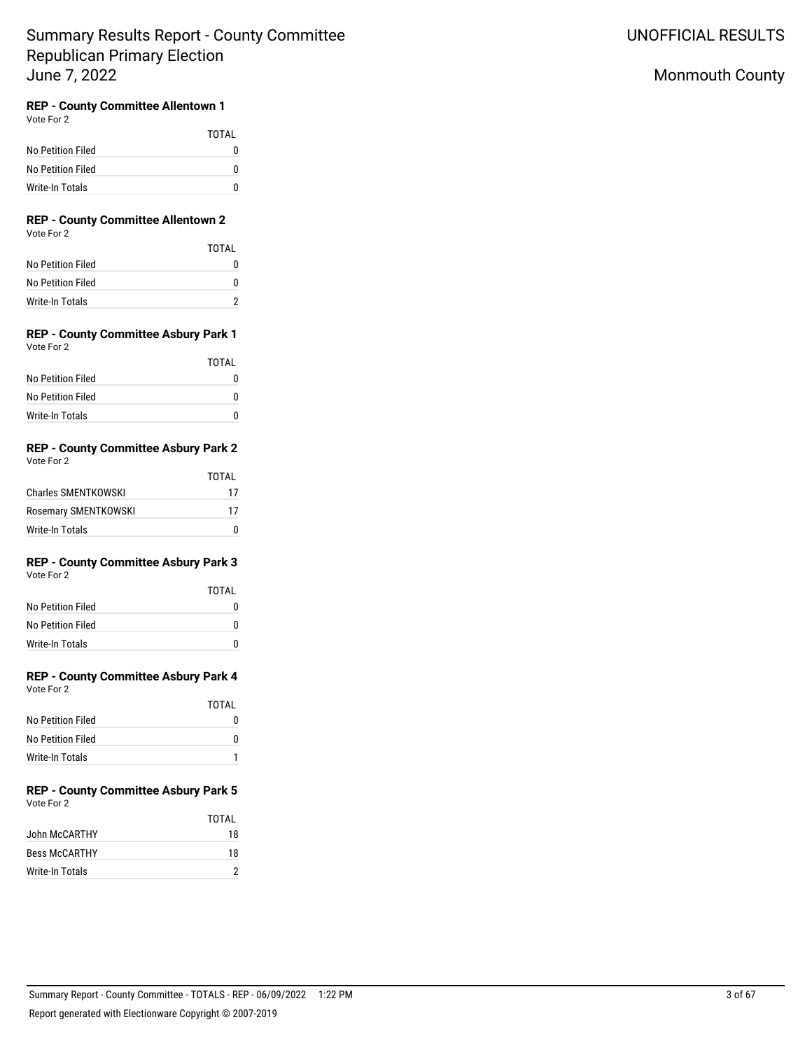# Summary Results Report - County Committee Republican Primary Election June 7, 2022

UNOFFICIAL RESULTS

Monmouth County

### REP - County Committee Allentown 1

Vote For 2

| | TOTAL |
|---|---|
| No Petition Filed | 0 |
| No Petition Filed | 0 |
| Write-In Totals | 0 |

### REP - County Committee Allentown 2

Vote For 2

| | TOTAL |
|---|---|
| No Petition Filed | 0 |
| No Petition Filed | 0 |
| Write-In Totals | 2 |

### REP - County Committee Asbury Park 1

Vote For 2

| | TOTAL |
|---|---|
| No Petition Filed | 0 |
| No Petition Filed | 0 |
| Write-In Totals | 0 |

### REP - County Committee Asbury Park 2

Vote For 2

| | TOTAL |
|---|---|
| Charles SMENTKOWSKI | 17 |
| Rosemary SMENTKOWSKI | 17 |
| Write-In Totals | 0 |

### REP - County Committee Asbury Park 3

Vote For 2

| | TOTAL |
|---|---|
| No Petition Filed | 0 |
| No Petition Filed | 0 |
| Write-In Totals | 0 |

### REP - County Committee Asbury Park 4

Vote For 2

| | TOTAL |
|---|---|
| No Petition Filed | 0 |
| No Petition Filed | 0 |
| Write-In Totals | 1 |

### REP - County Committee Asbury Park 5

Vote For 2

| | TOTAL |
|---|---|
| John McCARTHY | 18 |
| Bess McCARTHY | 18 |
| Write-In Totals | 2 |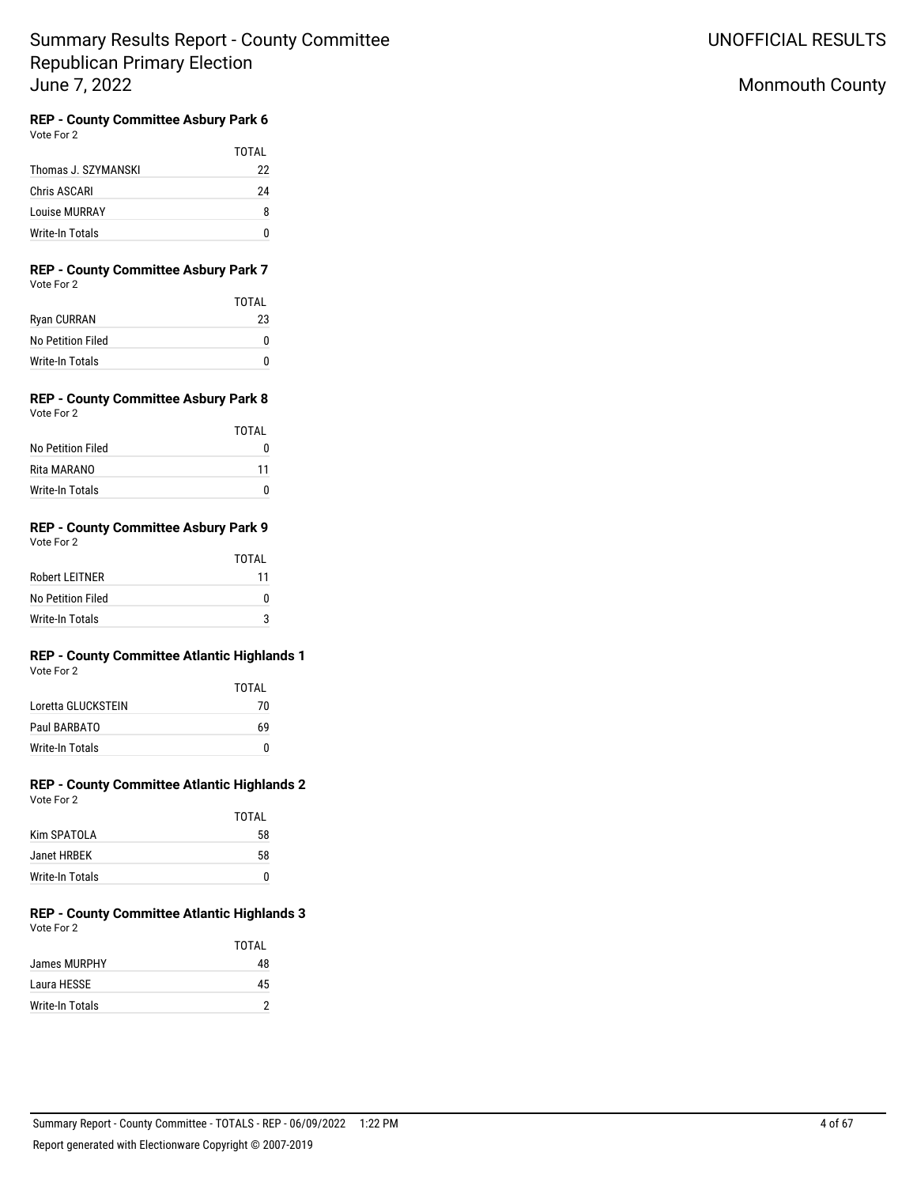# Summary Results Report - County Committee Republican Primary Election June 7, 2022

UNOFFICIAL RESULTS

Monmouth County

### REP - County Committee Asbury Park 6

Vote For 2

| | TOTAL |
|---|---|
| Thomas J. SZYMANSKI | 22 |
| Chris ASCARI | 24 |
| Louise MURRAY | 8 |
| Write-In Totals | 0 |

### REP - County Committee Asbury Park 7

Vote For 2

| | TOTAL |
|---|---|
| Ryan CURRAN | 23 |
| No Petition Filed | 0 |
| Write-In Totals | 0 |

### REP - County Committee Asbury Park 8

Vote For 2

| | TOTAL |
|---|---|
| No Petition Filed | 0 |
| Rita MARANO | 11 |
| Write-In Totals | 0 |

### REP - County Committee Asbury Park 9

Vote For 2

| | TOTAL |
|---|---|
| Robert LEITNER | 11 |
| No Petition Filed | 0 |
| Write-In Totals | 3 |

### REP - County Committee Atlantic Highlands 1

Vote For 2

| | TOTAL |
|---|---|
| Loretta GLUCKSTEIN | 70 |
| Paul BARBATO | 69 |
| Write-In Totals | 0 |

### REP - County Committee Atlantic Highlands 2

Vote For 2

| | TOTAL |
|---|---|
| Kim SPATOLA | 58 |
| Janet HRBEK | 58 |
| Write-In Totals | 0 |

### REP - County Committee Atlantic Highlands 3

Vote For 2

| | TOTAL |
|---|---|
| James MURPHY | 48 |
| Laura HESSE | 45 |
| Write-In Totals | 2 |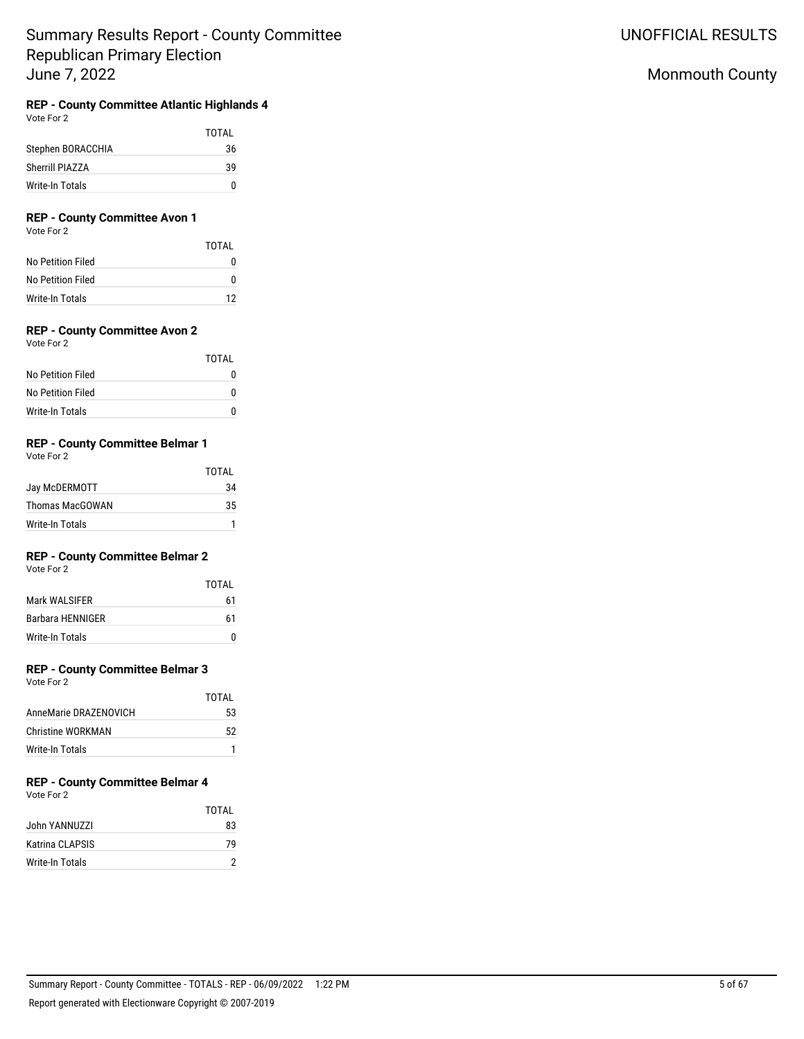# Summary Results Report - County Committee
## Republican Primary Election
## June 7, 2022

UNOFFICIAL RESULTS

Monmouth County

### REP - County Committee Atlantic Highlands 4

Vote For 2

| | TOTAL |
|---|---|
| Stephen BORACCHIA | 36 |
| Sherrill PIAZZA | 39 |
| Write-In Totals | 0 |

### REP - County Committee Avon 1

Vote For 2

| | TOTAL |
|---|---|
| No Petition Filed | 0 |
| No Petition Filed | 0 |
| Write-In Totals | 12 |

### REP - County Committee Avon 2

Vote For 2

| | TOTAL |
|---|---|
| No Petition Filed | 0 |
| No Petition Filed | 0 |
| Write-In Totals | 0 |

### REP - County Committee Belmar 1

Vote For 2

| | TOTAL |
|---|---|
| Jay McDERMOTT | 34 |
| Thomas MacGOWAN | 35 |
| Write-In Totals | 1 |

### REP - County Committee Belmar 2

Vote For 2

| | TOTAL |
|---|---|
| Mark WALSIFER | 61 |
| Barbara HENNIGER | 61 |
| Write-In Totals | 0 |

### REP - County Committee Belmar 3

Vote For 2

| | TOTAL |
|---|---|
| AnneMarie DRAZENOVICH | 53 |
| Christine WORKMAN | 52 |
| Write-In Totals | 1 |

### REP - County Committee Belmar 4

Vote For 2

| | TOTAL |
|---|---|
| John YANNUZZI | 83 |
| Katrina CLAPSIS | 79 |
| Write-In Totals | 2 |

Summary Report - County Committee - TOTALS - REP - 06/09/2022 1:22 PM

Report generated with Electionware Copyright © 2007-2019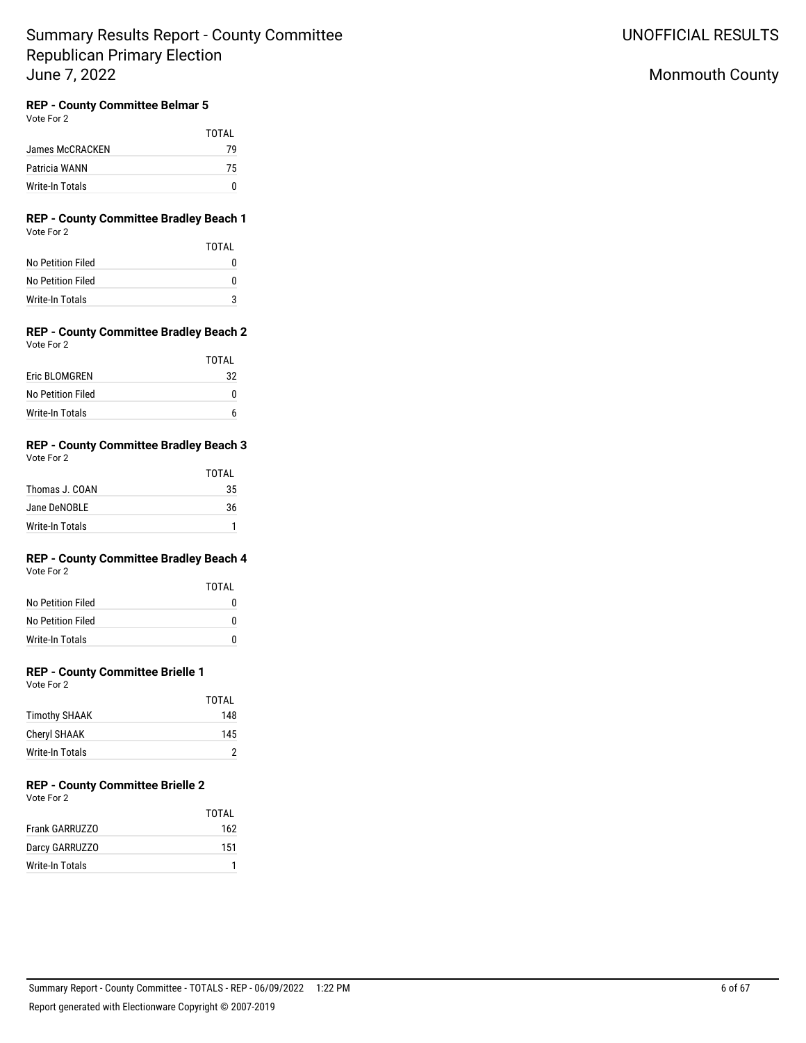# Summary Results Report - County Committee Republican Primary Election June 7, 2022

UNOFFICIAL RESULTS

Monmouth County

### REP - County Committee Belmar 5

Vote For 2

| | TOTAL |
|---|---|
| James McCRACKEN | 79 |
| Patricia WANN | 75 |
| Write-In Totals | 0 |

### REP - County Committee Bradley Beach 1

Vote For 2

| | TOTAL |
|---|---|
| No Petition Filed | 0 |
| No Petition Filed | 0 |
| Write-In Totals | 3 |

### REP - County Committee Bradley Beach 2

Vote For 2

| | TOTAL |
|---|---|
| Eric BLOMGREN | 32 |
| No Petition Filed | 0 |
| Write-In Totals | 6 |

### REP - County Committee Bradley Beach 3

Vote For 2

| | TOTAL |
|---|---|
| Thomas J. COAN | 35 |
| Jane DeNOBLE | 36 |
| Write-In Totals | 1 |

### REP - County Committee Bradley Beach 4

Vote For 2

| | TOTAL |
|---|---|
| No Petition Filed | 0 |
| No Petition Filed | 0 |
| Write-In Totals | 0 |

### REP - County Committee Brielle 1

Vote For 2

| | TOTAL |
|---|---|
| Timothy SHAAK | 148 |
| Cheryl SHAAK | 145 |
| Write-In Totals | 2 |

### REP - County Committee Brielle 2

Vote For 2

| | TOTAL |
|---|---|
| Frank GARRUZZO | 162 |
| Darcy GARRUZZO | 151 |
| Write-In Totals | 1 |

Summary Report - County Committee - TOTALS - REP - 06/09/2022 1:22 PM

Report generated with Electionware Copyright © 2007-2019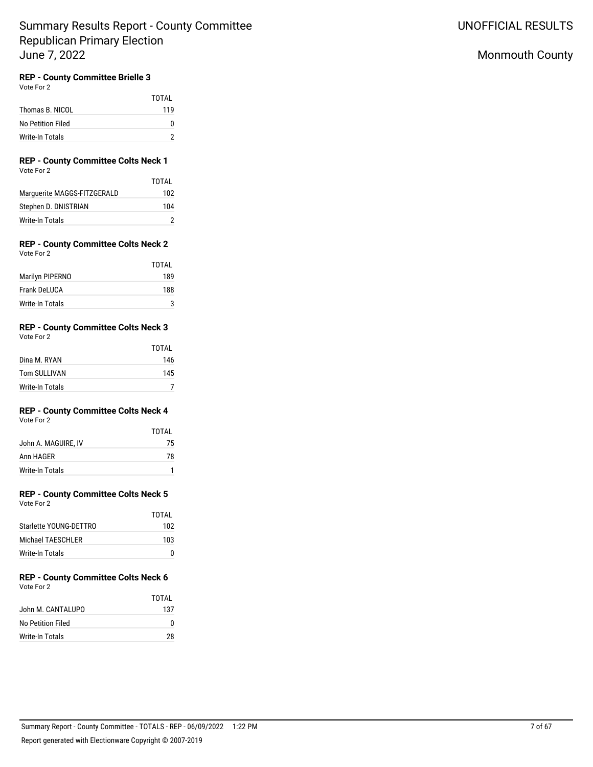# Summary Results Report - County Committee Republican Primary Election June 7, 2022

UNOFFICIAL RESULTS

Monmouth County

### REP - County Committee Brielle 3

Vote For 2

| | TOTAL |
|---|---|
| Thomas B. NICOL | 119 |
| No Petition Filed | 0 |
| Write-In Totals | 2 |

### REP - County Committee Colts Neck 1

Vote For 2

| | TOTAL |
|---|---|
| Marguerite MAGGS-FITZGERALD | 102 |
| Stephen D. DNISTRIAN | 104 |
| Write-In Totals | 2 |

### REP - County Committee Colts Neck 2

Vote For 2

| | TOTAL |
|---|---|
| Marilyn PIPERNO | 189 |
| Frank DeLUCA | 188 |
| Write-In Totals | 3 |

### REP - County Committee Colts Neck 3

Vote For 2

| | TOTAL |
|---|---|
| Dina M. RYAN | 146 |
| Tom SULLIVAN | 145 |
| Write-In Totals | 7 |

### REP - County Committee Colts Neck 4

Vote For 2

| | TOTAL |
|---|---|
| John A. MAGUIRE, IV | 75 |
| Ann HAGER | 78 |
| Write-In Totals | 1 |

### REP - County Committee Colts Neck 5

Vote For 2

| | TOTAL |
|---|---|
| Starlette YOUNG-DETTRO | 102 |
| Michael TAESCHLER | 103 |
| Write-In Totals | 0 |

### REP - County Committee Colts Neck 6

Vote For 2

| | TOTAL |
|---|---|
| John M. CANTALUPO | 137 |
| No Petition Filed | 0 |
| Write-In Totals | 28 |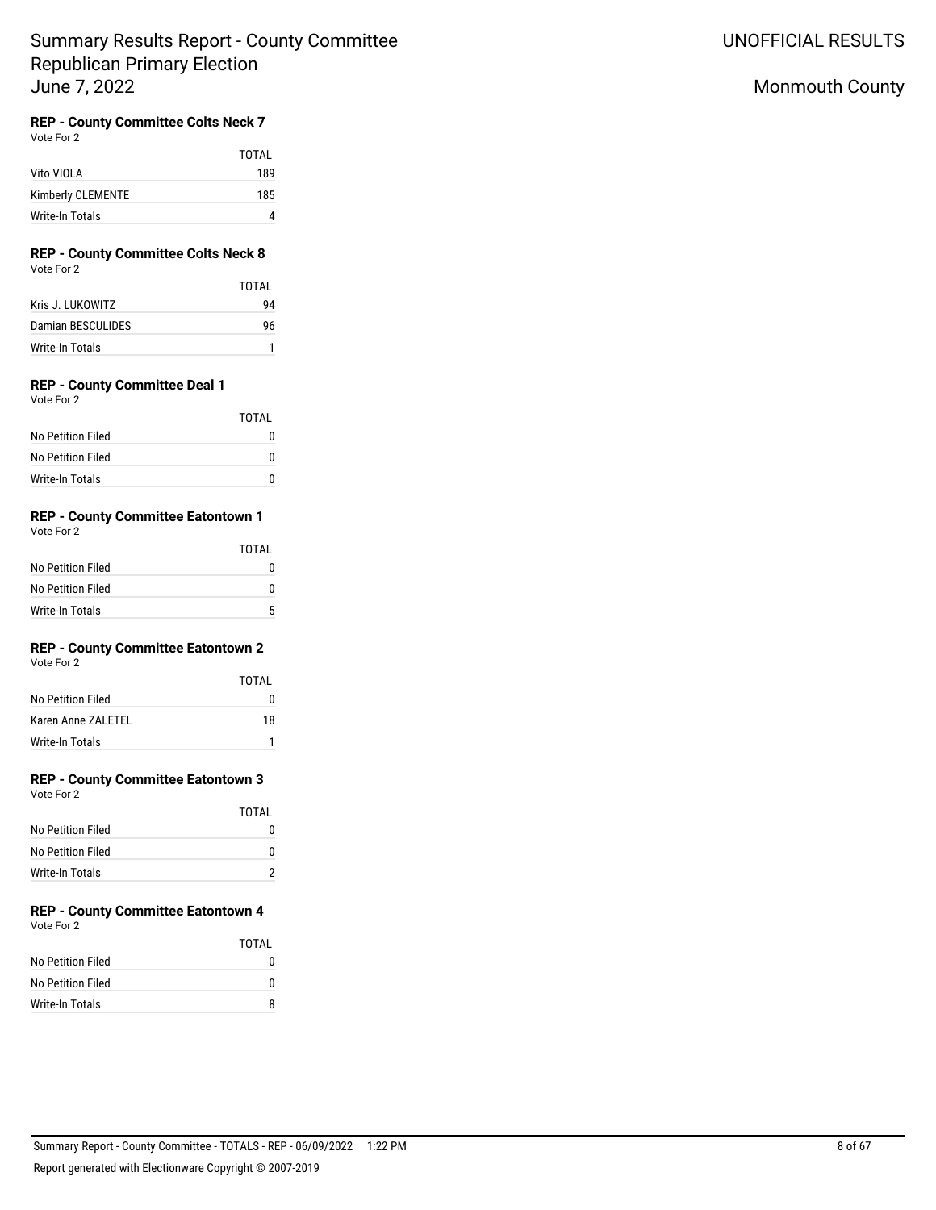# Summary Results Report - County Committee Republican Primary Election June 7, 2022

UNOFFICIAL RESULTS

Monmouth County

### REP - County Committee Colts Neck 7

Vote For 2

| | TOTAL |
|---|---|
| Vito VIOLA | 189 |
| Kimberly CLEMENTE | 185 |
| Write-In Totals | 4 |

### REP - County Committee Colts Neck 8

Vote For 2

| | TOTAL |
|---|---|
| Kris J. LUKOWITZ | 94 |
| Damian BESCULIDES | 96 |
| Write-In Totals | 1 |

### REP - County Committee Deal 1

Vote For 2

| | TOTAL |
|---|---|
| No Petition Filed | 0 |
| No Petition Filed | 0 |
| Write-In Totals | 0 |

### REP - County Committee Eatontown 1

Vote For 2

| | TOTAL |
|---|---|
| No Petition Filed | 0 |
| No Petition Filed | 0 |
| Write-In Totals | 5 |

### REP - County Committee Eatontown 2

Vote For 2

| | TOTAL |
|---|---|
| No Petition Filed | 0 |
| Karen Anne ZALETEL | 18 |
| Write-In Totals | 1 |

### REP - County Committee Eatontown 3

Vote For 2

| | TOTAL |
|---|---|
| No Petition Filed | 0 |
| No Petition Filed | 0 |
| Write-In Totals | 2 |

### REP - County Committee Eatontown 4

Vote For 2

| | TOTAL |
|---|---|
| No Petition Filed | 0 |
| No Petition Filed | 0 |
| Write-In Totals | 8 |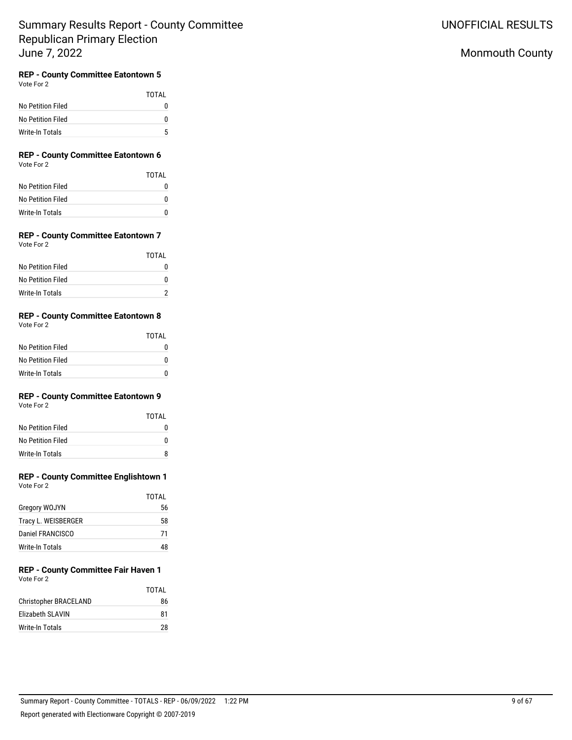**REP - County Committee Eatontown 5**
Vote For 2

| | TOTAL |
|---|---|
| No Petition Filed | 0 |
| No Petition Filed | 0 |
| Write-In Totals | 5 |

**REP - County Committee Eatontown 6**
Vote For 2

| | TOTAL |
|---|---|
| No Petition Filed | 0 |
| No Petition Filed | 0 |
| Write-In Totals | 0 |

**REP - County Committee Eatontown 7**
Vote For 2

| | TOTAL |
|---|---|
| No Petition Filed | 0 |
| No Petition Filed | 0 |
| Write-In Totals | 2 |

**REP - County Committee Eatontown 8**
Vote For 2

| | TOTAL |
|---|---|
| No Petition Filed | 0 |
| No Petition Filed | 0 |
| Write-In Totals | 0 |

**REP - County Committee Eatontown 9**
Vote For 2

| | TOTAL |
|---|---|
| No Petition Filed | 0 |
| No Petition Filed | 0 |
| Write-In Totals | 8 |

**REP - County Committee Englishtown 1**
Vote For 2

| | TOTAL |
|---|---|
| Gregory WOJYN | 56 |
| Tracy L. WEISBERGER | 58 |
| Daniel FRANCISCO | 71 |
| Write-In Totals | 48 |

**REP - County Committee Fair Haven 1**
Vote For 2

| | TOTAL |
|---|---|
| Christopher BRACELAND | 86 |
| Elizabeth SLAVIN | 81 |
| Write-In Totals | 28 |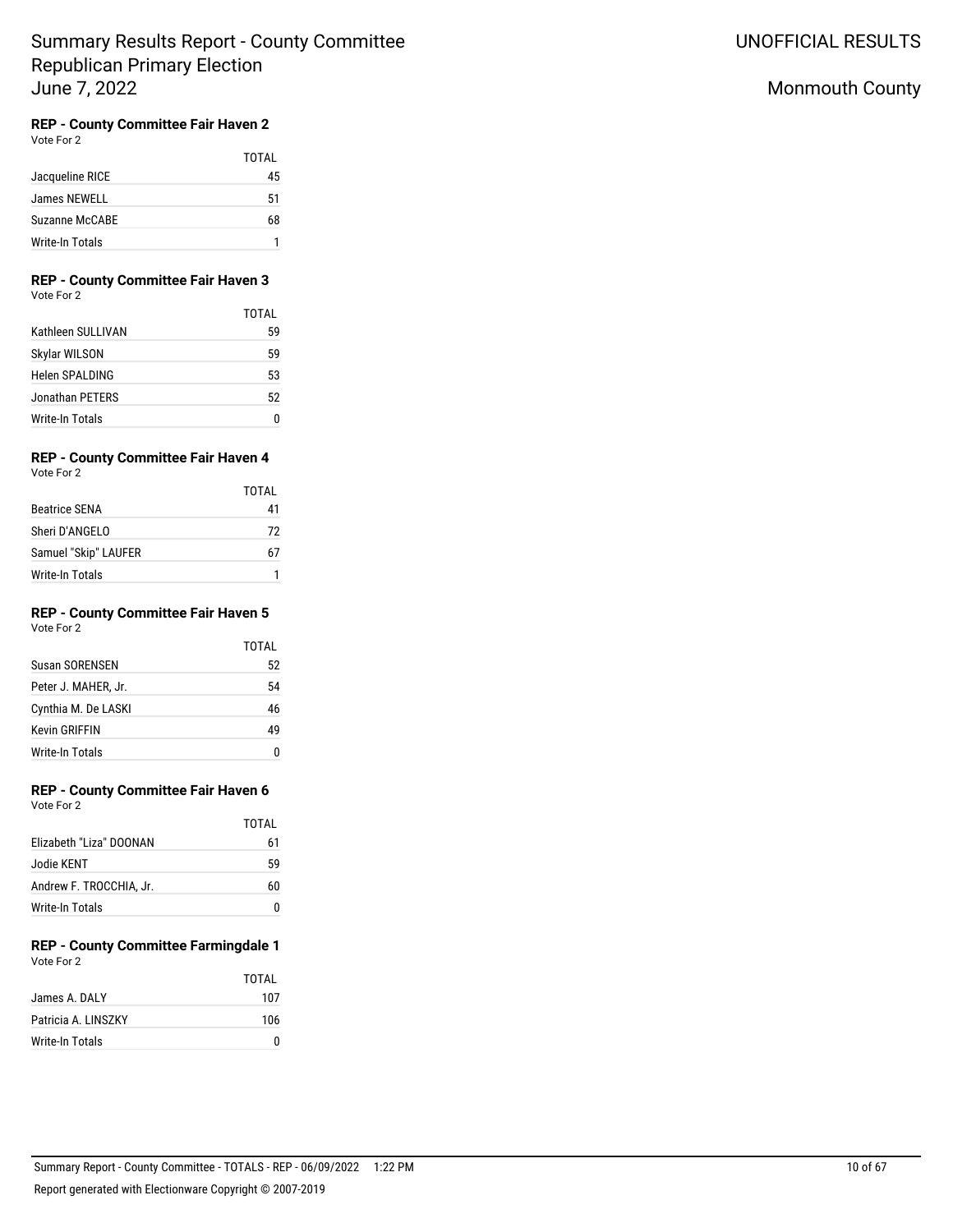# Summary Results Report - County Committee
# Republican Primary Election
# June 7, 2022

UNOFFICIAL RESULTS

Monmouth County

### REP - County Committee Fair Haven 2

Vote For 2

| | TOTAL |
|---|---|
| Jacqueline RICE | 45 |
| James NEWELL | 51 |
| Suzanne McCABE | 68 |
| Write-In Totals | 1 |

### REP - County Committee Fair Haven 3

Vote For 2

| | TOTAL |
|---|---|
| Kathleen SULLIVAN | 59 |
| Skylar WILSON | 59 |
| Helen SPALDING | 53 |
| Jonathan PETERS | 52 |
| Write-In Totals | 0 |

### REP - County Committee Fair Haven 4

Vote For 2

| | TOTAL |
|---|---|
| Beatrice SENA | 41 |
| Sheri D'ANGELO | 72 |
| Samuel "Skip" LAUFER | 67 |
| Write-In Totals | 1 |

### REP - County Committee Fair Haven 5

Vote For 2

| | TOTAL |
|---|---|
| Susan SORENSEN | 52 |
| Peter J. MAHER, Jr. | 54 |
| Cynthia M. De LASKI | 46 |
| Kevin GRIFFIN | 49 |
| Write-In Totals | 0 |

### REP - County Committee Fair Haven 6

Vote For 2

| | TOTAL |
|---|---|
| Elizabeth "Liza" DOONAN | 61 |
| Jodie KENT | 59 |
| Andrew F. TROCCHIA, Jr. | 60 |
| Write-In Totals | 0 |

### REP - County Committee Farmingdale 1

Vote For 2

| | TOTAL |
|---|---|
| James A. DALY | 107 |
| Patricia A. LINSZKY | 106 |
| Write-In Totals | 0 |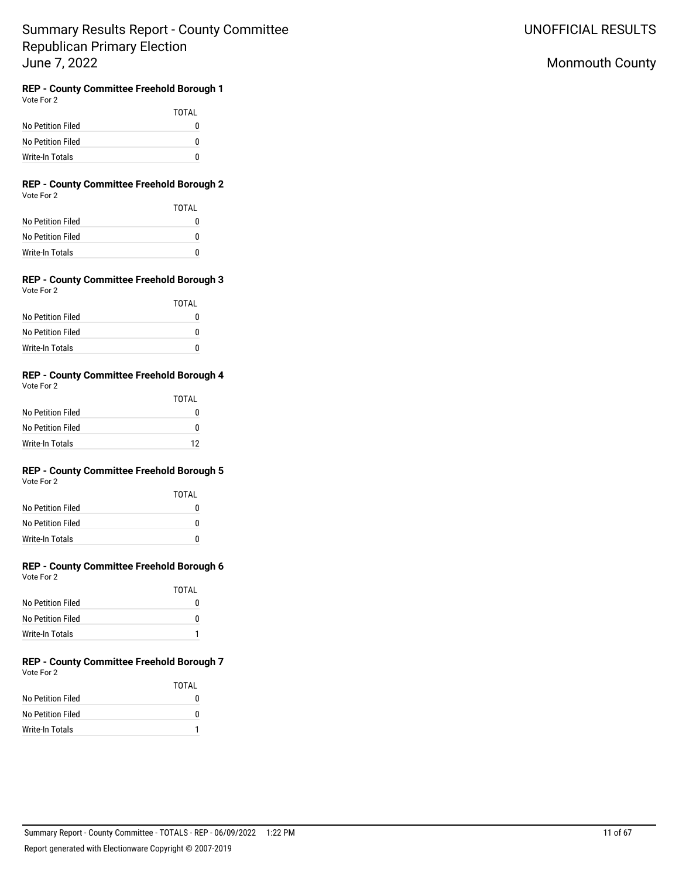# Summary Results Report - County Committee Republican Primary Election June 7, 2022

UNOFFICIAL RESULTS

Monmouth County

### REP - County Committee Freehold Borough 1

Vote For 2

| | TOTAL |
|---|---|
| No Petition Filed | 0 |
| No Petition Filed | 0 |
| Write-In Totals | 0 |

### REP - County Committee Freehold Borough 2

Vote For 2

| | TOTAL |
|---|---|
| No Petition Filed | 0 |
| No Petition Filed | 0 |
| Write-In Totals | 0 |

### REP - County Committee Freehold Borough 3

Vote For 2

| | TOTAL |
|---|---|
| No Petition Filed | 0 |
| No Petition Filed | 0 |
| Write-In Totals | 0 |

### REP - County Committee Freehold Borough 4

Vote For 2

| | TOTAL |
|---|---|
| No Petition Filed | 0 |
| No Petition Filed | 0 |
| Write-In Totals | 12 |

### REP - County Committee Freehold Borough 5

Vote For 2

| | TOTAL |
|---|---|
| No Petition Filed | 0 |
| No Petition Filed | 0 |
| Write-In Totals | 0 |

### REP - County Committee Freehold Borough 6

Vote For 2

| | TOTAL |
|---|---|
| No Petition Filed | 0 |
| No Petition Filed | 0 |
| Write-In Totals | 1 |

### REP - County Committee Freehold Borough 7

Vote For 2

| | TOTAL |
|---|---|
| No Petition Filed | 0 |
| No Petition Filed | 0 |
| Write-In Totals | 1 |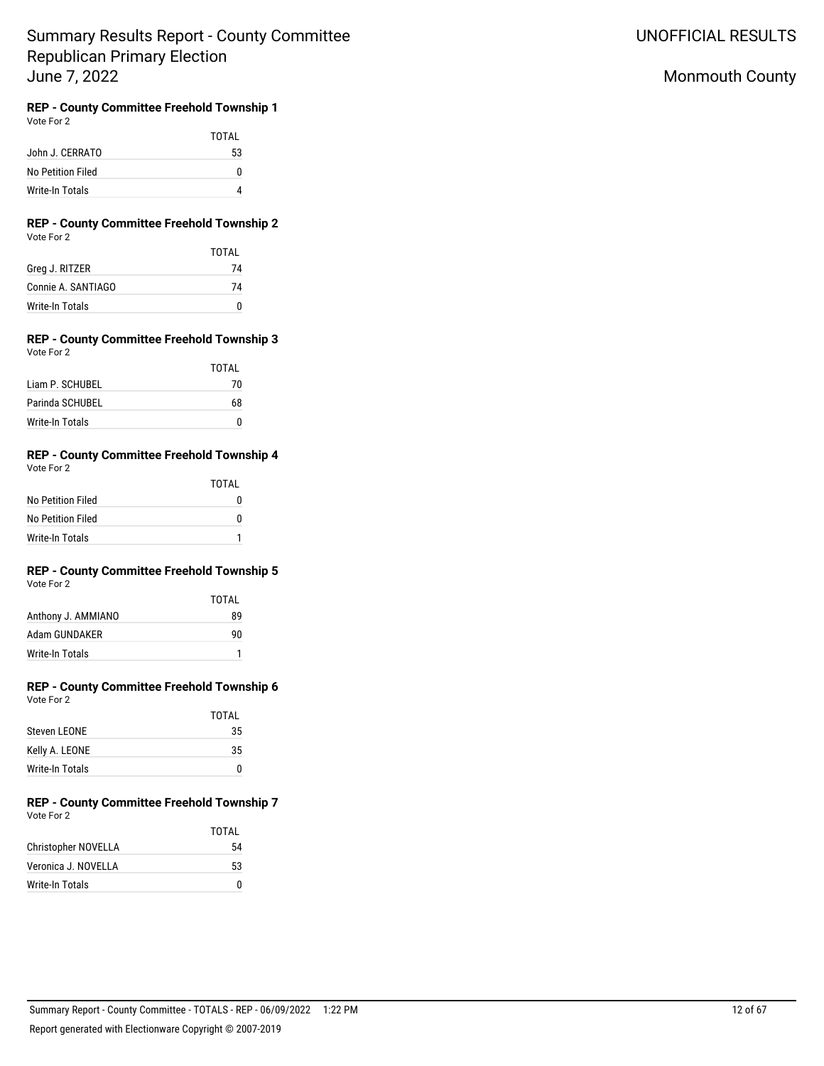# Summary Results Report - County Committee
# Republican Primary Election
# June 7, 2022

UNOFFICIAL RESULTS

Monmouth County

### REP - County Committee Freehold Township 1

Vote For 2

| | TOTAL |
|---|---|
| John J. CERRATO | 53 |
| No Petition Filed | 0 |
| Write-In Totals | 4 |

### REP - County Committee Freehold Township 2

Vote For 2

| | TOTAL |
|---|---|
| Greg J. RITZER | 74 |
| Connie A. SANTIAGO | 74 |
| Write-In Totals | 0 |

### REP - County Committee Freehold Township 3

Vote For 2

| | TOTAL |
|---|---|
| Liam P. SCHUBEL | 70 |
| Parinda SCHUBEL | 68 |
| Write-In Totals | 0 |

### REP - County Committee Freehold Township 4

Vote For 2

| | TOTAL |
|---|---|
| No Petition Filed | 0 |
| No Petition Filed | 0 |
| Write-In Totals | 1 |

### REP - County Committee Freehold Township 5

Vote For 2

| | TOTAL |
|---|---|
| Anthony J. AMMIANO | 89 |
| Adam GUNDAKER | 90 |
| Write-In Totals | 1 |

### REP - County Committee Freehold Township 6

Vote For 2

| | TOTAL |
|---|---|
| Steven LEONE | 35 |
| Kelly A. LEONE | 35 |
| Write-In Totals | 0 |

### REP - County Committee Freehold Township 7

Vote For 2

| | TOTAL |
|---|---|
| Christopher NOVELLA | 54 |
| Veronica J. NOVELLA | 53 |
| Write-In Totals | 0 |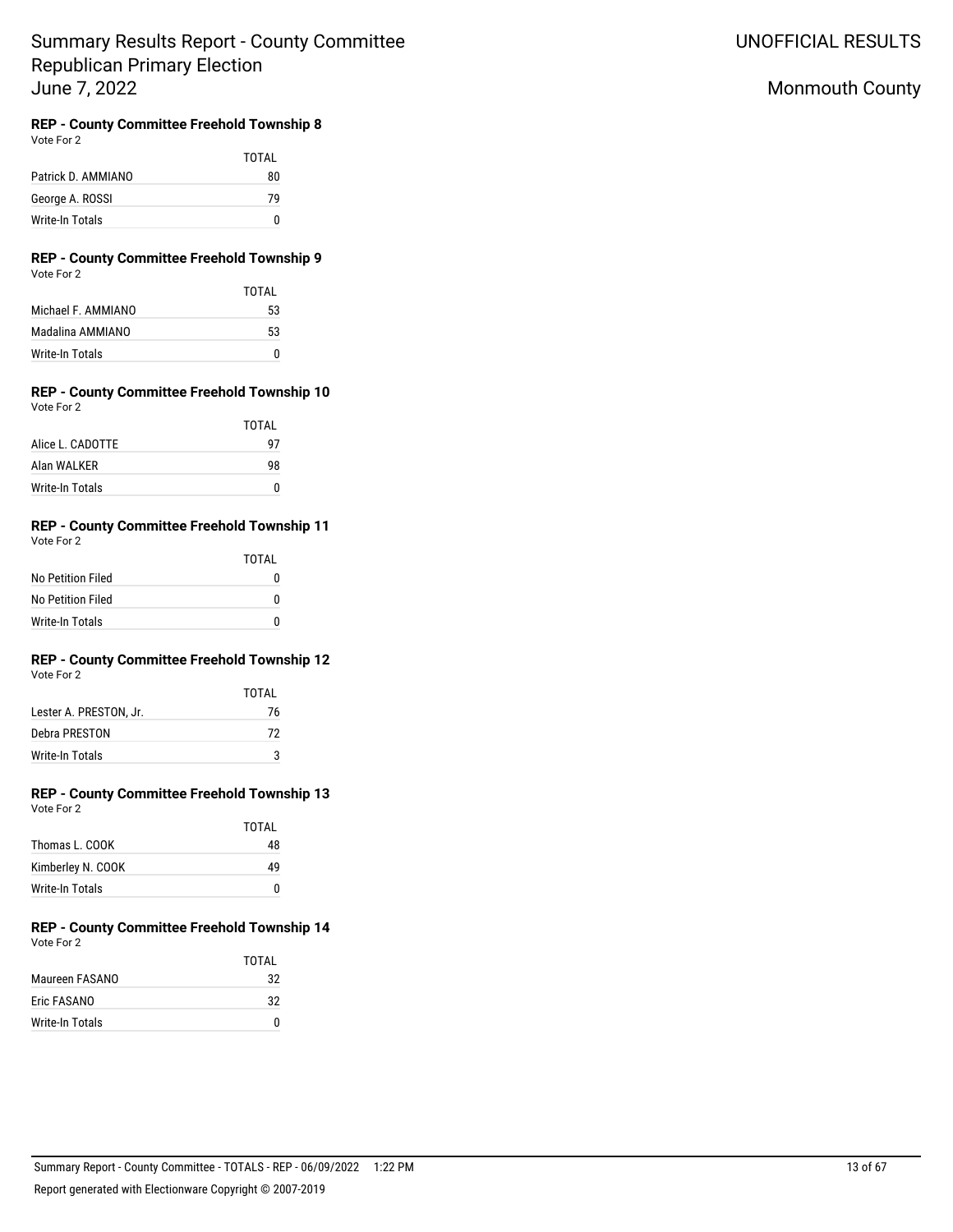**REP - County Committee Freehold Township 8**
Vote For 2

| | TOTAL |
|---|---|
| Patrick D. AMMIANO | 80 |
| George A. ROSSI | 79 |
| Write-In Totals | 0 |

**REP - County Committee Freehold Township 9**
Vote For 2

| | TOTAL |
|---|---|
| Michael F. AMMIANO | 53 |
| Madalina AMMIANO | 53 |
| Write-In Totals | 0 |

**REP - County Committee Freehold Township 10**
Vote For 2

| | TOTAL |
|---|---|
| Alice L. CADOTTE | 97 |
| Alan WALKER | 98 |
| Write-In Totals | 0 |

**REP - County Committee Freehold Township 11**
Vote For 2

| | TOTAL |
|---|---|
| No Petition Filed | 0 |
| No Petition Filed | 0 |
| Write-In Totals | 0 |

**REP - County Committee Freehold Township 12**
Vote For 2

| | TOTAL |
|---|---|
| Lester A. PRESTON, Jr. | 76 |
| Debra PRESTON | 72 |
| Write-In Totals | 3 |

**REP - County Committee Freehold Township 13**
Vote For 2

| | TOTAL |
|---|---|
| Thomas L. COOK | 48 |
| Kimberley N. COOK | 49 |
| Write-In Totals | 0 |

**REP - County Committee Freehold Township 14**
Vote For 2

| | TOTAL |
|---|---|
| Maureen FASANO | 32 |
| Eric FASANO | 32 |
| Write-In Totals | 0 |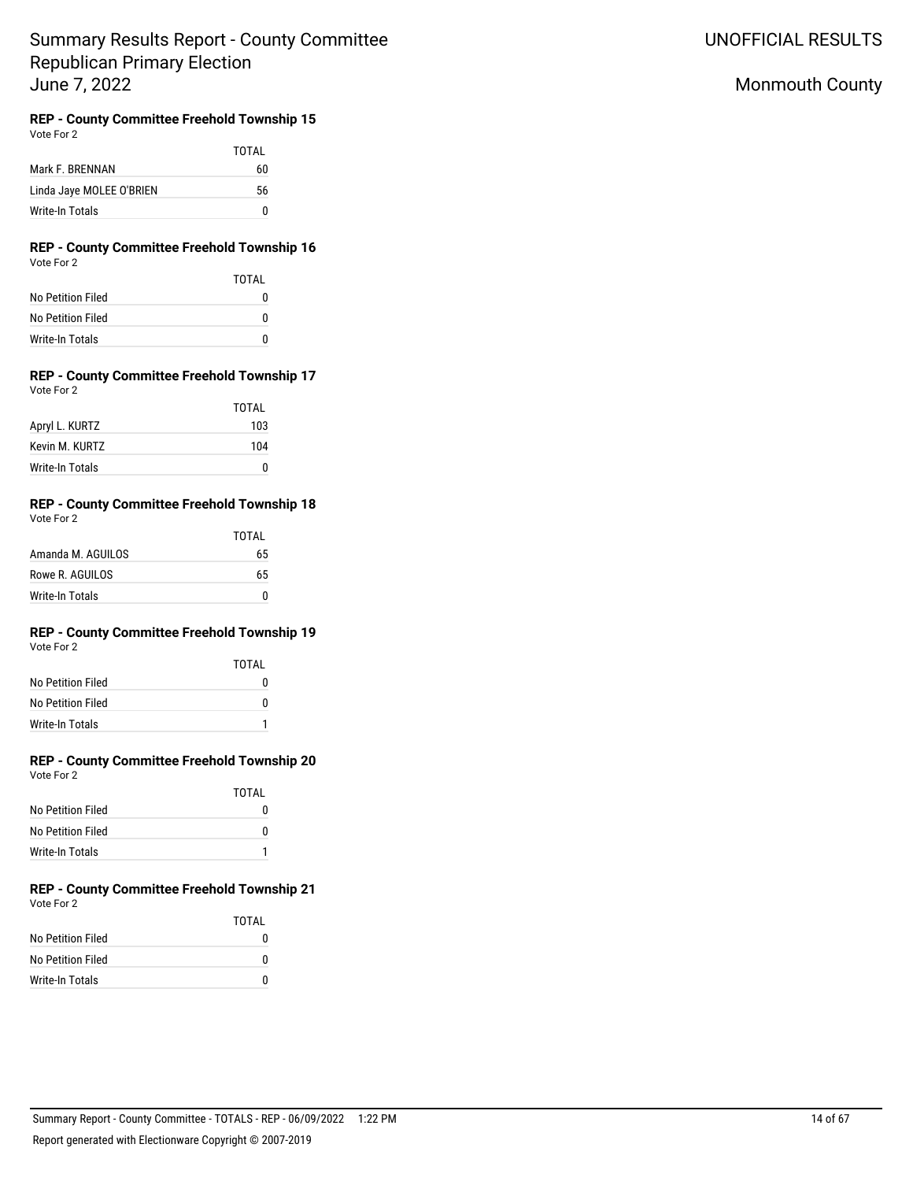# Summary Results Report - County Committee Republican Primary Election June 7, 2022

UNOFFICIAL RESULTS

Monmouth County

### REP - County Committee Freehold Township 15

Vote For 2

| | TOTAL |
|---|---|
| Mark F. BRENNAN | 60 |
| Linda Jaye MOLEE O'BRIEN | 56 |
| Write-In Totals | 0 |

### REP - County Committee Freehold Township 16

Vote For 2

| | TOTAL |
|---|---|
| No Petition Filed | 0 |
| No Petition Filed | 0 |
| Write-In Totals | 0 |

### REP - County Committee Freehold Township 17

Vote For 2

| | TOTAL |
|---|---|
| Apryl L. KURTZ | 103 |
| Kevin M. KURTZ | 104 |
| Write-In Totals | 0 |

### REP - County Committee Freehold Township 18

Vote For 2

| | TOTAL |
|---|---|
| Amanda M. AGUILOS | 65 |
| Rowe R. AGUILOS | 65 |
| Write-In Totals | 0 |

### REP - County Committee Freehold Township 19

Vote For 2

| | TOTAL |
|---|---|
| No Petition Filed | 0 |
| No Petition Filed | 0 |
| Write-In Totals | 1 |

### REP - County Committee Freehold Township 20

Vote For 2

| | TOTAL |
|---|---|
| No Petition Filed | 0 |
| No Petition Filed | 0 |
| Write-In Totals | 1 |

### REP - County Committee Freehold Township 21

Vote For 2

| | TOTAL |
|---|---|
| No Petition Filed | 0 |
| No Petition Filed | 0 |
| Write-In Totals | 0 |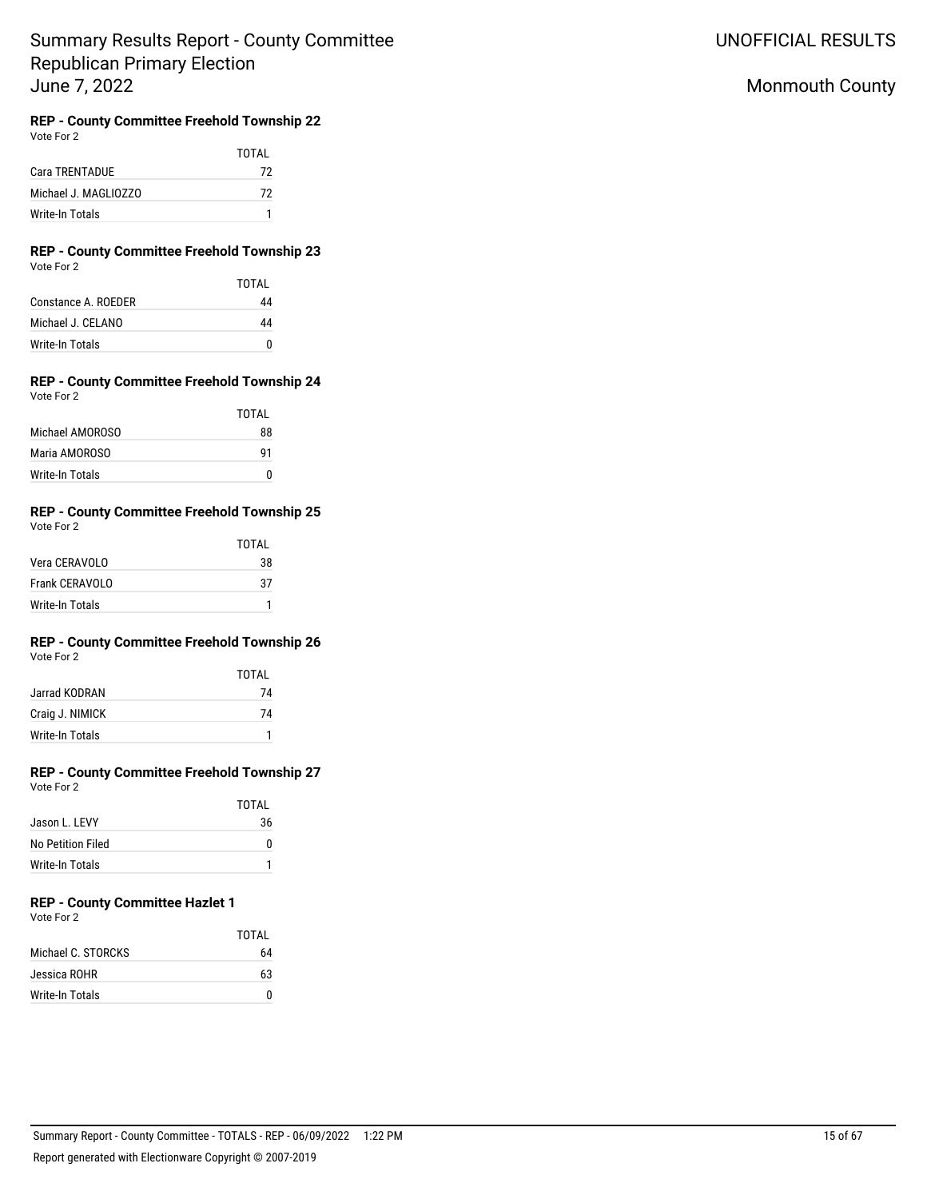# Summary Results Report - County Committee Republican Primary Election June 7, 2022

UNOFFICIAL RESULTS

Monmouth County

### REP - County Committee Freehold Township 22

Vote For 2

| | TOTAL |
|---|---|
| Cara TRENTADUE | 72 |
| Michael J. MAGLIOZZO | 72 |
| Write-In Totals | 1 |

### REP - County Committee Freehold Township 23

Vote For 2

| | TOTAL |
|---|---|
| Constance A. ROEDER | 44 |
| Michael J. CELANO | 44 |
| Write-In Totals | 0 |

### REP - County Committee Freehold Township 24

Vote For 2

| | TOTAL |
|---|---|
| Michael AMOROSO | 88 |
| Maria AMOROSO | 91 |
| Write-In Totals | 0 |

### REP - County Committee Freehold Township 25

Vote For 2

| | TOTAL |
|---|---|
| Vera CERAVOLO | 38 |
| Frank CERAVOLO | 37 |
| Write-In Totals | 1 |

### REP - County Committee Freehold Township 26

Vote For 2

| | TOTAL |
|---|---|
| Jarrad KODRAN | 74 |
| Craig J. NIMICK | 74 |
| Write-In Totals | 1 |

### REP - County Committee Freehold Township 27

Vote For 2

| | TOTAL |
|---|---|
| Jason L. LEVY | 36 |
| No Petition Filed | 0 |
| Write-In Totals | 1 |

### REP - County Committee Hazlet 1

Vote For 2

| | TOTAL |
|---|---|
| Michael C. STORCKS | 64 |
| Jessica ROHR | 63 |
| Write-In Totals | 0 |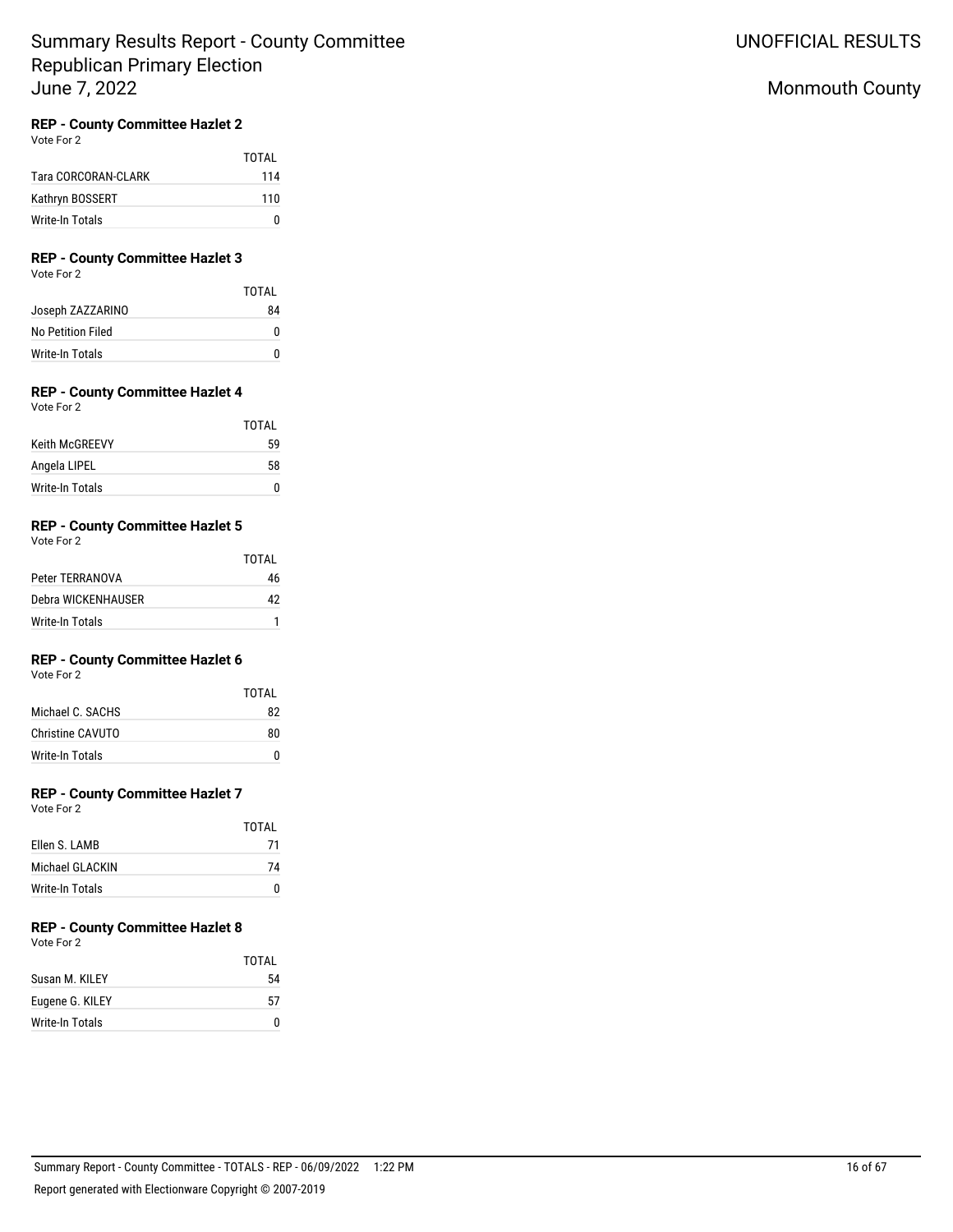# Summary Results Report - County Committee Republican Primary Election June 7, 2022

UNOFFICIAL RESULTS

Monmouth County

### REP - County Committee Hazlet 2

Vote For 2

| | TOTAL |
|---|---|
| Tara CORCORAN-CLARK | 114 |
| Kathryn BOSSERT | 110 |
| Write-In Totals | 0 |

### REP - County Committee Hazlet 3

Vote For 2

| | TOTAL |
|---|---|
| Joseph ZAZZARINO | 84 |
| No Petition Filed | 0 |
| Write-In Totals | 0 |

### REP - County Committee Hazlet 4

Vote For 2

| | TOTAL |
|---|---|
| Keith McGREEVY | 59 |
| Angela LIPEL | 58 |
| Write-In Totals | 0 |

### REP - County Committee Hazlet 5

Vote For 2

| | TOTAL |
|---|---|
| Peter TERRANOVA | 46 |
| Debra WICKENHAUSER | 42 |
| Write-In Totals | 1 |

### REP - County Committee Hazlet 6

Vote For 2

| | TOTAL |
|---|---|
| Michael C. SACHS | 82 |
| Christine CAVUTO | 80 |
| Write-In Totals | 0 |

### REP - County Committee Hazlet 7

Vote For 2

| | TOTAL |
|---|---|
| Ellen S. LAMB | 71 |
| Michael GLACKIN | 74 |
| Write-In Totals | 0 |

### REP - County Committee Hazlet 8

Vote For 2

| | TOTAL |
|---|---|
| Susan M. KILEY | 54 |
| Eugene G. KILEY | 57 |
| Write-In Totals | 0 |

Summary Report - County Committee - TOTALS - REP - 06/09/2022 1:22 PM

Report generated with Electionware Copyright © 2007-2019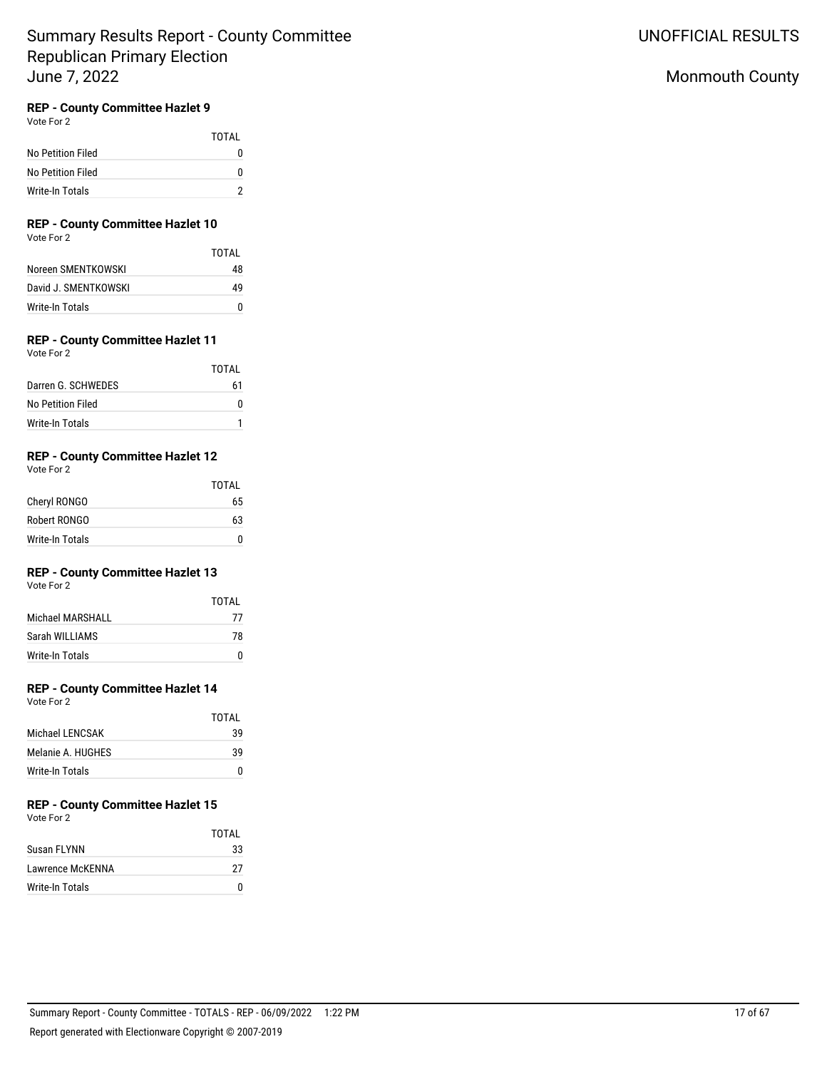# Summary Results Report - County Committee Republican Primary Election June 7, 2022

UNOFFICIAL RESULTS

Monmouth County

### REP - County Committee Hazlet 9

Vote For 2

| | TOTAL |
|---|---|
| No Petition Filed | 0 |
| No Petition Filed | 0 |
| Write-In Totals | 2 |

### REP - County Committee Hazlet 10

Vote For 2

| | TOTAL |
|---|---|
| Noreen SMENTKOWSKI | 48 |
| David J. SMENTKOWSKI | 49 |
| Write-In Totals | 0 |

### REP - County Committee Hazlet 11

Vote For 2

| | TOTAL |
|---|---|
| Darren G. SCHWEDES | 61 |
| No Petition Filed | 0 |
| Write-In Totals | 1 |

### REP - County Committee Hazlet 12

Vote For 2

| | TOTAL |
|---|---|
| Cheryl RONGO | 65 |
| Robert RONGO | 63 |
| Write-In Totals | 0 |

### REP - County Committee Hazlet 13

Vote For 2

| | TOTAL |
|---|---|
| Michael MARSHALL | 77 |
| Sarah WILLIAMS | 78 |
| Write-In Totals | 0 |

### REP - County Committee Hazlet 14

Vote For 2

| | TOTAL |
|---|---|
| Michael LENCSAK | 39 |
| Melanie A. HUGHES | 39 |
| Write-In Totals | 0 |

### REP - County Committee Hazlet 15

Vote For 2

| | TOTAL |
|---|---|
| Susan FLYNN | 33 |
| Lawrence McKENNA | 27 |
| Write-In Totals | 0 |

Summary Report - County Committee - TOTALS - REP - 06/09/2022 1:22 PM

Report generated with Electionware Copyright © 2007-2019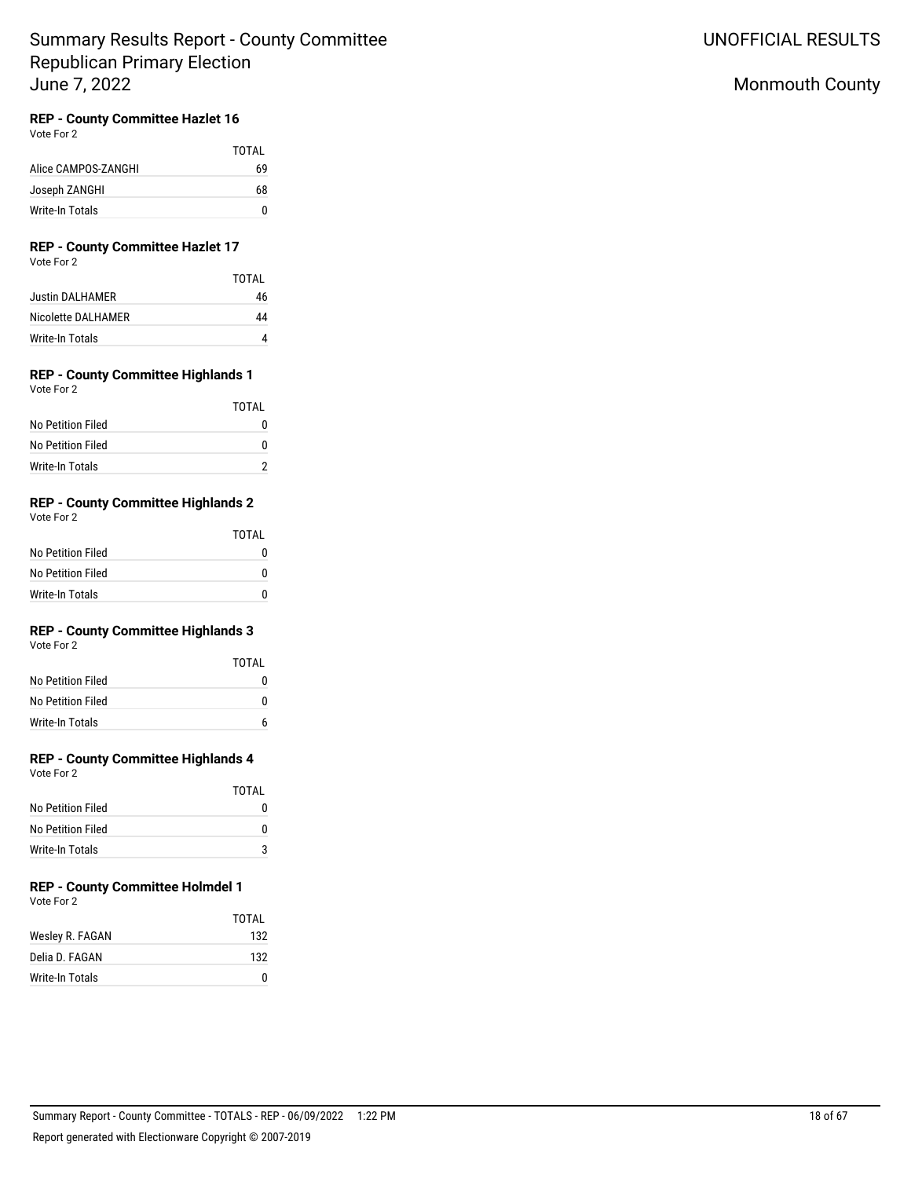# Summary Results Report - County Committee Republican Primary Election June 7, 2022

UNOFFICIAL RESULTS

Monmouth County

### REP - County Committee Hazlet 16

Vote For 2

| | TOTAL |
|---|---|
| Alice CAMPOS-ZANGHI | 69 |
| Joseph ZANGHI | 68 |
| Write-In Totals | 0 |

### REP - County Committee Hazlet 17

Vote For 2

| | TOTAL |
|---|---|
| Justin DALHAMER | 46 |
| Nicolette DALHAMER | 44 |
| Write-In Totals | 4 |

### REP - County Committee Highlands 1

Vote For 2

| | TOTAL |
|---|---|
| No Petition Filed | 0 |
| No Petition Filed | 0 |
| Write-In Totals | 2 |

### REP - County Committee Highlands 2

Vote For 2

| | TOTAL |
|---|---|
| No Petition Filed | 0 |
| No Petition Filed | 0 |
| Write-In Totals | 0 |

### REP - County Committee Highlands 3

Vote For 2

| | TOTAL |
|---|---|
| No Petition Filed | 0 |
| No Petition Filed | 0 |
| Write-In Totals | 6 |

### REP - County Committee Highlands 4

Vote For 2

| | TOTAL |
|---|---|
| No Petition Filed | 0 |
| No Petition Filed | 0 |
| Write-In Totals | 3 |

### REP - County Committee Holmdel 1

Vote For 2

| | TOTAL |
|---|---|
| Wesley R. FAGAN | 132 |
| Delia D. FAGAN | 132 |
| Write-In Totals | 0 |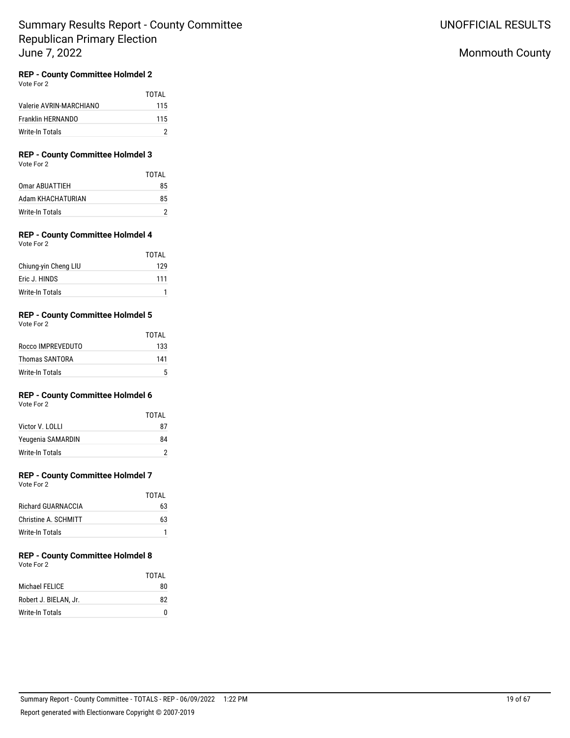# Summary Results Report - County Committee Republican Primary Election June 7, 2022

UNOFFICIAL RESULTS

Monmouth County

### REP - County Committee Holmdel 2

Vote For 2

| | TOTAL |
|---|---|
| Valerie AVRIN-MARCHIANO | 115 |
| Franklin HERNANDO | 115 |
| Write-In Totals | 2 |

### REP - County Committee Holmdel 3

Vote For 2

| | TOTAL |
|---|---|
| Omar ABUATTIEH | 85 |
| Adam KHACHATURIAN | 85 |
| Write-In Totals | 2 |

### REP - County Committee Holmdel 4

Vote For 2

| | TOTAL |
|---|---|
| Chiung-yin Cheng LIU | 129 |
| Eric J. HINDS | 111 |
| Write-In Totals | 1 |

### REP - County Committee Holmdel 5

Vote For 2

| | TOTAL |
|---|---|
| Rocco IMPREVEDUTO | 133 |
| Thomas SANTORA | 141 |
| Write-In Totals | 5 |

### REP - County Committee Holmdel 6

Vote For 2

| | TOTAL |
|---|---|
| Victor V. LOLLI | 87 |
| Yeugenia SAMARDIN | 84 |
| Write-In Totals | 2 |

### REP - County Committee Holmdel 7

Vote For 2

| | TOTAL |
|---|---|
| Richard GUARNACCIA | 63 |
| Christine A. SCHMITT | 63 |
| Write-In Totals | 1 |

### REP - County Committee Holmdel 8

Vote For 2

| | TOTAL |
|---|---|
| Michael FELICE | 80 |
| Robert J. BIELAN, Jr. | 82 |
| Write-In Totals | 0 |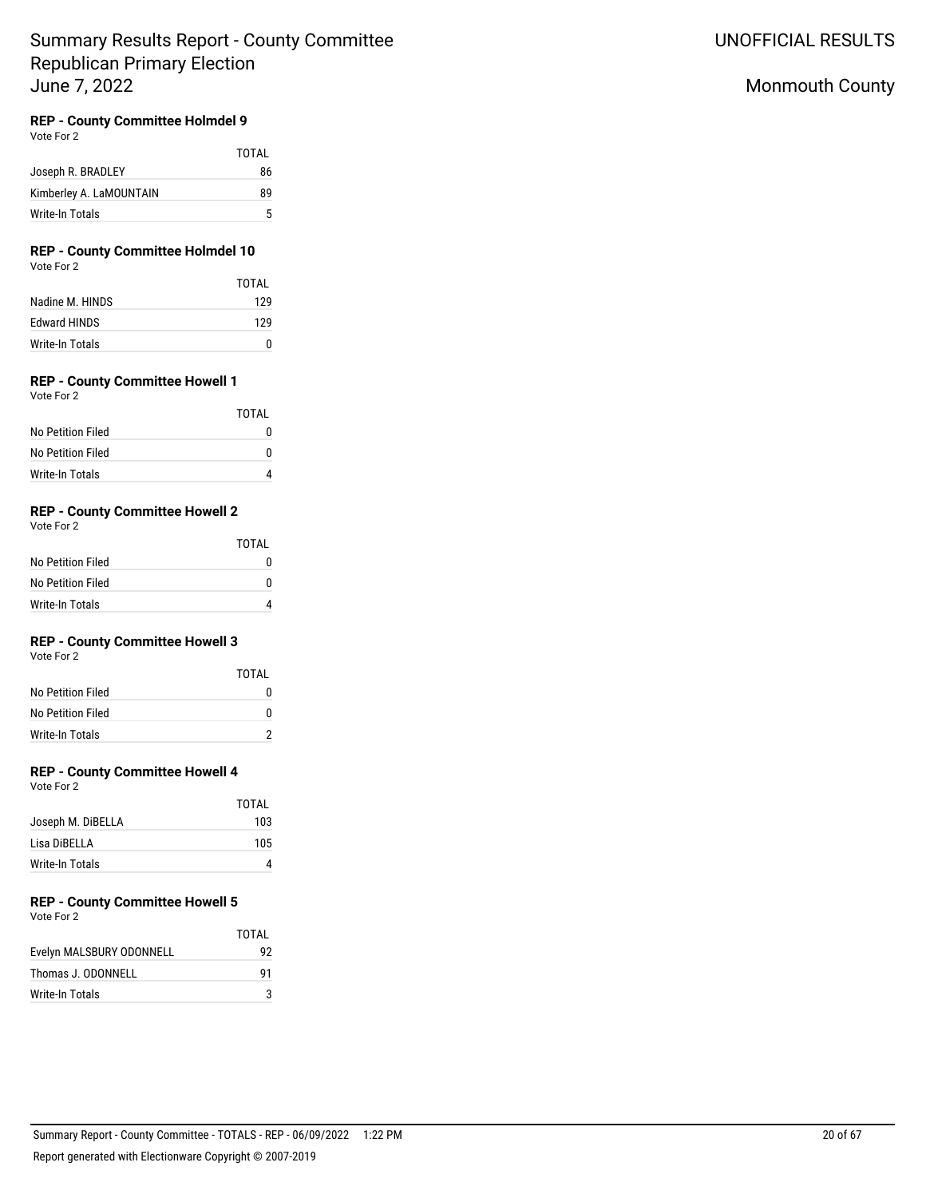# Summary Results Report - County Committee Republican Primary Election June 7, 2022

UNOFFICIAL RESULTS

Monmouth County

### REP - County Committee Holmdel 9

Vote For 2

| | TOTAL |
|---|---|
| Joseph R. BRADLEY | 86 |
| Kimberley A. LaMOUNTAIN | 89 |
| Write-In Totals | 5 |

### REP - County Committee Holmdel 10

Vote For 2

| | TOTAL |
|---|---|
| Nadine M. HINDS | 129 |
| Edward HINDS | 129 |
| Write-In Totals | 0 |

### REP - County Committee Howell 1

Vote For 2

| | TOTAL |
|---|---|
| No Petition Filed | 0 |
| No Petition Filed | 0 |
| Write-In Totals | 4 |

### REP - County Committee Howell 2

Vote For 2

| | TOTAL |
|---|---|
| No Petition Filed | 0 |
| No Petition Filed | 0 |
| Write-In Totals | 4 |

### REP - County Committee Howell 3

Vote For 2

| | TOTAL |
|---|---|
| No Petition Filed | 0 |
| No Petition Filed | 0 |
| Write-In Totals | 2 |

### REP - County Committee Howell 4

Vote For 2

| | TOTAL |
|---|---|
| Joseph M. DiBELLA | 103 |
| Lisa DiBELLA | 105 |
| Write-In Totals | 4 |

### REP - County Committee Howell 5

Vote For 2

| | TOTAL |
|---|---|
| Evelyn MALSBURY ODONNELL | 92 |
| Thomas J. ODONNELL | 91 |
| Write-In Totals | 3 |

Summary Report - County Committee - TOTALS - REP - 06/09/2022 1:22 PM

Report generated with Electionware Copyright © 2007-2019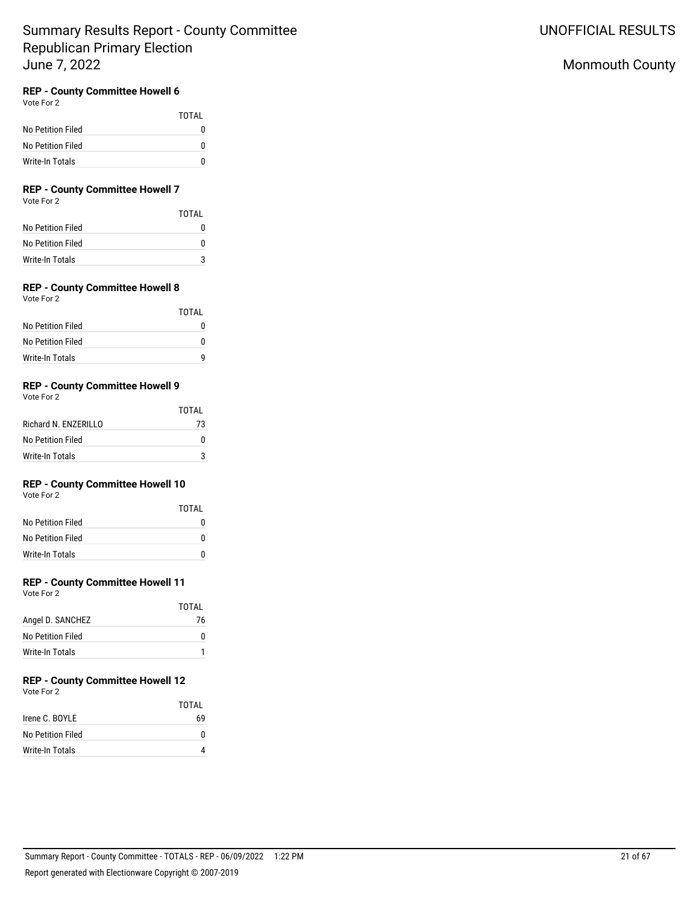# Summary Results Report - County Committee
# Republican Primary Election
# June 7, 2022

UNOFFICIAL RESULTS

Monmouth County

### REP - County Committee Howell 6

Vote For 2

| | TOTAL |
|---|---|
| No Petition Filed | 0 |
| No Petition Filed | 0 |
| Write-In Totals | 0 |

### REP - County Committee Howell 7

Vote For 2

| | TOTAL |
|---|---|
| No Petition Filed | 0 |
| No Petition Filed | 0 |
| Write-In Totals | 3 |

### REP - County Committee Howell 8

Vote For 2

| | TOTAL |
|---|---|
| No Petition Filed | 0 |
| No Petition Filed | 0 |
| Write-In Totals | 9 |

### REP - County Committee Howell 9

Vote For 2

| | TOTAL |
|---|---|
| Richard N. ENZERILLO | 73 |
| No Petition Filed | 0 |
| Write-In Totals | 3 |

### REP - County Committee Howell 10

Vote For 2

| | TOTAL |
|---|---|
| No Petition Filed | 0 |
| No Petition Filed | 0 |
| Write-In Totals | 0 |

### REP - County Committee Howell 11

Vote For 2

| | TOTAL |
|---|---|
| Angel D. SANCHEZ | 76 |
| No Petition Filed | 0 |
| Write-In Totals | 1 |

### REP - County Committee Howell 12

Vote For 2

| | TOTAL |
|---|---|
| Irene C. BOYLE | 69 |
| No Petition Filed | 0 |
| Write-In Totals | 4 |

Summary Report - County Committee - TOTALS - REP - 06/09/2022 1:22 PM

Report generated with Electionware Copyright © 2007-2019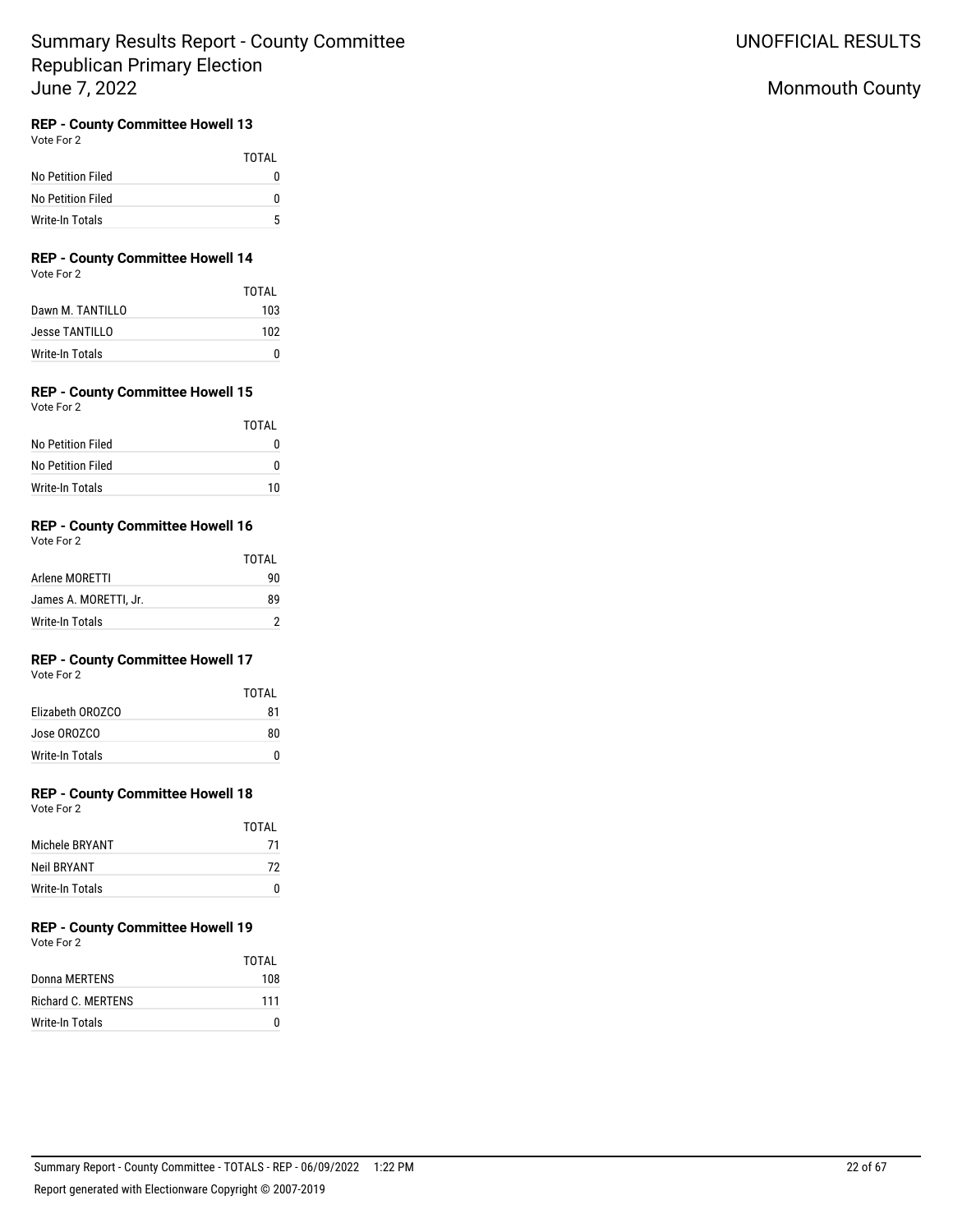# Summary Results Report - County Committee
# Republican Primary Election
# June 7, 2022

UNOFFICIAL RESULTS

Monmouth County

### REP - County Committee Howell 13

Vote For 2

| | TOTAL |
|---|---|
| No Petition Filed | 0 |
| No Petition Filed | 0 |
| Write-In Totals | 5 |

### REP - County Committee Howell 14

Vote For 2

| | TOTAL |
|---|---|
| Dawn M. TANTILLO | 103 |
| Jesse TANTILLO | 102 |
| Write-In Totals | 0 |

### REP - County Committee Howell 15

Vote For 2

| | TOTAL |
|---|---|
| No Petition Filed | 0 |
| No Petition Filed | 0 |
| Write-In Totals | 10 |

### REP - County Committee Howell 16

Vote For 2

| | TOTAL |
|---|---|
| Arlene MORETTI | 90 |
| James A. MORETTI, Jr. | 89 |
| Write-In Totals | 2 |

### REP - County Committee Howell 17

Vote For 2

| | TOTAL |
|---|---|
| Elizabeth OROZCO | 81 |
| Jose OROZCO | 80 |
| Write-In Totals | 0 |

### REP - County Committee Howell 18

Vote For 2

| | TOTAL |
|---|---|
| Michele BRYANT | 71 |
| Neil BRYANT | 72 |
| Write-In Totals | 0 |

### REP - County Committee Howell 19

Vote For 2

| | TOTAL |
|---|---|
| Donna MERTENS | 108 |
| Richard C. MERTENS | 111 |
| Write-In Totals | 0 |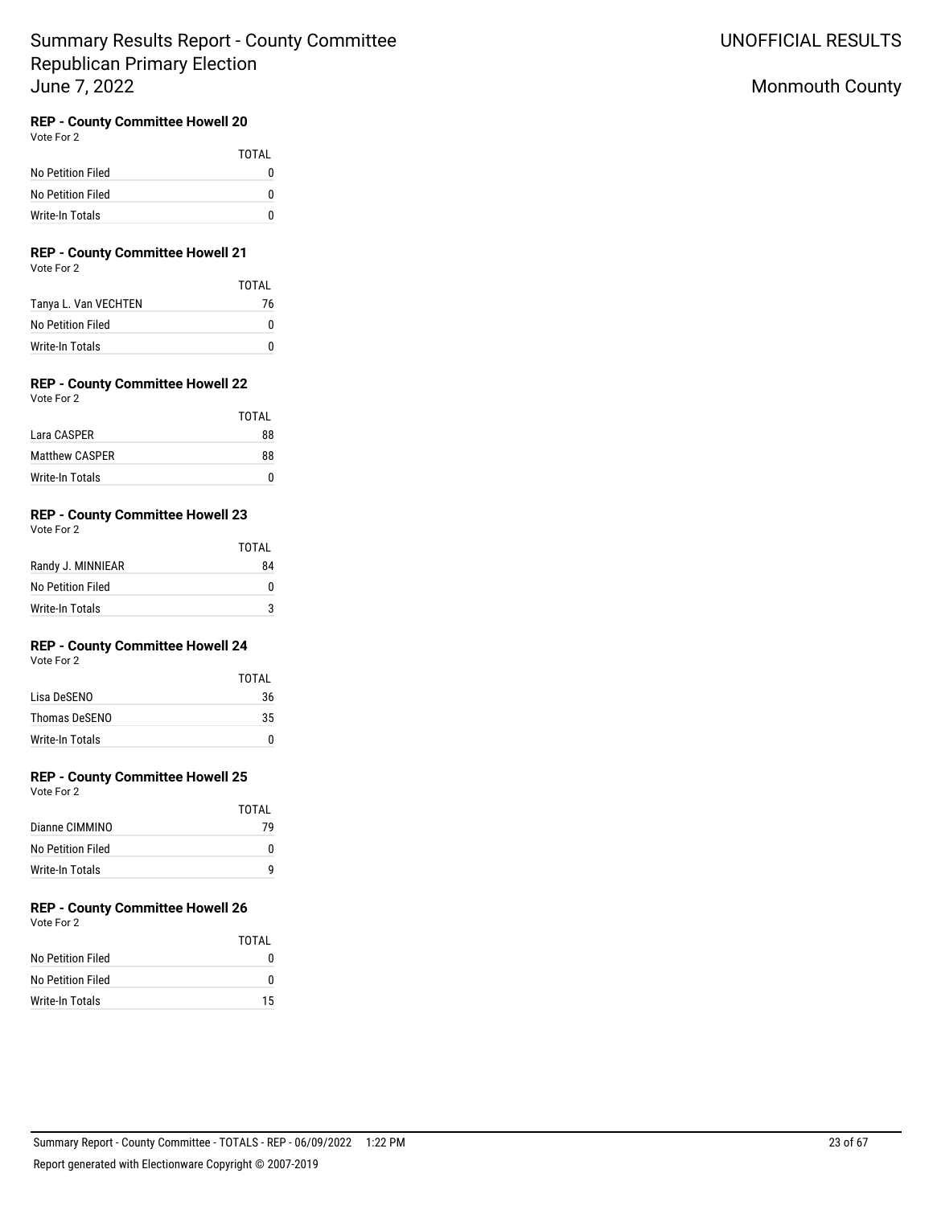# Summary Results Report - County Committee Republican Primary Election June 7, 2022

UNOFFICIAL RESULTS

Monmouth County

### REP - County Committee Howell 20

Vote For 2

| | TOTAL |
|---|---|
| No Petition Filed | 0 |
| No Petition Filed | 0 |
| Write-In Totals | 0 |

### REP - County Committee Howell 21

Vote For 2

| | TOTAL |
|---|---|
| Tanya L. Van VECHTEN | 76 |
| No Petition Filed | 0 |
| Write-In Totals | 0 |

### REP - County Committee Howell 22

Vote For 2

| | TOTAL |
|---|---|
| Lara CASPER | 88 |
| Matthew CASPER | 88 |
| Write-In Totals | 0 |

### REP - County Committee Howell 23

Vote For 2

| | TOTAL |
|---|---|
| Randy J. MINNIEAR | 84 |
| No Petition Filed | 0 |
| Write-In Totals | 3 |

### REP - County Committee Howell 24

Vote For 2

| | TOTAL |
|---|---|
| Lisa DeSENO | 36 |
| Thomas DeSENO | 35 |
| Write-In Totals | 0 |

### REP - County Committee Howell 25

Vote For 2

| | TOTAL |
|---|---|
| Dianne CIMMINO | 79 |
| No Petition Filed | 0 |
| Write-In Totals | 9 |

### REP - County Committee Howell 26

Vote For 2

| | TOTAL |
|---|---|
| No Petition Filed | 0 |
| No Petition Filed | 0 |
| Write-In Totals | 15 |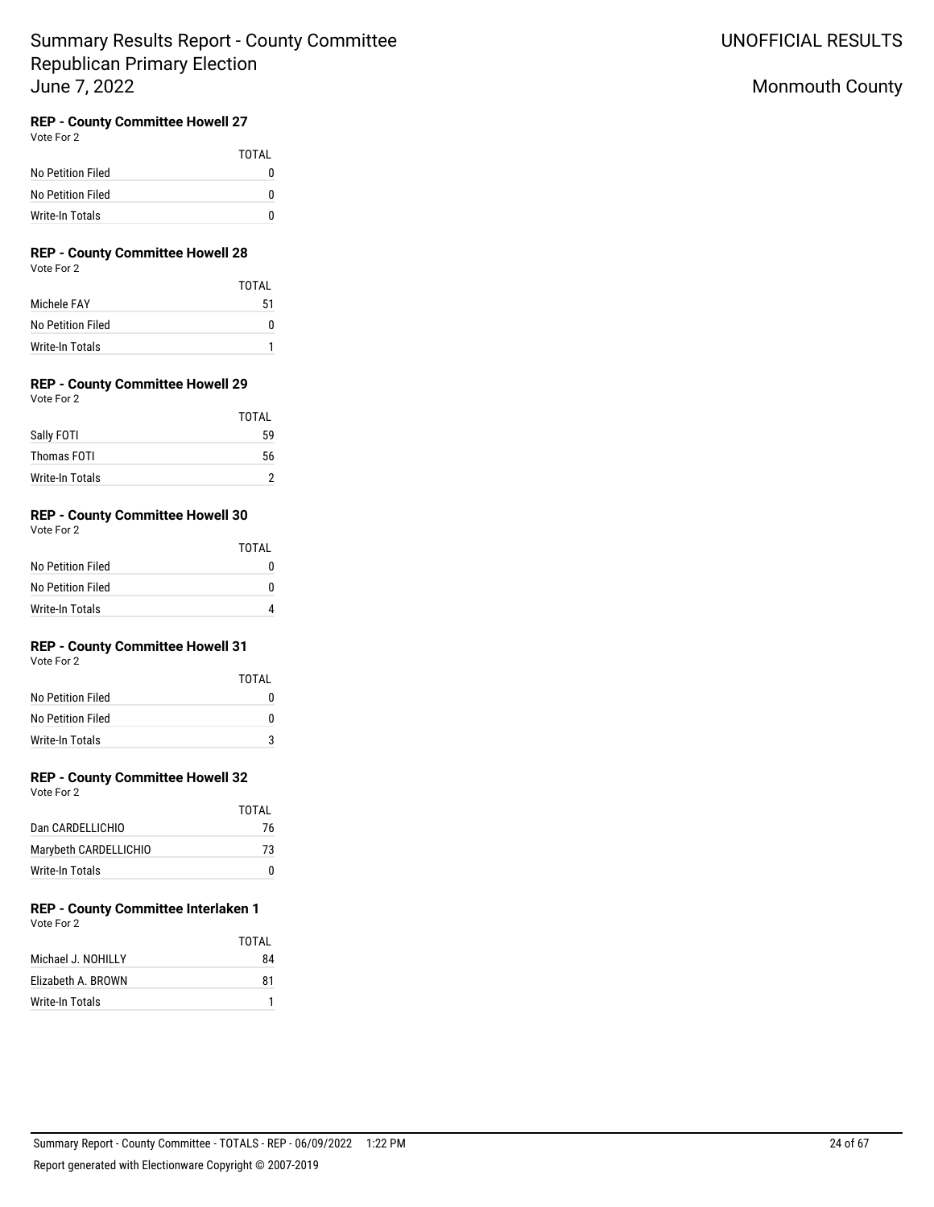# Summary Results Report - County Committee Republican Primary Election June 7, 2022

UNOFFICIAL RESULTS

Monmouth County

### REP - County Committee Howell 27

Vote For 2

| | TOTAL |
|---|---|
| No Petition Filed | 0 |
| No Petition Filed | 0 |
| Write-In Totals | 0 |

### REP - County Committee Howell 28

Vote For 2

| | TOTAL |
|---|---|
| Michele FAY | 51 |
| No Petition Filed | 0 |
| Write-In Totals | 1 |

### REP - County Committee Howell 29

Vote For 2

| | TOTAL |
|---|---|
| Sally FOTI | 59 |
| Thomas FOTI | 56 |
| Write-In Totals | 2 |

### REP - County Committee Howell 30

Vote For 2

| | TOTAL |
|---|---|
| No Petition Filed | 0 |
| No Petition Filed | 0 |
| Write-In Totals | 4 |

### REP - County Committee Howell 31

Vote For 2

| | TOTAL |
|---|---|
| No Petition Filed | 0 |
| No Petition Filed | 0 |
| Write-In Totals | 3 |

### REP - County Committee Howell 32

Vote For 2

| | TOTAL |
|---|---|
| Dan CARDELLICHIO | 76 |
| Marybeth CARDELLICHIO | 73 |
| Write-In Totals | 0 |

### REP - County Committee Interlaken 1

Vote For 2

| | TOTAL |
|---|---|
| Michael J. NOHILLY | 84 |
| Elizabeth A. BROWN | 81 |
| Write-In Totals | 1 |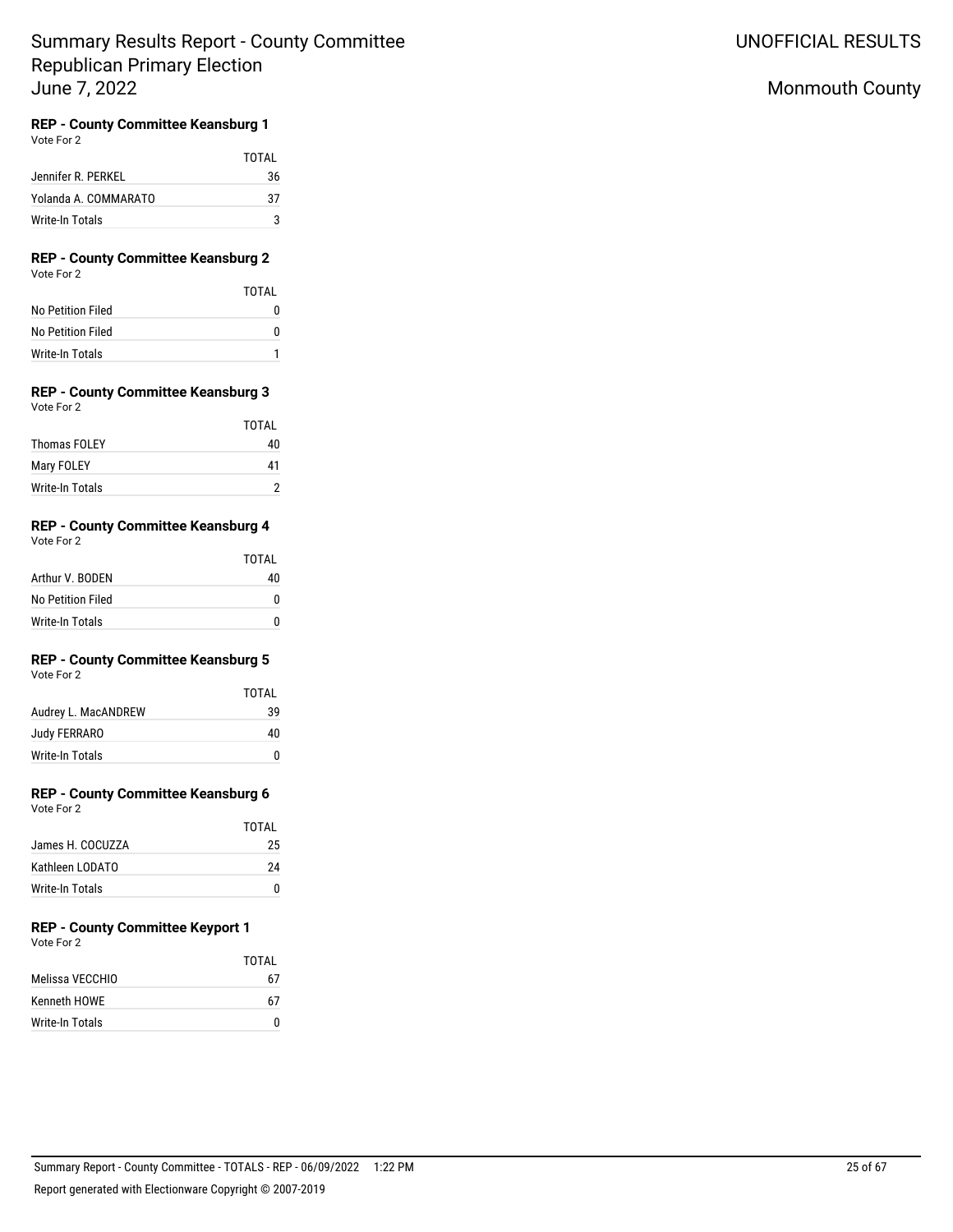# Summary Results Report - County Committee
# Republican Primary Election
# June 7, 2022

UNOFFICIAL RESULTS

Monmouth County

### REP - County Committee Keansburg 1

Vote For 2

| | TOTAL |
|---|---|
| Jennifer R. PERKEL | 36 |
| Yolanda A. COMMARATO | 37 |
| Write-In Totals | 3 |

### REP - County Committee Keansburg 2

Vote For 2

| | TOTAL |
|---|---|
| No Petition Filed | 0 |
| No Petition Filed | 0 |
| Write-In Totals | 1 |

### REP - County Committee Keansburg 3

Vote For 2

| | TOTAL |
|---|---|
| Thomas FOLEY | 40 |
| Mary FOLEY | 41 |
| Write-In Totals | 2 |

### REP - County Committee Keansburg 4

Vote For 2

| | TOTAL |
|---|---|
| Arthur V. BODEN | 40 |
| No Petition Filed | 0 |
| Write-In Totals | 0 |

### REP - County Committee Keansburg 5

Vote For 2

| | TOTAL |
|---|---|
| Audrey L. MacANDREW | 39 |
| Judy FERRARO | 40 |
| Write-In Totals | 0 |

### REP - County Committee Keansburg 6

Vote For 2

| | TOTAL |
|---|---|
| James H. COCUZZA | 25 |
| Kathleen LODATO | 24 |
| Write-In Totals | 0 |

### REP - County Committee Keyport 1

Vote For 2

| | TOTAL |
|---|---|
| Melissa VECCHIO | 67 |
| Kenneth HOWE | 67 |
| Write-In Totals | 0 |

Summary Report - County Committee - TOTALS - REP - 06/09/2022 1:22 PM

Report generated with Electionware Copyright © 2007-2019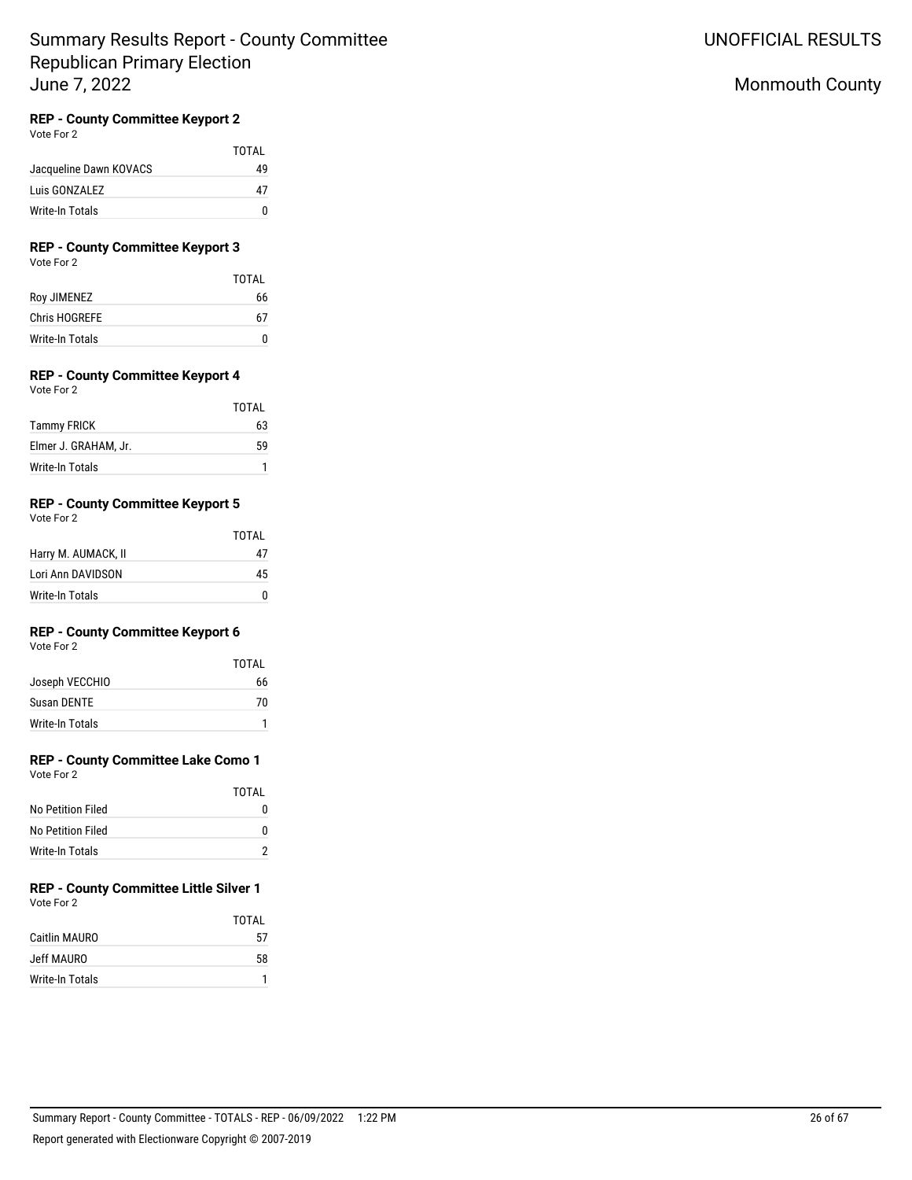# Summary Results Report - County Committee Republican Primary Election June 7, 2022

UNOFFICIAL RESULTS

Monmouth County

### REP - County Committee Keyport 2

Vote For 2

| | TOTAL |
|---|---|
| Jacqueline Dawn KOVACS | 49 |
| Luis GONZALEZ | 47 |
| Write-In Totals | 0 |

### REP - County Committee Keyport 3

Vote For 2

| | TOTAL |
|---|---|
| Roy JIMENEZ | 66 |
| Chris HOGREFE | 67 |
| Write-In Totals | 0 |

### REP - County Committee Keyport 4

Vote For 2

| | TOTAL |
|---|---|
| Tammy FRICK | 63 |
| Elmer J. GRAHAM, Jr. | 59 |
| Write-In Totals | 1 |

### REP - County Committee Keyport 5

Vote For 2

| | TOTAL |
|---|---|
| Harry M. AUMACK, II | 47 |
| Lori Ann DAVIDSON | 45 |
| Write-In Totals | 0 |

### REP - County Committee Keyport 6

Vote For 2

| | TOTAL |
|---|---|
| Joseph VECCHIO | 66 |
| Susan DENTE | 70 |
| Write-In Totals | 1 |

### REP - County Committee Lake Como 1

Vote For 2

| | TOTAL |
|---|---|
| No Petition Filed | 0 |
| No Petition Filed | 0 |
| Write-In Totals | 2 |

### REP - County Committee Little Silver 1

Vote For 2

| | TOTAL |
|---|---|
| Caitlin MAURO | 57 |
| Jeff MAURO | 58 |
| Write-In Totals | 1 |

Summary Report - County Committee - TOTALS - REP - 06/09/2022 1:22 PM

Report generated with Electionware Copyright © 2007-2019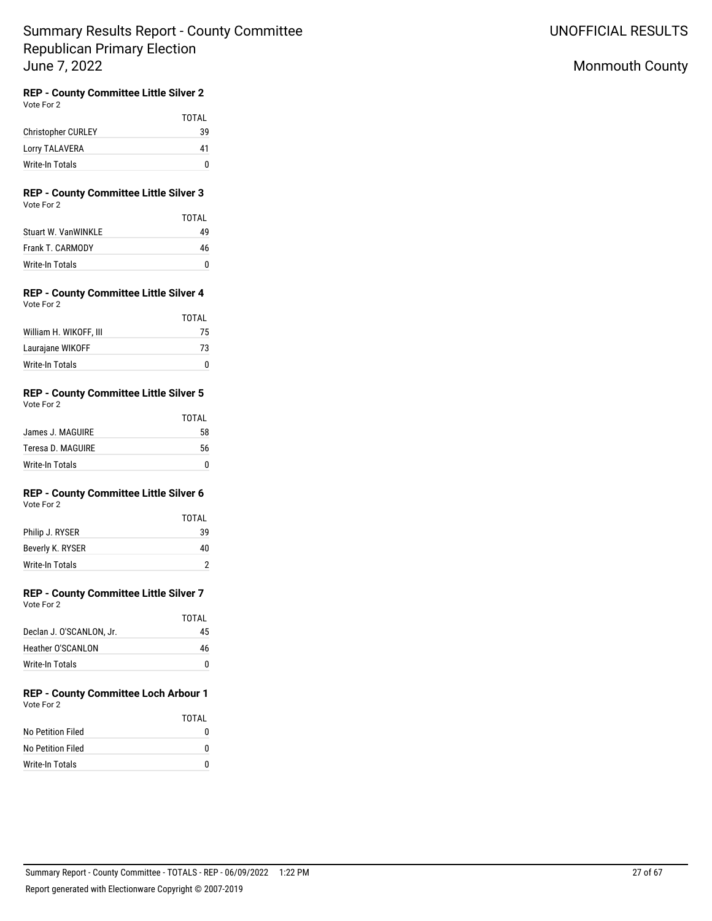# Summary Results Report - County Committee Republican Primary Election June 7, 2022

UNOFFICIAL RESULTS

Monmouth County

### REP - County Committee Little Silver 2

Vote For 2

| | TOTAL |
|---|---|
| Christopher CURLEY | 39 |
| Lorry TALAVERA | 41 |
| Write-In Totals | 0 |

### REP - County Committee Little Silver 3

Vote For 2

| | TOTAL |
|---|---|
| Stuart W. VanWINKLE | 49 |
| Frank T. CARMODY | 46 |
| Write-In Totals | 0 |

### REP - County Committee Little Silver 4

Vote For 2

| | TOTAL |
|---|---|
| William H. WIKOFF, III | 75 |
| Laurajane WIKOFF | 73 |
| Write-In Totals | 0 |

### REP - County Committee Little Silver 5

Vote For 2

| | TOTAL |
|---|---|
| James J. MAGUIRE | 58 |
| Teresa D. MAGUIRE | 56 |
| Write-In Totals | 0 |

### REP - County Committee Little Silver 6

Vote For 2

| | TOTAL |
|---|---|
| Philip J. RYSER | 39 |
| Beverly K. RYSER | 40 |
| Write-In Totals | 2 |

### REP - County Committee Little Silver 7

Vote For 2

| | TOTAL |
|---|---|
| Declan J. O'SCANLON, Jr. | 45 |
| Heather O'SCANLON | 46 |
| Write-In Totals | 0 |

### REP - County Committee Loch Arbour 1

Vote For 2

| | TOTAL |
|---|---|
| No Petition Filed | 0 |
| No Petition Filed | 0 |
| Write-In Totals | 0 |

Summary Report - County Committee - TOTALS - REP - 06/09/2022 1:22 PM

Report generated with Electionware Copyright © 2007-2019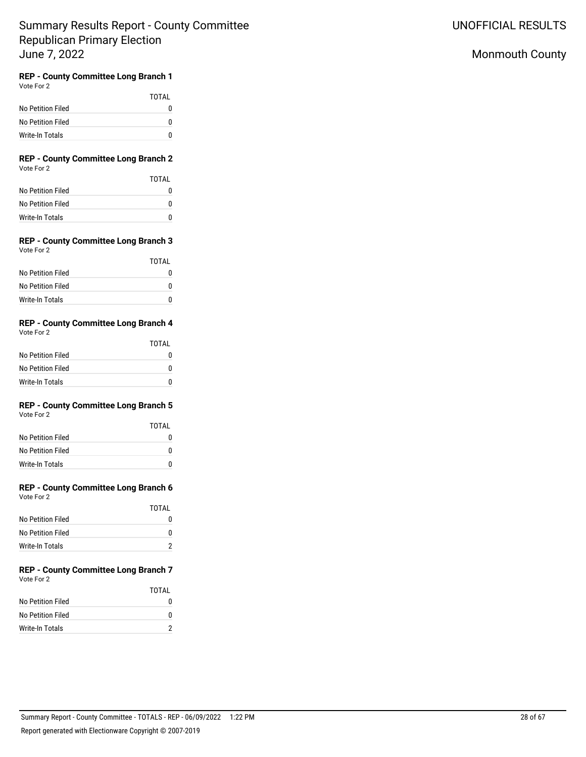# Summary Results Report - County Committee Republican Primary Election June 7, 2022

UNOFFICIAL RESULTS

Monmouth County

### REP - County Committee Long Branch 1

Vote For 2

| | TOTAL |
|---|---|
| No Petition Filed | 0 |
| No Petition Filed | 0 |
| Write-In Totals | 0 |

### REP - County Committee Long Branch 2

Vote For 2

| | TOTAL |
|---|---|
| No Petition Filed | 0 |
| No Petition Filed | 0 |
| Write-In Totals | 0 |

### REP - County Committee Long Branch 3

Vote For 2

| | TOTAL |
|---|---|
| No Petition Filed | 0 |
| No Petition Filed | 0 |
| Write-In Totals | 0 |

### REP - County Committee Long Branch 4

Vote For 2

| | TOTAL |
|---|---|
| No Petition Filed | 0 |
| No Petition Filed | 0 |
| Write-In Totals | 0 |

### REP - County Committee Long Branch 5

Vote For 2

| | TOTAL |
|---|---|
| No Petition Filed | 0 |
| No Petition Filed | 0 |
| Write-In Totals | 0 |

### REP - County Committee Long Branch 6

Vote For 2

| | TOTAL |
|---|---|
| No Petition Filed | 0 |
| No Petition Filed | 0 |
| Write-In Totals | 2 |

### REP - County Committee Long Branch 7

Vote For 2

| | TOTAL |
|---|---|
| No Petition Filed | 0 |
| No Petition Filed | 0 |
| Write-In Totals | 2 |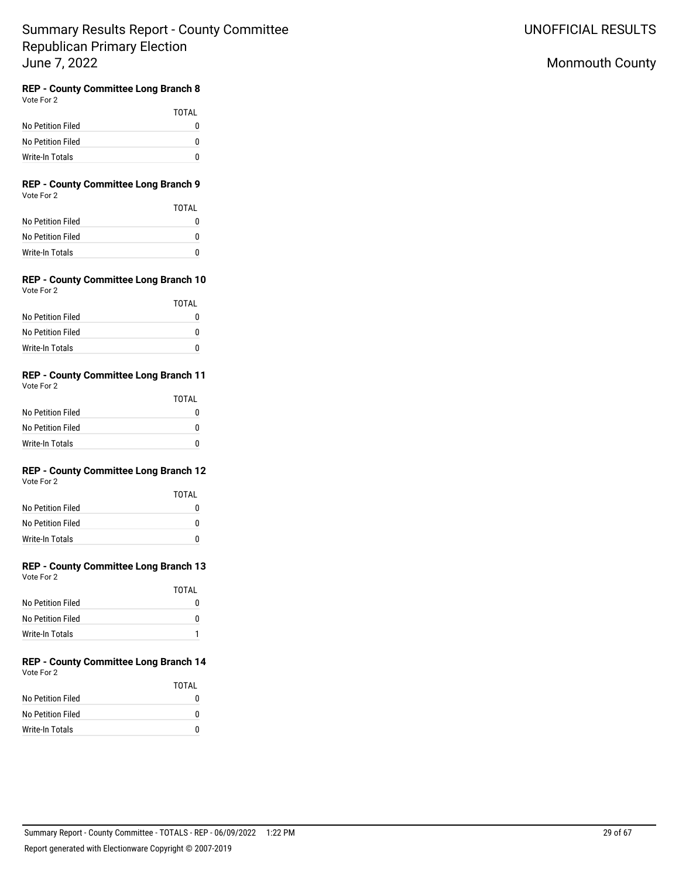# Summary Results Report - County Committee Republican Primary Election June 7, 2022

UNOFFICIAL RESULTS

Monmouth County

### REP - County Committee Long Branch 8

Vote For 2

| | TOTAL |
|---|---|
| No Petition Filed | 0 |
| No Petition Filed | 0 |
| Write-In Totals | 0 |

### REP - County Committee Long Branch 9

Vote For 2

| | TOTAL |
|---|---|
| No Petition Filed | 0 |
| No Petition Filed | 0 |
| Write-In Totals | 0 |

### REP - County Committee Long Branch 10

Vote For 2

| | TOTAL |
|---|---|
| No Petition Filed | 0 |
| No Petition Filed | 0 |
| Write-In Totals | 0 |

### REP - County Committee Long Branch 11

Vote For 2

| | TOTAL |
|---|---|
| No Petition Filed | 0 |
| No Petition Filed | 0 |
| Write-In Totals | 0 |

### REP - County Committee Long Branch 12

Vote For 2

| | TOTAL |
|---|---|
| No Petition Filed | 0 |
| No Petition Filed | 0 |
| Write-In Totals | 0 |

### REP - County Committee Long Branch 13

Vote For 2

| | TOTAL |
|---|---|
| No Petition Filed | 0 |
| No Petition Filed | 0 |
| Write-In Totals | 1 |

### REP - County Committee Long Branch 14

Vote For 2

| | TOTAL |
|---|---|
| No Petition Filed | 0 |
| No Petition Filed | 0 |
| Write-In Totals | 0 |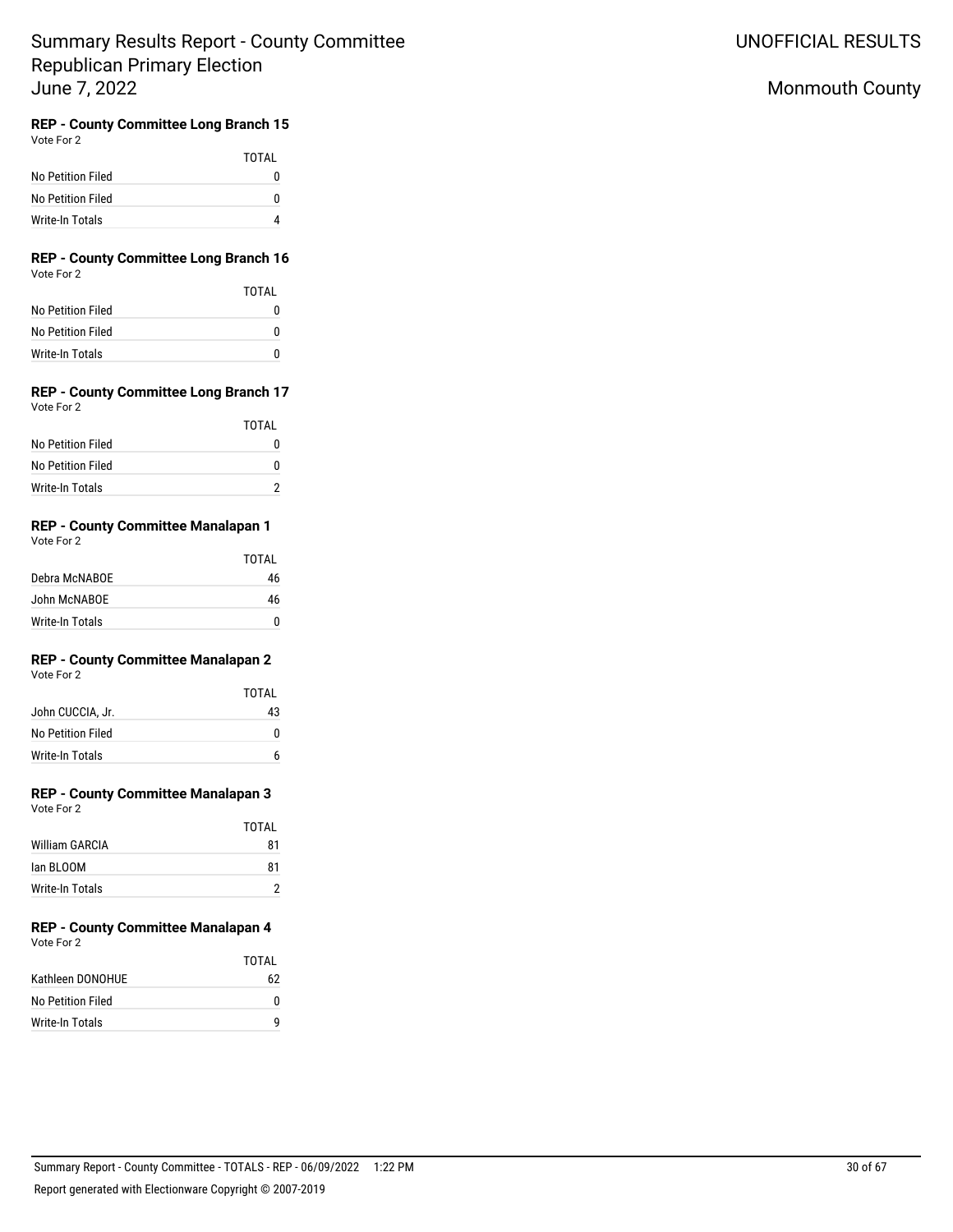# Summary Results Report - County Committee Republican Primary Election June 7, 2022

UNOFFICIAL RESULTS

Monmouth County

### REP - County Committee Long Branch 15

Vote For 2

| | TOTAL |
|---|---|
| No Petition Filed | 0 |
| No Petition Filed | 0 |
| Write-In Totals | 4 |

### REP - County Committee Long Branch 16

Vote For 2

| | TOTAL |
|---|---|
| No Petition Filed | 0 |
| No Petition Filed | 0 |
| Write-In Totals | 0 |

### REP - County Committee Long Branch 17

Vote For 2

| | TOTAL |
|---|---|
| No Petition Filed | 0 |
| No Petition Filed | 0 |
| Write-In Totals | 2 |

### REP - County Committee Manalapan 1

Vote For 2

| | TOTAL |
|---|---|
| Debra McNABOE | 46 |
| John McNABOE | 46 |
| Write-In Totals | 0 |

### REP - County Committee Manalapan 2

Vote For 2

| | TOTAL |
|---|---|
| John CUCCIA, Jr. | 43 |
| No Petition Filed | 0 |
| Write-In Totals | 6 |

### REP - County Committee Manalapan 3

Vote For 2

| | TOTAL |
|---|---|
| William GARCIA | 81 |
| Ian BLOOM | 81 |
| Write-In Totals | 2 |

### REP - County Committee Manalapan 4

Vote For 2

| | TOTAL |
|---|---|
| Kathleen DONOHUE | 62 |
| No Petition Filed | 0 |
| Write-In Totals | 9 |

Summary Report - County Committee - TOTALS - REP - 06/09/2022 1:22 PM

Report generated with Electionware Copyright © 2007-2019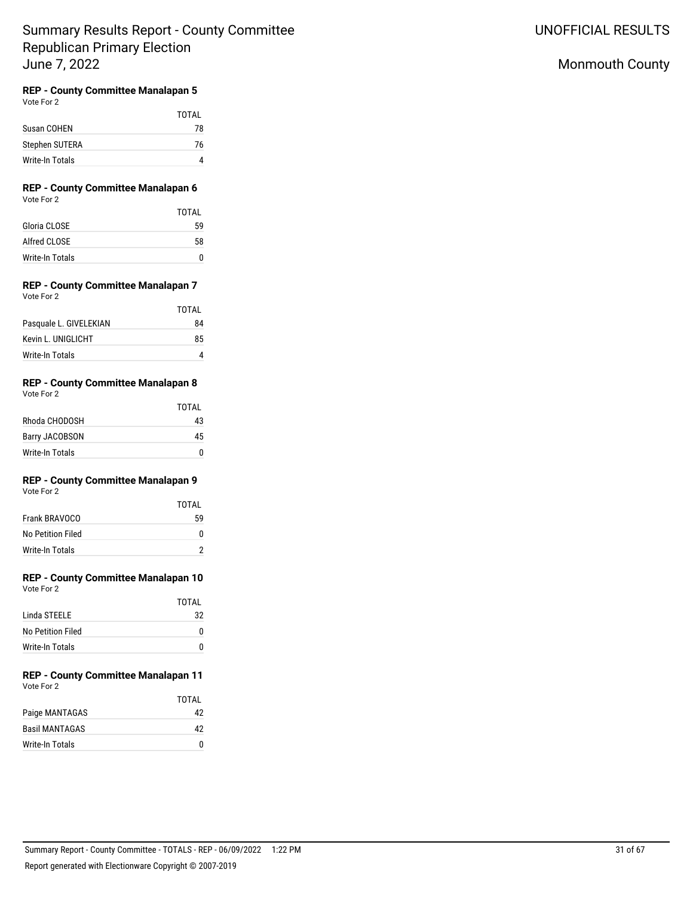# Summary Results Report - County Committee
## Republican Primary Election
## June 7, 2022

UNOFFICIAL RESULTS

Monmouth County

### REP - County Committee Manalapan 5
Vote For 2

| | TOTAL |
|---|---|
| Susan COHEN | 78 |
| Stephen SUTERA | 76 |
| Write-In Totals | 4 |

### REP - County Committee Manalapan 6
Vote For 2

| | TOTAL |
|---|---|
| Gloria CLOSE | 59 |
| Alfred CLOSE | 58 |
| Write-In Totals | 0 |

### REP - County Committee Manalapan 7
Vote For 2

| | TOTAL |
|---|---|
| Pasquale L. GIVELEKIAN | 84 |
| Kevin L. UNIGLICHT | 85 |
| Write-In Totals | 4 |

### REP - County Committee Manalapan 8
Vote For 2

| | TOTAL |
|---|---|
| Rhoda CHODOSH | 43 |
| Barry JACOBSON | 45 |
| Write-In Totals | 0 |

### REP - County Committee Manalapan 9
Vote For 2

| | TOTAL |
|---|---|
| Frank BRAVOCO | 59 |
| No Petition Filed | 0 |
| Write-In Totals | 2 |

### REP - County Committee Manalapan 10
Vote For 2

| | TOTAL |
|---|---|
| Linda STEELE | 32 |
| No Petition Filed | 0 |
| Write-In Totals | 0 |

### REP - County Committee Manalapan 11
Vote For 2

| | TOTAL |
|---|---|
| Paige MANTAGAS | 42 |
| Basil MANTAGAS | 42 |
| Write-In Totals | 0 |

Summary Report - County Committee - TOTALS - REP - 06/09/2022 1:22 PM

Report generated with Electionware Copyright © 2007-2019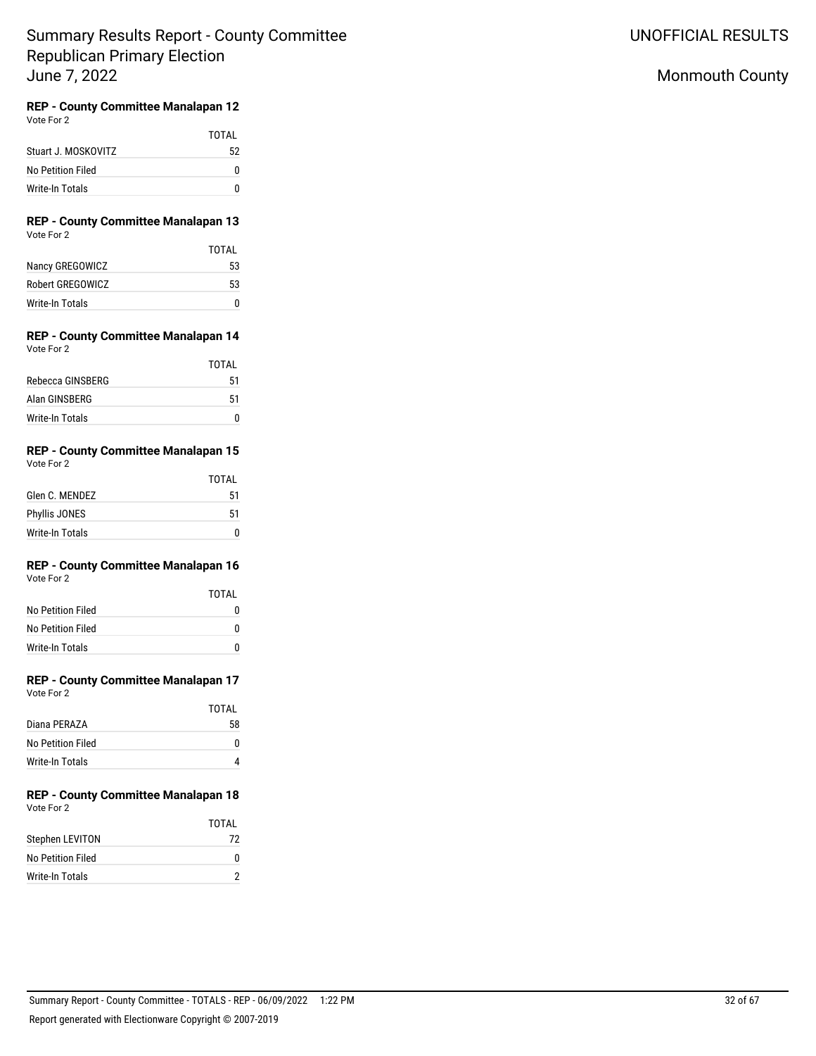# Summary Results Report - County Committee
# Republican Primary Election
# June 7, 2022

UNOFFICIAL RESULTS

Monmouth County

### REP - County Committee Manalapan 12
Vote For 2

| | TOTAL |
|---|---|
| Stuart J. MOSKOVITZ | 52 |
| No Petition Filed | 0 |
| Write-In Totals | 0 |

### REP - County Committee Manalapan 13
Vote For 2

| | TOTAL |
|---|---|
| Nancy GREGOWICZ | 53 |
| Robert GREGOWICZ | 53 |
| Write-In Totals | 0 |

### REP - County Committee Manalapan 14
Vote For 2

| | TOTAL |
|---|---|
| Rebecca GINSBERG | 51 |
| Alan GINSBERG | 51 |
| Write-In Totals | 0 |

### REP - County Committee Manalapan 15
Vote For 2

| | TOTAL |
|---|---|
| Glen C. MENDEZ | 51 |
| Phyllis JONES | 51 |
| Write-In Totals | 0 |

### REP - County Committee Manalapan 16
Vote For 2

| | TOTAL |
|---|---|
| No Petition Filed | 0 |
| No Petition Filed | 0 |
| Write-In Totals | 0 |

### REP - County Committee Manalapan 17
Vote For 2

| | TOTAL |
|---|---|
| Diana PERAZA | 58 |
| No Petition Filed | 0 |
| Write-In Totals | 4 |

### REP - County Committee Manalapan 18
Vote For 2

| | TOTAL |
|---|---|
| Stephen LEVITON | 72 |
| No Petition Filed | 0 |
| Write-In Totals | 2 |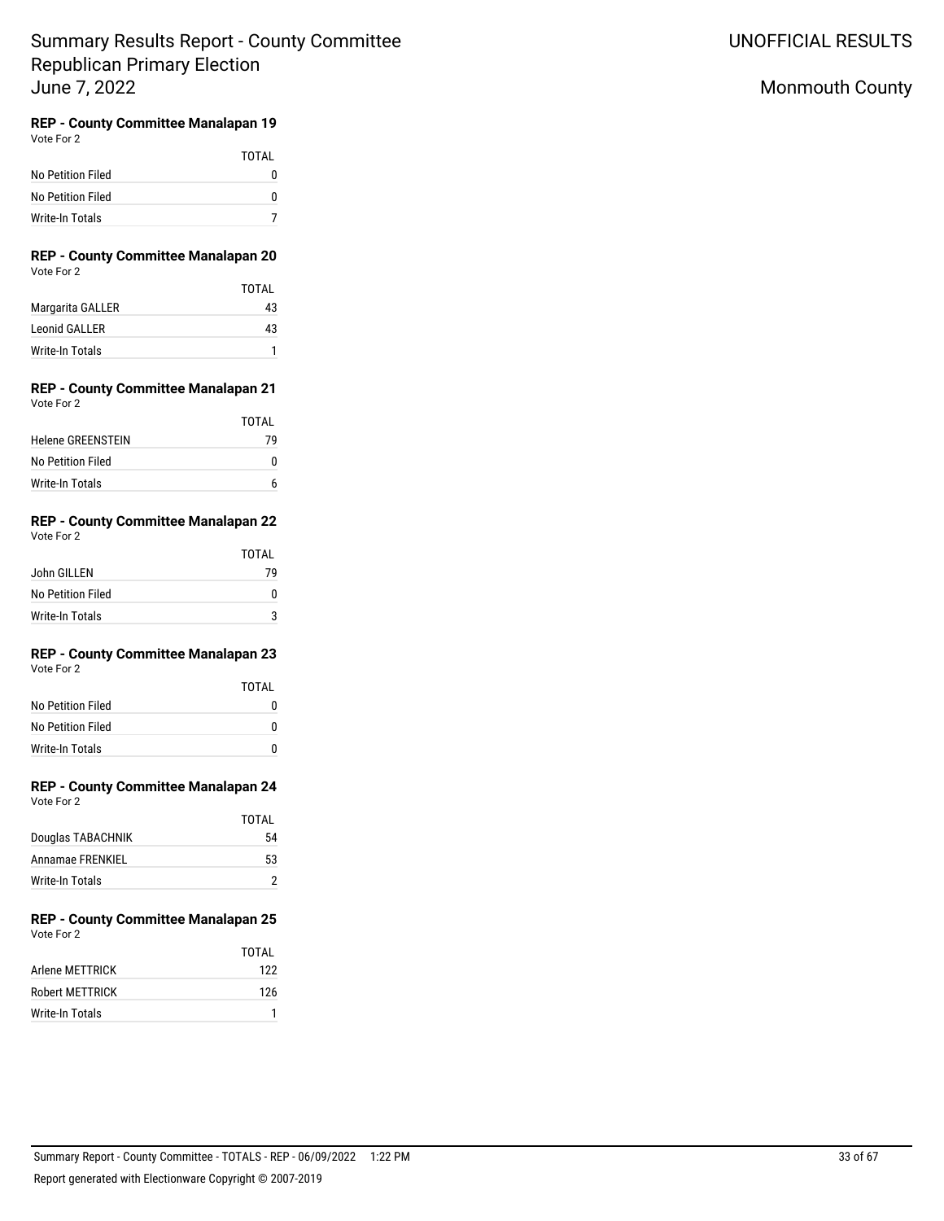# Summary Results Report - County Committee
## Republican Primary Election
## June 7, 2022

UNOFFICIAL RESULTS

Monmouth County

### REP - County Committee Manalapan 19

Vote For 2

| | TOTAL |
|---|---|
| No Petition Filed | 0 |
| No Petition Filed | 0 |
| Write-In Totals | 7 |

### REP - County Committee Manalapan 20

Vote For 2

| | TOTAL |
|---|---|
| Margarita GALLER | 43 |
| Leonid GALLER | 43 |
| Write-In Totals | 1 |

### REP - County Committee Manalapan 21

Vote For 2

| | TOTAL |
|---|---|
| Helene GREENSTEIN | 79 |
| No Petition Filed | 0 |
| Write-In Totals | 6 |

### REP - County Committee Manalapan 22

Vote For 2

| | TOTAL |
|---|---|
| John GILLEN | 79 |
| No Petition Filed | 0 |
| Write-In Totals | 3 |

### REP - County Committee Manalapan 23

Vote For 2

| | TOTAL |
|---|---|
| No Petition Filed | 0 |
| No Petition Filed | 0 |
| Write-In Totals | 0 |

### REP - County Committee Manalapan 24

Vote For 2

| | TOTAL |
|---|---|
| Douglas TABACHNIK | 54 |
| Annamae FRENKIEL | 53 |
| Write-In Totals | 2 |

### REP - County Committee Manalapan 25

Vote For 2

| | TOTAL |
|---|---|
| Arlene METTRICK | 122 |
| Robert METTRICK | 126 |
| Write-In Totals | 1 |

Summary Report - County Committee - TOTALS - REP - 06/09/2022 1:22 PM

Report generated with Electionware Copyright © 2007-2019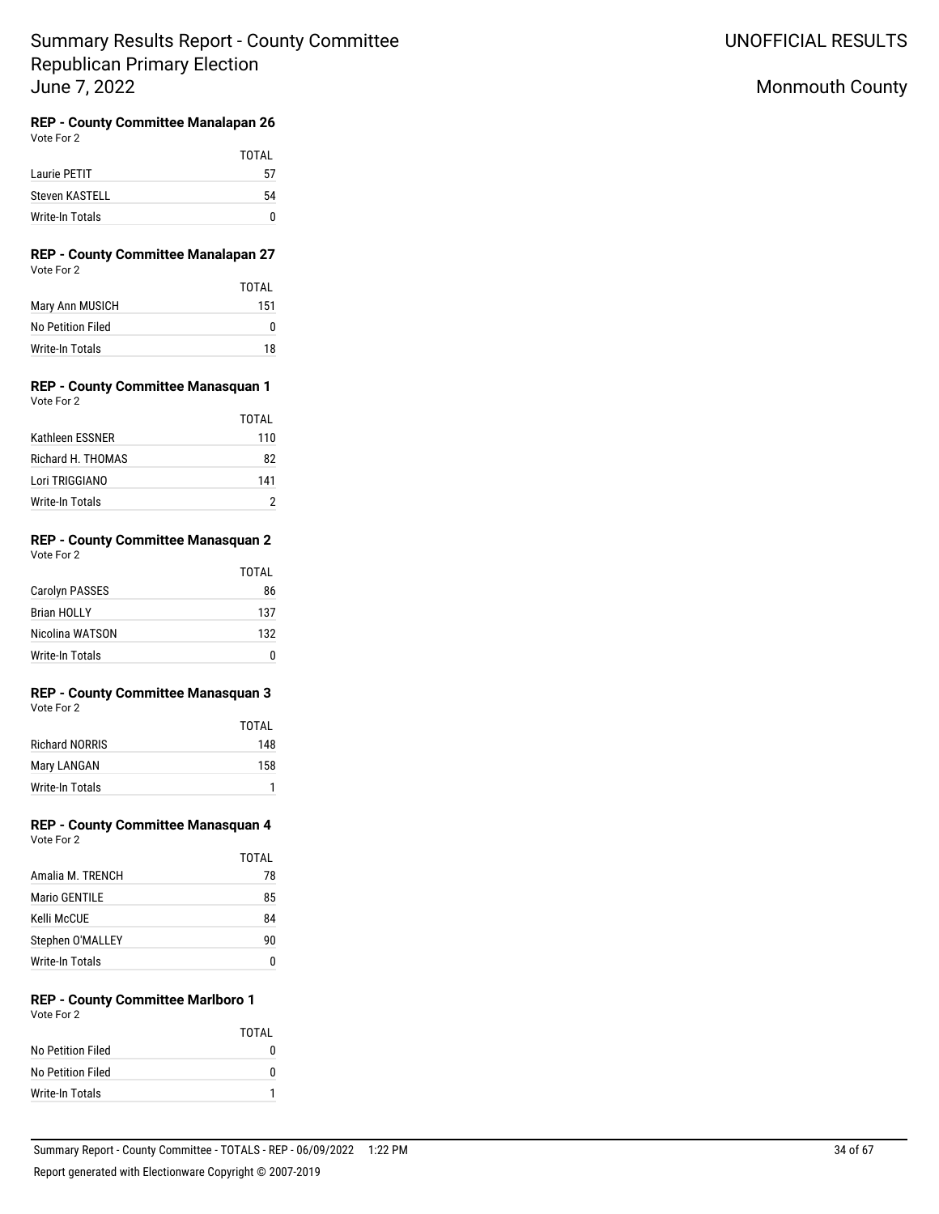Summary Results Report - County Committee
Republican Primary Election
June 7, 2022

UNOFFICIAL RESULTS

Monmouth County

### REP - County Committee Manalapan 26

Vote For 2

| | TOTAL |
|---|---|
| Laurie PETIT | 57 |
| Steven KASTELL | 54 |
| Write-In Totals | 0 |

### REP - County Committee Manalapan 27

Vote For 2

| | TOTAL |
|---|---|
| Mary Ann MUSICH | 151 |
| No Petition Filed | 0 |
| Write-In Totals | 18 |

### REP - County Committee Manasquan 1

Vote For 2

| | TOTAL |
|---|---|
| Kathleen ESSNER | 110 |
| Richard H. THOMAS | 82 |
| Lori TRIGGIANO | 141 |
| Write-In Totals | 2 |

### REP - County Committee Manasquan 2

Vote For 2

| | TOTAL |
|---|---|
| Carolyn PASSES | 86 |
| Brian HOLLY | 137 |
| Nicolina WATSON | 132 |
| Write-In Totals | 0 |

### REP - County Committee Manasquan 3

Vote For 2

| | TOTAL |
|---|---|
| Richard NORRIS | 148 |
| Mary LANGAN | 158 |
| Write-In Totals | 1 |

### REP - County Committee Manasquan 4

Vote For 2

| | TOTAL |
|---|---|
| Amalia M. TRENCH | 78 |
| Mario GENTILE | 85 |
| Kelli McCUE | 84 |
| Stephen O'MALLEY | 90 |
| Write-In Totals | 0 |

### REP - County Committee Marlboro 1

Vote For 2

| | TOTAL |
|---|---|
| No Petition Filed | 0 |
| No Petition Filed | 0 |
| Write-In Totals | 1 |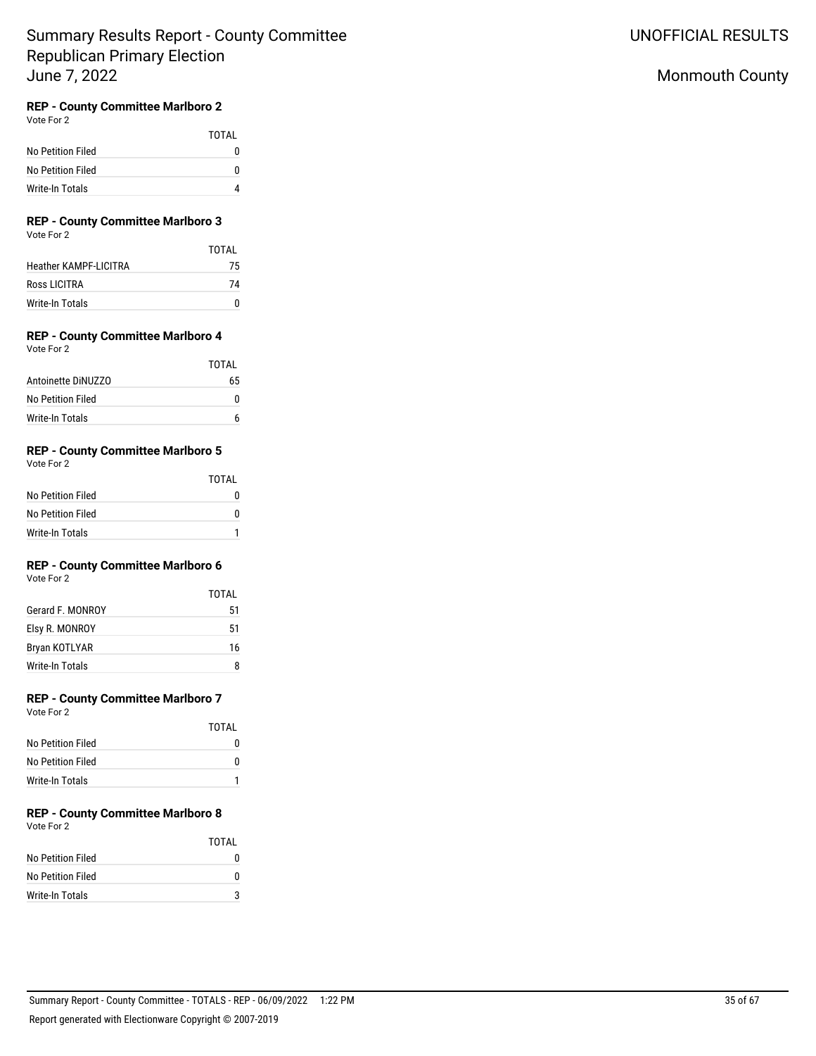# Summary Results Report - County Committee Republican Primary Election June 7, 2022

UNOFFICIAL RESULTS

Monmouth County

### REP - County Committee Marlboro 2

Vote For 2

| | TOTAL |
|---|---|
| No Petition Filed | 0 |
| No Petition Filed | 0 |
| Write-In Totals | 4 |

### REP - County Committee Marlboro 3

Vote For 2

| | TOTAL |
|---|---|
| Heather KAMPF-LICITRA | 75 |
| Ross LICITRA | 74 |
| Write-In Totals | 0 |

### REP - County Committee Marlboro 4

Vote For 2

| | TOTAL |
|---|---|
| Antoinette DiNUZZO | 65 |
| No Petition Filed | 0 |
| Write-In Totals | 6 |

### REP - County Committee Marlboro 5

Vote For 2

| | TOTAL |
|---|---|
| No Petition Filed | 0 |
| No Petition Filed | 0 |
| Write-In Totals | 1 |

### REP - County Committee Marlboro 6

Vote For 2

| | TOTAL |
|---|---|
| Gerard F. MONROY | 51 |
| Elsy R. MONROY | 51 |
| Bryan KOTLYAR | 16 |
| Write-In Totals | 8 |

### REP - County Committee Marlboro 7

Vote For 2

| | TOTAL |
|---|---|
| No Petition Filed | 0 |
| No Petition Filed | 0 |
| Write-In Totals | 1 |

### REP - County Committee Marlboro 8

Vote For 2

| | TOTAL |
|---|---|
| No Petition Filed | 0 |
| No Petition Filed | 0 |
| Write-In Totals | 3 |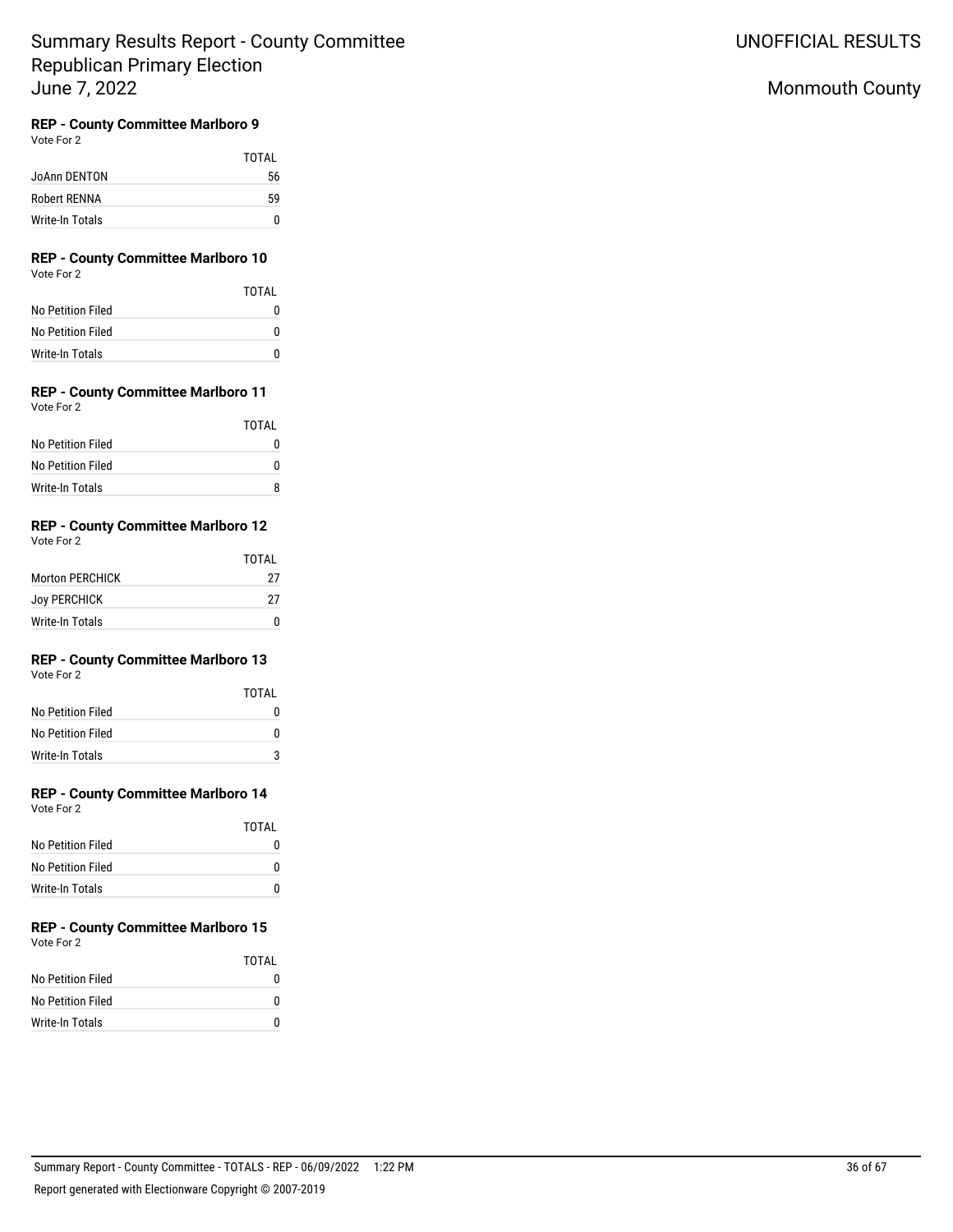# Summary Results Report - County Committee
# Republican Primary Election
# June 7, 2022

UNOFFICIAL RESULTS

Monmouth County

### REP - County Committee Marlboro 9
Vote For 2

| | TOTAL |
|---|---|
| JoAnn DENTON | 56 |
| Robert RENNA | 59 |
| Write-In Totals | 0 |

### REP - County Committee Marlboro 10
Vote For 2

| | TOTAL |
|---|---|
| No Petition Filed | 0 |
| No Petition Filed | 0 |
| Write-In Totals | 0 |

### REP - County Committee Marlboro 11
Vote For 2

| | TOTAL |
|---|---|
| No Petition Filed | 0 |
| No Petition Filed | 0 |
| Write-In Totals | 8 |

### REP - County Committee Marlboro 12
Vote For 2

| | TOTAL |
|---|---|
| Morton PERCHICK | 27 |
| Joy PERCHICK | 27 |
| Write-In Totals | 0 |

### REP - County Committee Marlboro 13
Vote For 2

| | TOTAL |
|---|---|
| No Petition Filed | 0 |
| No Petition Filed | 0 |
| Write-In Totals | 3 |

### REP - County Committee Marlboro 14
Vote For 2

| | TOTAL |
|---|---|
| No Petition Filed | 0 |
| No Petition Filed | 0 |
| Write-In Totals | 0 |

### REP - County Committee Marlboro 15
Vote For 2

| | TOTAL |
|---|---|
| No Petition Filed | 0 |
| No Petition Filed | 0 |
| Write-In Totals | 0 |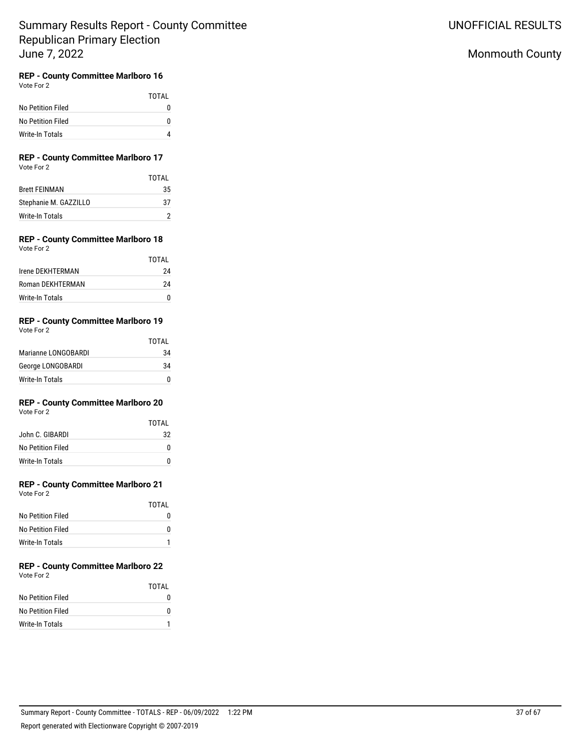# Summary Results Report - County Committee Republican Primary Election June 7, 2022

UNOFFICIAL RESULTS

Monmouth County

### REP - County Committee Marlboro 16

Vote For 2

| | TOTAL |
|---|---|
| No Petition Filed | 0 |
| No Petition Filed | 0 |
| Write-In Totals | 4 |

### REP - County Committee Marlboro 17

Vote For 2

| | TOTAL |
|---|---|
| Brett FEINMAN | 35 |
| Stephanie M. GAZZILLO | 37 |
| Write-In Totals | 2 |

### REP - County Committee Marlboro 18

Vote For 2

| | TOTAL |
|---|---|
| Irene DEKHTERMAN | 24 |
| Roman DEKHTERMAN | 24 |
| Write-In Totals | 0 |

### REP - County Committee Marlboro 19

Vote For 2

| | TOTAL |
|---|---|
| Marianne LONGOBARDI | 34 |
| George LONGOBARDI | 34 |
| Write-In Totals | 0 |

### REP - County Committee Marlboro 20

Vote For 2

| | TOTAL |
|---|---|
| John C. GIBARDI | 32 |
| No Petition Filed | 0 |
| Write-In Totals | 0 |

### REP - County Committee Marlboro 21

Vote For 2

| | TOTAL |
|---|---|
| No Petition Filed | 0 |
| No Petition Filed | 0 |
| Write-In Totals | 1 |

### REP - County Committee Marlboro 22

Vote For 2

| | TOTAL |
|---|---|
| No Petition Filed | 0 |
| No Petition Filed | 0 |
| Write-In Totals | 1 |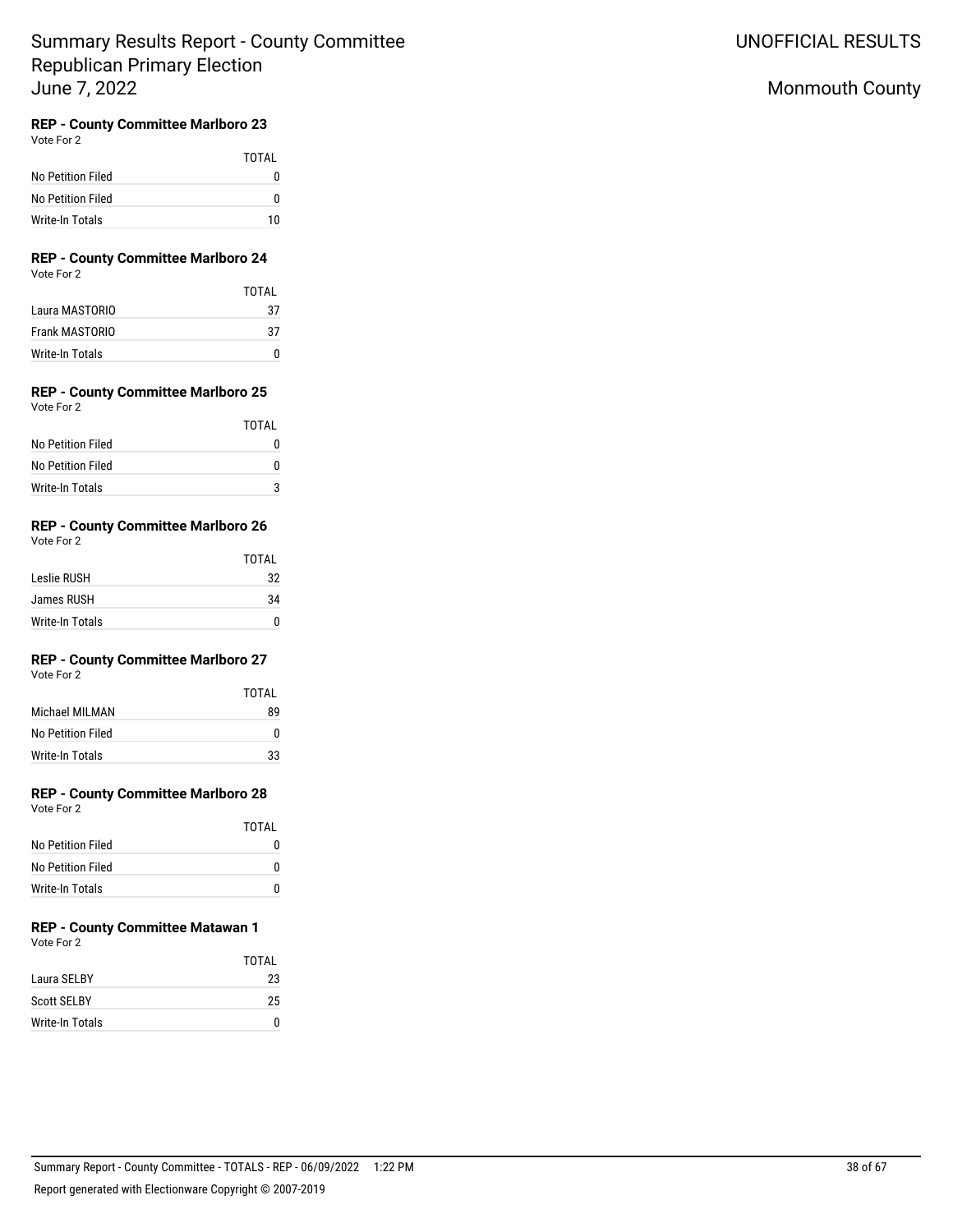# Summary Results Report - County Committee Republican Primary Election June 7, 2022

UNOFFICIAL RESULTS

Monmouth County

### REP - County Committee Marlboro 23

Vote For 2

| | TOTAL |
|---|---|
| No Petition Filed | 0 |
| No Petition Filed | 0 |
| Write-In Totals | 10 |

### REP - County Committee Marlboro 24

Vote For 2

| | TOTAL |
|---|---|
| Laura MASTORIO | 37 |
| Frank MASTORIO | 37 |
| Write-In Totals | 0 |

### REP - County Committee Marlboro 25

Vote For 2

| | TOTAL |
|---|---|
| No Petition Filed | 0 |
| No Petition Filed | 0 |
| Write-In Totals | 3 |

### REP - County Committee Marlboro 26

Vote For 2

| | TOTAL |
|---|---|
| Leslie RUSH | 32 |
| James RUSH | 34 |
| Write-In Totals | 0 |

### REP - County Committee Marlboro 27

Vote For 2

| | TOTAL |
|---|---|
| Michael MILMAN | 89 |
| No Petition Filed | 0 |
| Write-In Totals | 33 |

### REP - County Committee Marlboro 28

Vote For 2

| | TOTAL |
|---|---|
| No Petition Filed | 0 |
| No Petition Filed | 0 |
| Write-In Totals | 0 |

### REP - County Committee Matawan 1

Vote For 2

| | TOTAL |
|---|---|
| Laura SELBY | 23 |
| Scott SELBY | 25 |
| Write-In Totals | 0 |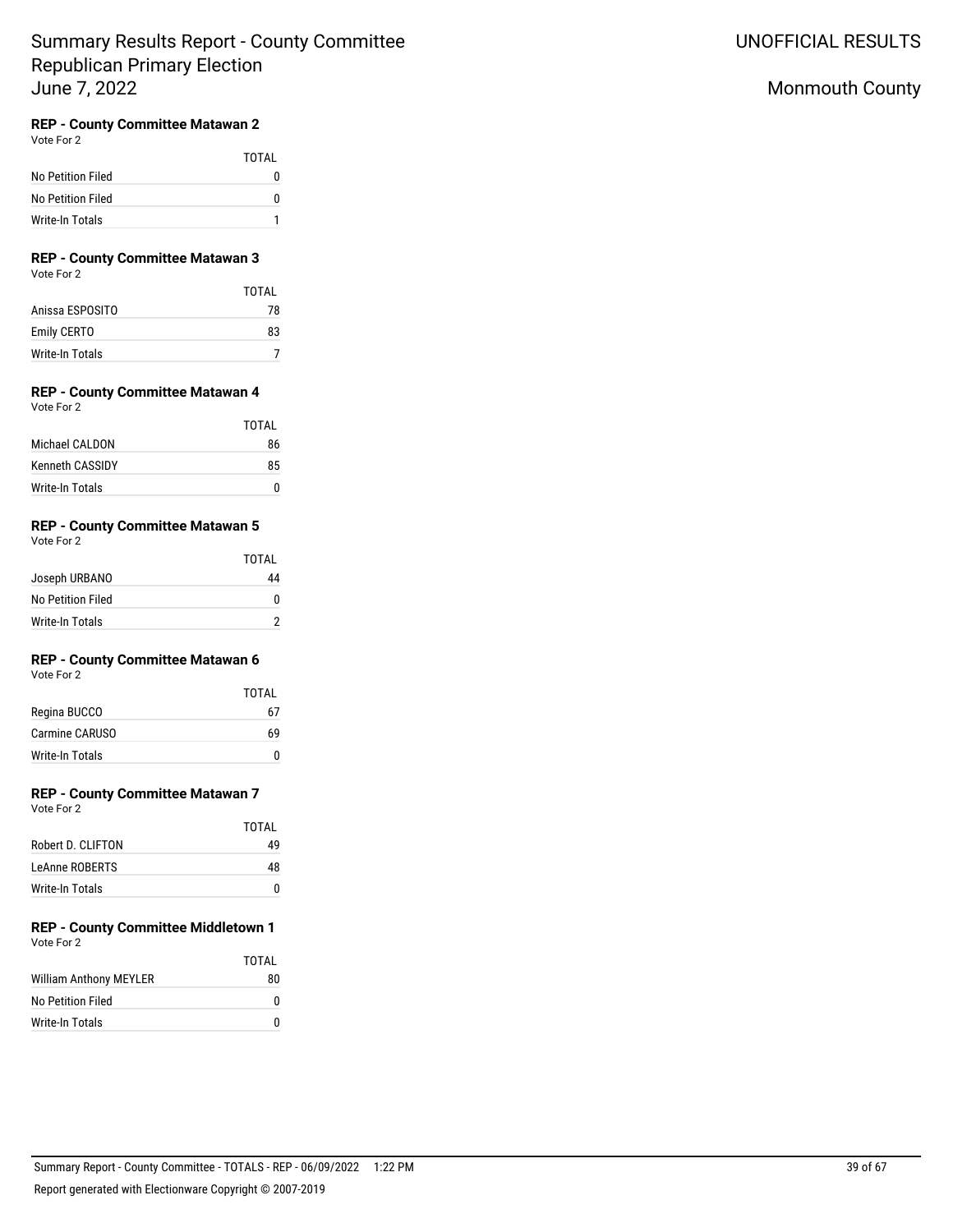#### REP - County Committee Matawan 2

Vote For 2

| | TOTAL |
|---|---|
| No Petition Filed | 0 |
| No Petition Filed | 0 |
| Write-In Totals | 1 |

#### REP - County Committee Matawan 3

Vote For 2

| | TOTAL |
|---|---|
| Anissa ESPOSITO | 78 |
| Emily CERTO | 83 |
| Write-In Totals | 7 |

#### REP - County Committee Matawan 4

Vote For 2

| | TOTAL |
|---|---|
| Michael CALDON | 86 |
| Kenneth CASSIDY | 85 |
| Write-In Totals | 0 |

#### REP - County Committee Matawan 5

Vote For 2

| | TOTAL |
|---|---|
| Joseph URBANO | 44 |
| No Petition Filed | 0 |
| Write-In Totals | 2 |

#### REP - County Committee Matawan 6

Vote For 2

| | TOTAL |
|---|---|
| Regina BUCCO | 67 |
| Carmine CARUSO | 69 |
| Write-In Totals | 0 |

#### REP - County Committee Matawan 7

Vote For 2

| | TOTAL |
|---|---|
| Robert D. CLIFTON | 49 |
| LeAnne ROBERTS | 48 |
| Write-In Totals | 0 |

#### REP - County Committee Middletown 1

Vote For 2

| | TOTAL |
|---|---|
| William Anthony MEYLER | 80 |
| No Petition Filed | 0 |
| Write-In Totals | 0 |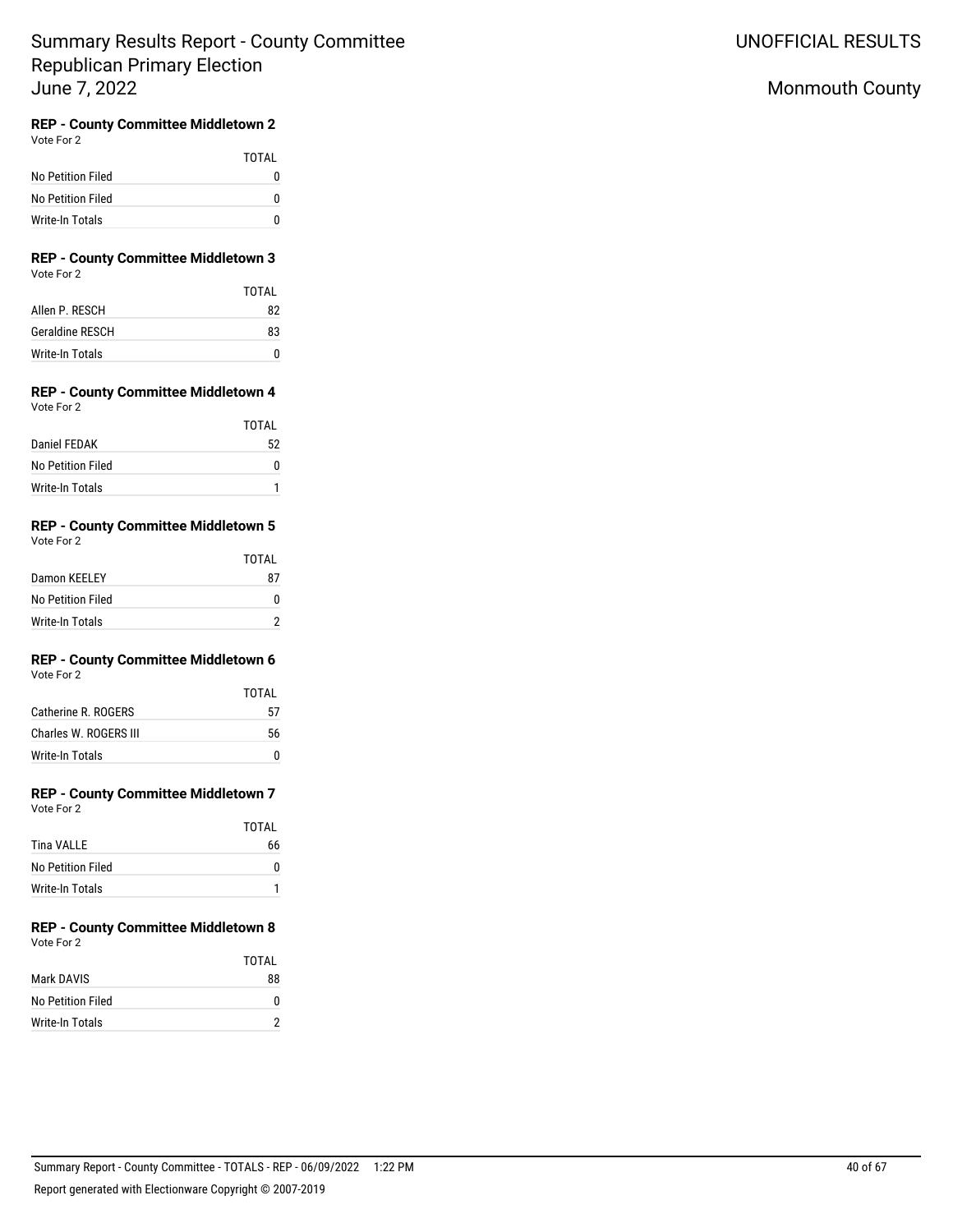# Summary Results Report - County Committee Republican Primary Election June 7, 2022

UNOFFICIAL RESULTS

Monmouth County

### REP - County Committee Middletown 2

Vote For 2

| | TOTAL |
|---|---|
| No Petition Filed | 0 |
| No Petition Filed | 0 |
| Write-In Totals | 0 |

### REP - County Committee Middletown 3

Vote For 2

| | TOTAL |
|---|---|
| Allen P. RESCH | 82 |
| Geraldine RESCH | 83 |
| Write-In Totals | 0 |

### REP - County Committee Middletown 4

Vote For 2

| | TOTAL |
|---|---|
| Daniel FEDAK | 52 |
| No Petition Filed | 0 |
| Write-In Totals | 1 |

### REP - County Committee Middletown 5

Vote For 2

| | TOTAL |
|---|---|
| Damon KEELEY | 87 |
| No Petition Filed | 0 |
| Write-In Totals | 2 |

### REP - County Committee Middletown 6

Vote For 2

| | TOTAL |
|---|---|
| Catherine R. ROGERS | 57 |
| Charles W. ROGERS III | 56 |
| Write-In Totals | 0 |

### REP - County Committee Middletown 7

Vote For 2

| | TOTAL |
|---|---|
| Tina VALLE | 66 |
| No Petition Filed | 0 |
| Write-In Totals | 1 |

### REP - County Committee Middletown 8

Vote For 2

| | TOTAL |
|---|---|
| Mark DAVIS | 88 |
| No Petition Filed | 0 |
| Write-In Totals | 2 |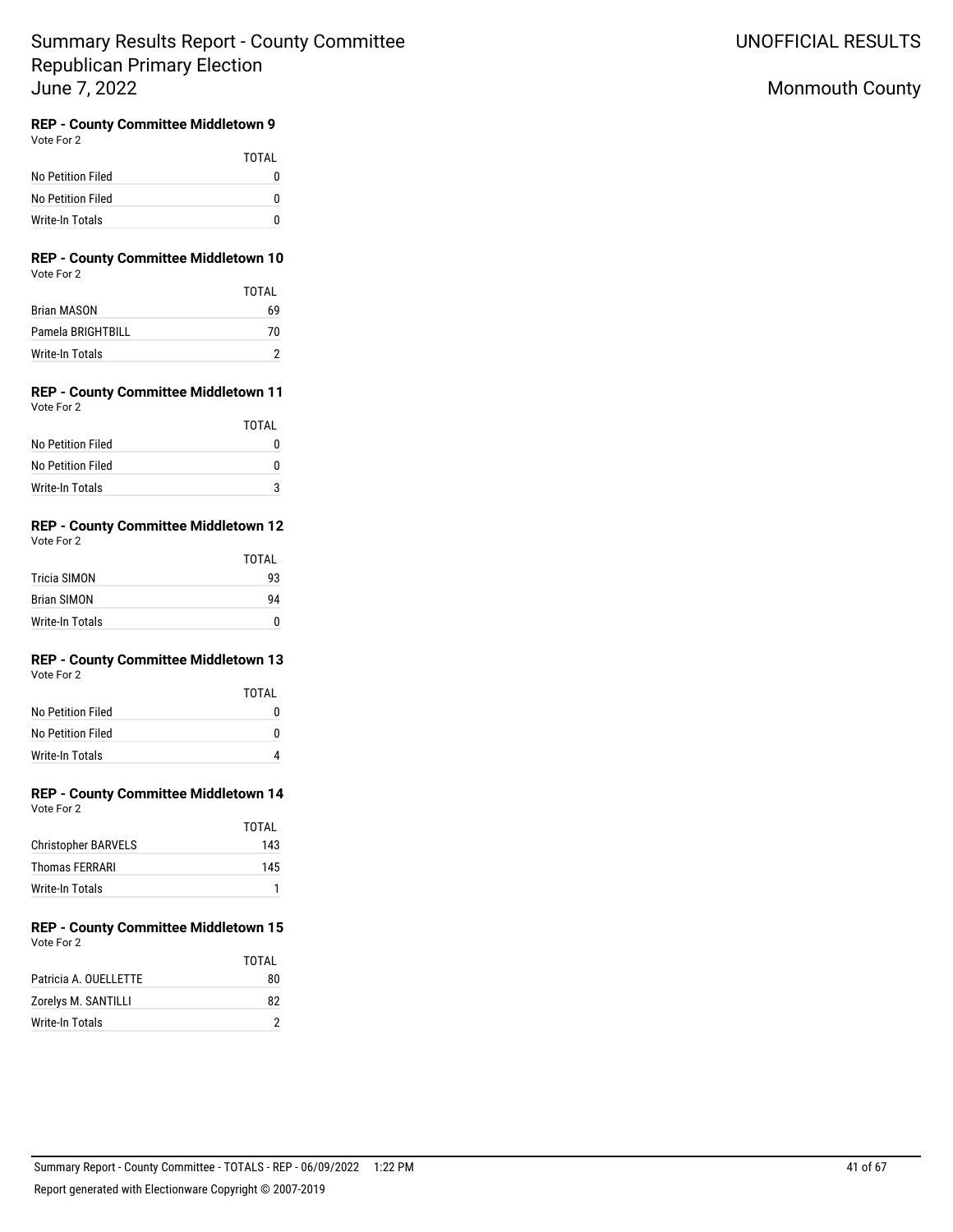# Summary Results Report - County Committee Republican Primary Election June 7, 2022

UNOFFICIAL RESULTS

Monmouth County

### REP - County Committee Middletown 9

Vote For 2

| | TOTAL |
|---|---|
| No Petition Filed | 0 |
| No Petition Filed | 0 |
| Write-In Totals | 0 |

### REP - County Committee Middletown 10

Vote For 2

| | TOTAL |
|---|---|
| Brian MASON | 69 |
| Pamela BRIGHTBILL | 70 |
| Write-In Totals | 2 |

### REP - County Committee Middletown 11

Vote For 2

| | TOTAL |
|---|---|
| No Petition Filed | 0 |
| No Petition Filed | 0 |
| Write-In Totals | 3 |

### REP - County Committee Middletown 12

Vote For 2

| | TOTAL |
|---|---|
| Tricia SIMON | 93 |
| Brian SIMON | 94 |
| Write-In Totals | 0 |

### REP - County Committee Middletown 13

Vote For 2

| | TOTAL |
|---|---|
| No Petition Filed | 0 |
| No Petition Filed | 0 |
| Write-In Totals | 4 |

### REP - County Committee Middletown 14

Vote For 2

| | TOTAL |
|---|---|
| Christopher BARVELS | 143 |
| Thomas FERRARI | 145 |
| Write-In Totals | 1 |

### REP - County Committee Middletown 15

Vote For 2

| | TOTAL |
|---|---|
| Patricia A. OUELLETTE | 80 |
| Zorelys M. SANTILLI | 82 |
| Write-In Totals | 2 |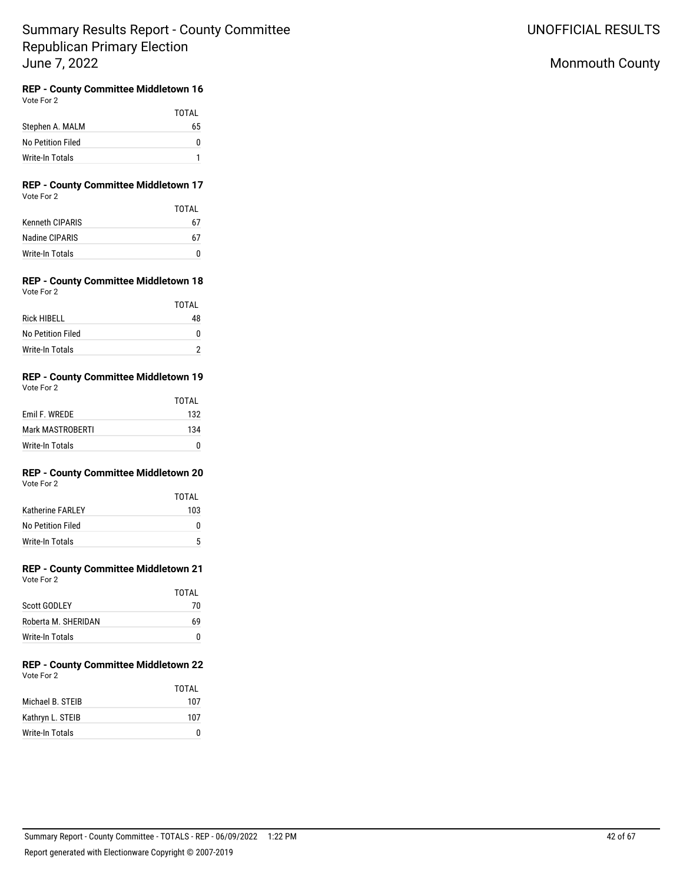# Summary Results Report - County Committee
# Republican Primary Election
# June 7, 2022

UNOFFICIAL RESULTS

Monmouth County

### REP - County Committee Middletown 16
Vote For 2

| | TOTAL |
|---|---|
| Stephen A. MALM | 65 |
| No Petition Filed | 0 |
| Write-In Totals | 1 |

### REP - County Committee Middletown 17
Vote For 2

| | TOTAL |
|---|---|
| Kenneth CIPARIS | 67 |
| Nadine CIPARIS | 67 |
| Write-In Totals | 0 |

### REP - County Committee Middletown 18
Vote For 2

| | TOTAL |
|---|---|
| Rick HIBELL | 48 |
| No Petition Filed | 0 |
| Write-In Totals | 2 |

### REP - County Committee Middletown 19
Vote For 2

| | TOTAL |
|---|---|
| Emil F. WREDE | 132 |
| Mark MASTROBERTI | 134 |
| Write-In Totals | 0 |

### REP - County Committee Middletown 20
Vote For 2

| | TOTAL |
|---|---|
| Katherine FARLEY | 103 |
| No Petition Filed | 0 |
| Write-In Totals | 5 |

### REP - County Committee Middletown 21
Vote For 2

| | TOTAL |
|---|---|
| Scott GODLEY | 70 |
| Roberta M. SHERIDAN | 69 |
| Write-In Totals | 0 |

### REP - County Committee Middletown 22
Vote For 2

| | TOTAL |
|---|---|
| Michael B. STEIB | 107 |
| Kathryn L. STEIB | 107 |
| Write-In Totals | 0 |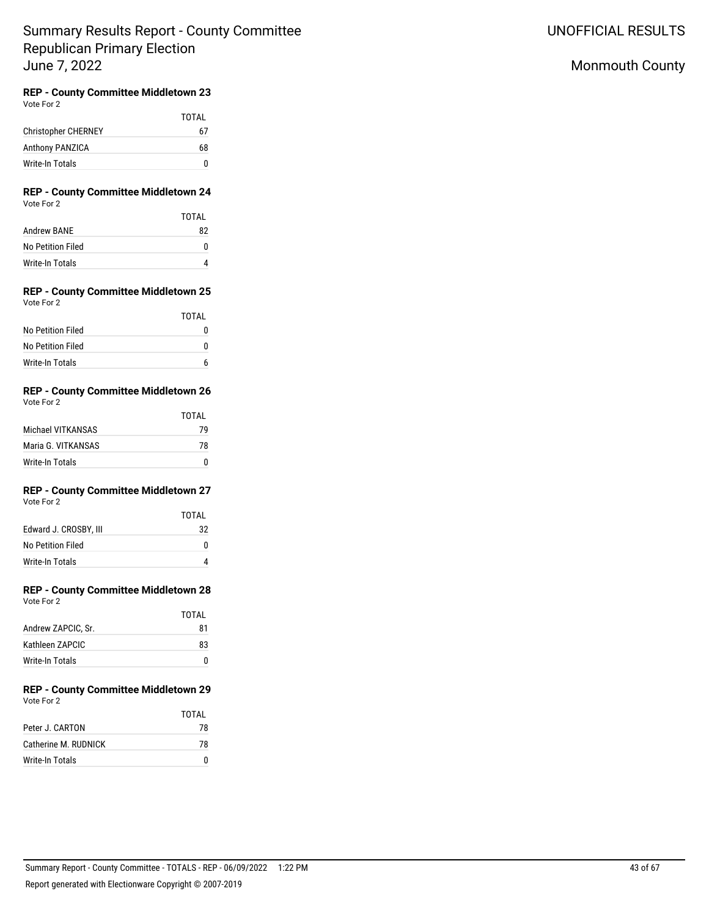# Summary Results Report - County Committee
# Republican Primary Election
# June 7, 2022

UNOFFICIAL RESULTS

Monmouth County

### REP - County Committee Middletown 23
Vote For 2

| | TOTAL |
|---|---|
| Christopher CHERNEY | 67 |
| Anthony PANZICA | 68 |
| Write-In Totals | 0 |

### REP - County Committee Middletown 24
Vote For 2

| | TOTAL |
|---|---|
| Andrew BANE | 82 |
| No Petition Filed | 0 |
| Write-In Totals | 4 |

### REP - County Committee Middletown 25
Vote For 2

| | TOTAL |
|---|---|
| No Petition Filed | 0 |
| No Petition Filed | 0 |
| Write-In Totals | 6 |

### REP - County Committee Middletown 26
Vote For 2

| | TOTAL |
|---|---|
| Michael VITKANSAS | 79 |
| Maria G. VITKANSAS | 78 |
| Write-In Totals | 0 |

### REP - County Committee Middletown 27
Vote For 2

| | TOTAL |
|---|---|
| Edward J. CROSBY, III | 32 |
| No Petition Filed | 0 |
| Write-In Totals | 4 |

### REP - County Committee Middletown 28
Vote For 2

| | TOTAL |
|---|---|
| Andrew ZAPCIC, Sr. | 81 |
| Kathleen ZAPCIC | 83 |
| Write-In Totals | 0 |

### REP - County Committee Middletown 29
Vote For 2

| | TOTAL |
|---|---|
| Peter J. CARTON | 78 |
| Catherine M. RUDNICK | 78 |
| Write-In Totals | 0 |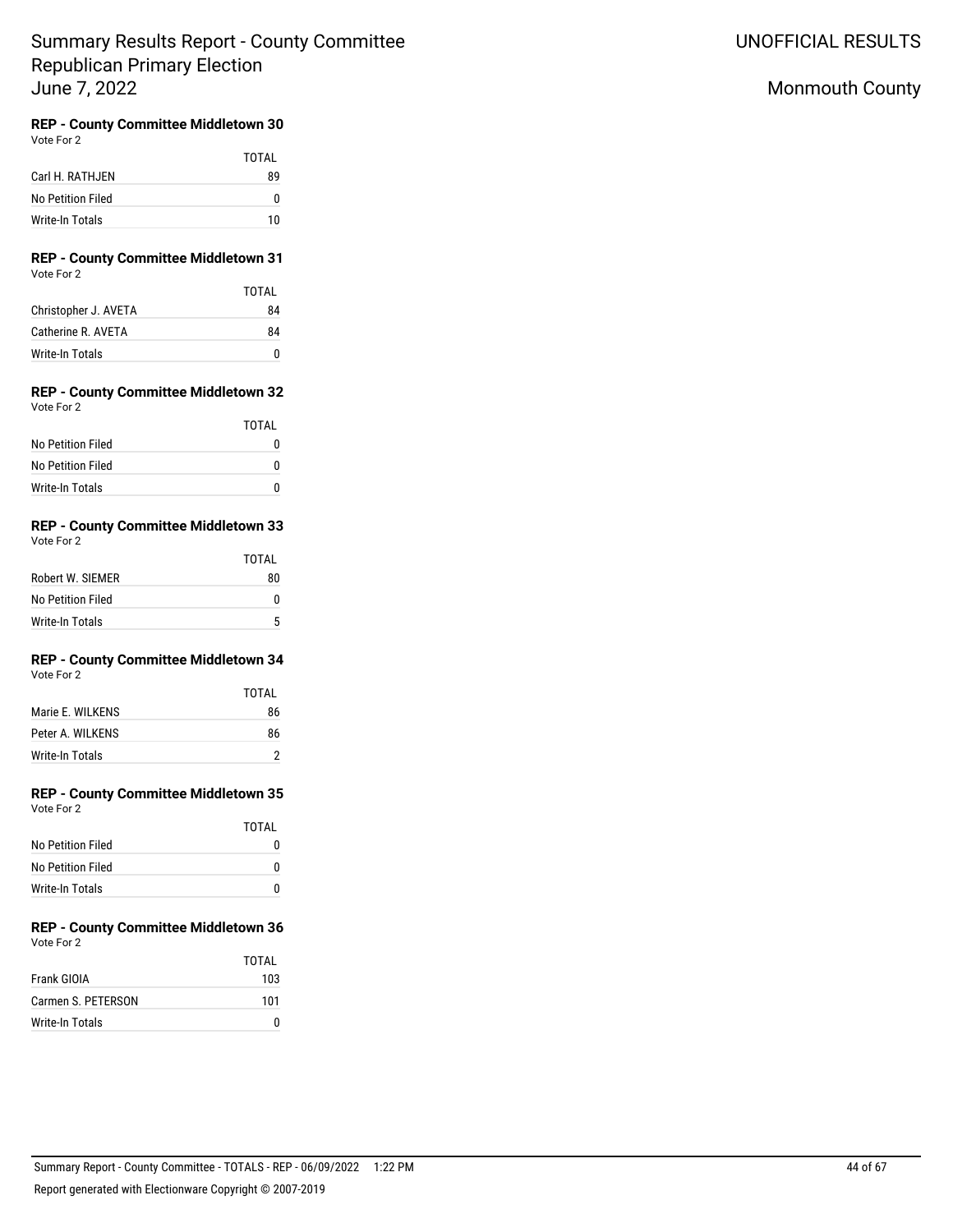Summary Results Report - County Committee
Republican Primary Election
June 7, 2022

UNOFFICIAL RESULTS

Monmouth County

### REP - County Committee Middletown 30

Vote For 2

| | TOTAL |
|---|---|
| Carl H. RATHJEN | 89 |
| No Petition Filed | 0 |
| Write-In Totals | 10 |

### REP - County Committee Middletown 31

Vote For 2

| | TOTAL |
|---|---|
| Christopher J. AVETA | 84 |
| Catherine R. AVETA | 84 |
| Write-In Totals | 0 |

### REP - County Committee Middletown 32

Vote For 2

| | TOTAL |
|---|---|
| No Petition Filed | 0 |
| No Petition Filed | 0 |
| Write-In Totals | 0 |

### REP - County Committee Middletown 33

Vote For 2

| | TOTAL |
|---|---|
| Robert W. SIEMER | 80 |
| No Petition Filed | 0 |
| Write-In Totals | 5 |

### REP - County Committee Middletown 34

Vote For 2

| | TOTAL |
|---|---|
| Marie E. WILKENS | 86 |
| Peter A. WILKENS | 86 |
| Write-In Totals | 2 |

### REP - County Committee Middletown 35

Vote For 2

| | TOTAL |
|---|---|
| No Petition Filed | 0 |
| No Petition Filed | 0 |
| Write-In Totals | 0 |

### REP - County Committee Middletown 36

Vote For 2

| | TOTAL |
|---|---|
| Frank GIOIA | 103 |
| Carmen S. PETERSON | 101 |
| Write-In Totals | 0 |

Summary Report - County Committee - TOTALS - REP - 06/09/2022 1:22 PM

Report generated with Electionware Copyright © 2007-2019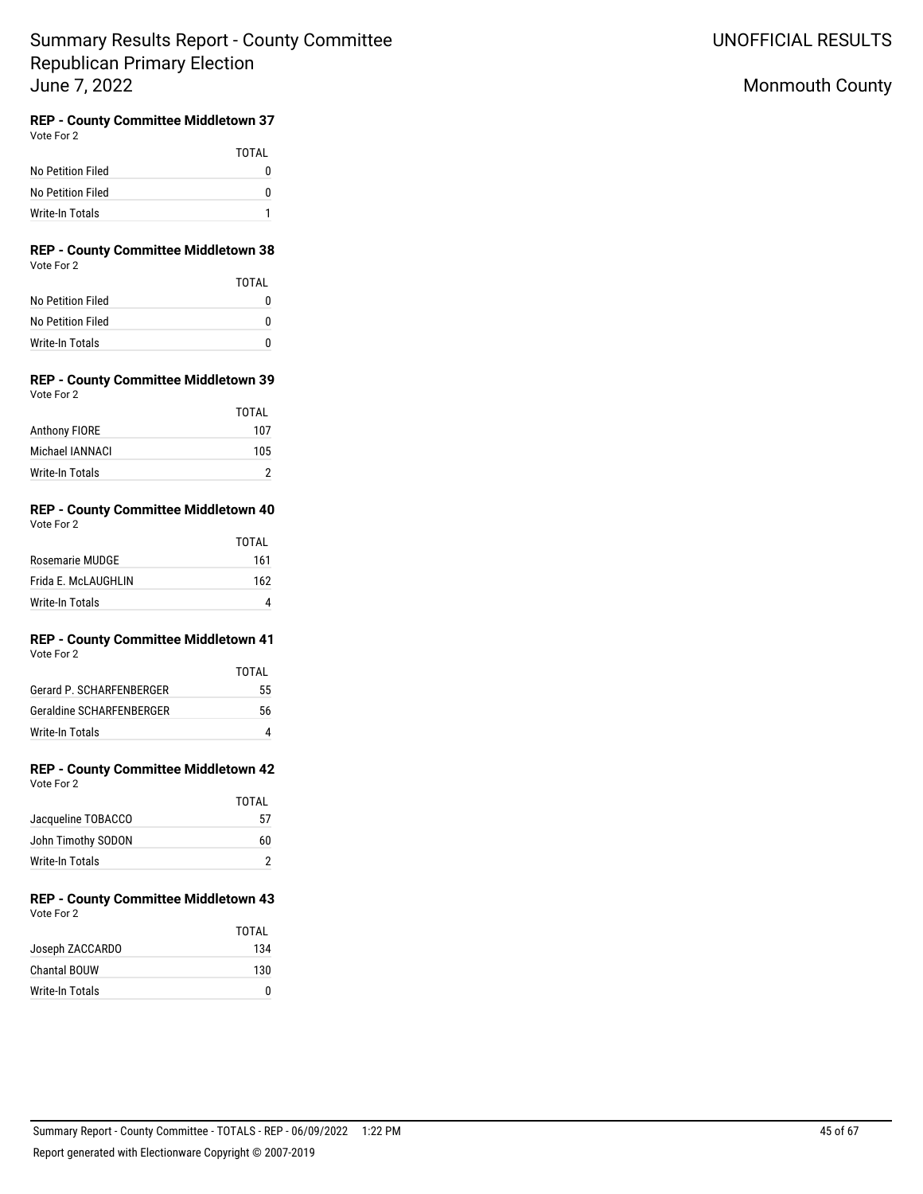# Summary Results Report - County Committee Republican Primary Election June 7, 2022

UNOFFICIAL RESULTS

Monmouth County

### REP - County Committee Middletown 37

Vote For 2

| | TOTAL |
|---|---|
| No Petition Filed | 0 |
| No Petition Filed | 0 |
| Write-In Totals | 1 |

### REP - County Committee Middletown 38

Vote For 2

| | TOTAL |
|---|---|
| No Petition Filed | 0 |
| No Petition Filed | 0 |
| Write-In Totals | 0 |

### REP - County Committee Middletown 39

Vote For 2

| | TOTAL |
|---|---|
| Anthony FIORE | 107 |
| Michael IANNACI | 105 |
| Write-In Totals | 2 |

### REP - County Committee Middletown 40

Vote For 2

| | TOTAL |
|---|---|
| Rosemarie MUDGE | 161 |
| Frida E. McLAUGHLIN | 162 |
| Write-In Totals | 4 |

### REP - County Committee Middletown 41

Vote For 2

| | TOTAL |
|---|---|
| Gerard P. SCHARFENBERGER | 55 |
| Geraldine SCHARFENBERGER | 56 |
| Write-In Totals | 4 |

### REP - County Committee Middletown 42

Vote For 2

| | TOTAL |
|---|---|
| Jacqueline TOBACCO | 57 |
| John Timothy SODON | 60 |
| Write-In Totals | 2 |

### REP - County Committee Middletown 43

Vote For 2

| | TOTAL |
|---|---|
| Joseph ZACCARDO | 134 |
| Chantal BOUW | 130 |
| Write-In Totals | 0 |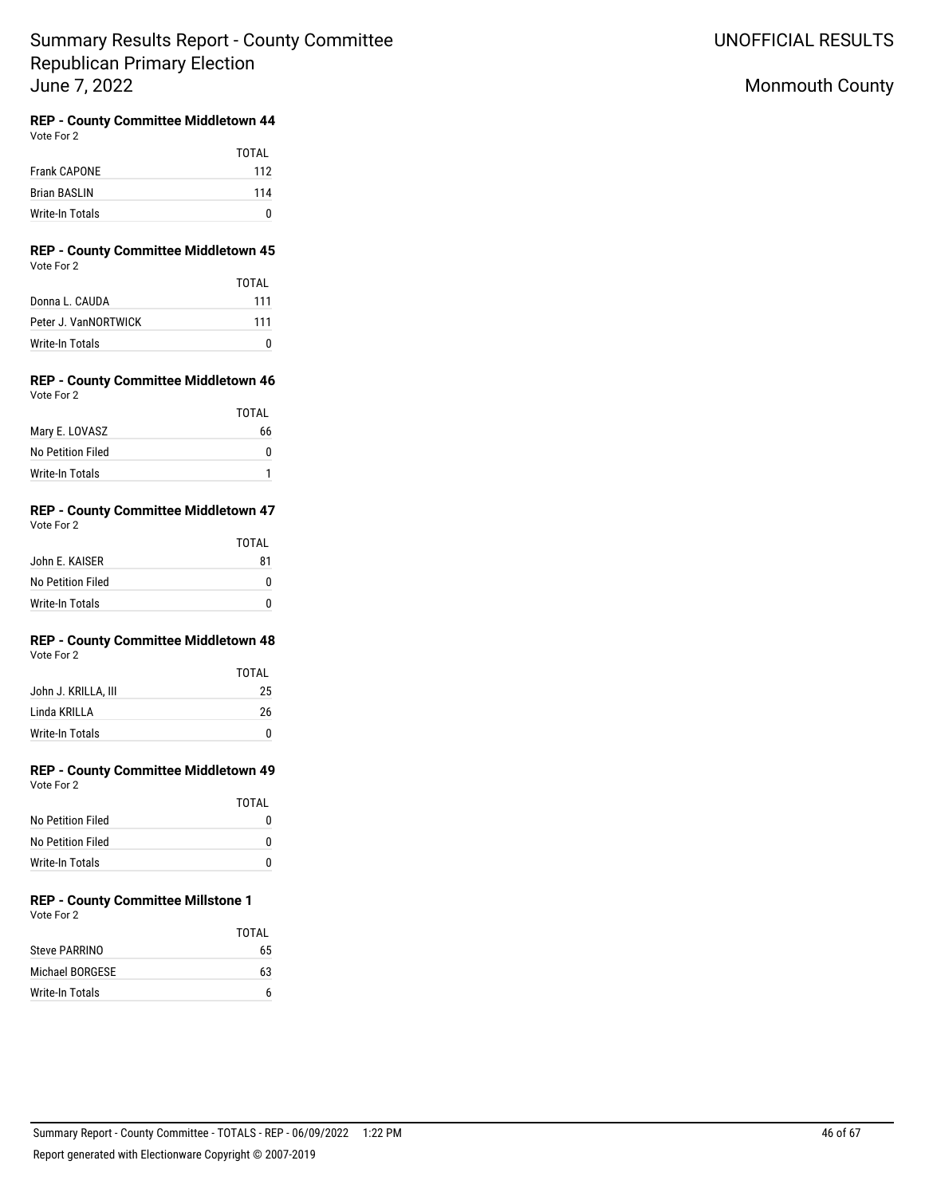Summary Results Report - County Committee
Republican Primary Election
June 7, 2022

UNOFFICIAL RESULTS

Monmouth County

### REP - County Committee Middletown 44

Vote For 2

| | TOTAL |
|---|---|
| Frank CAPONE | 112 |
| Brian BASLIN | 114 |
| Write-In Totals | 0 |

### REP - County Committee Middletown 45

Vote For 2

| | TOTAL |
|---|---|
| Donna L. CAUDA | 111 |
| Peter J. VanNORTWICK | 111 |
| Write-In Totals | 0 |

### REP - County Committee Middletown 46

Vote For 2

| | TOTAL |
|---|---|
| Mary E. LOVASZ | 66 |
| No Petition Filed | 0 |
| Write-In Totals | 1 |

### REP - County Committee Middletown 47

Vote For 2

| | TOTAL |
|---|---|
| John E. KAISER | 81 |
| No Petition Filed | 0 |
| Write-In Totals | 0 |

### REP - County Committee Middletown 48

Vote For 2

| | TOTAL |
|---|---|
| John J. KRILLA, III | 25 |
| Linda KRILLA | 26 |
| Write-In Totals | 0 |

### REP - County Committee Middletown 49

Vote For 2

| | TOTAL |
|---|---|
| No Petition Filed | 0 |
| No Petition Filed | 0 |
| Write-In Totals | 0 |

### REP - County Committee Millstone 1

Vote For 2

| | TOTAL |
|---|---|
| Steve PARRINO | 65 |
| Michael BORGESE | 63 |
| Write-In Totals | 6 |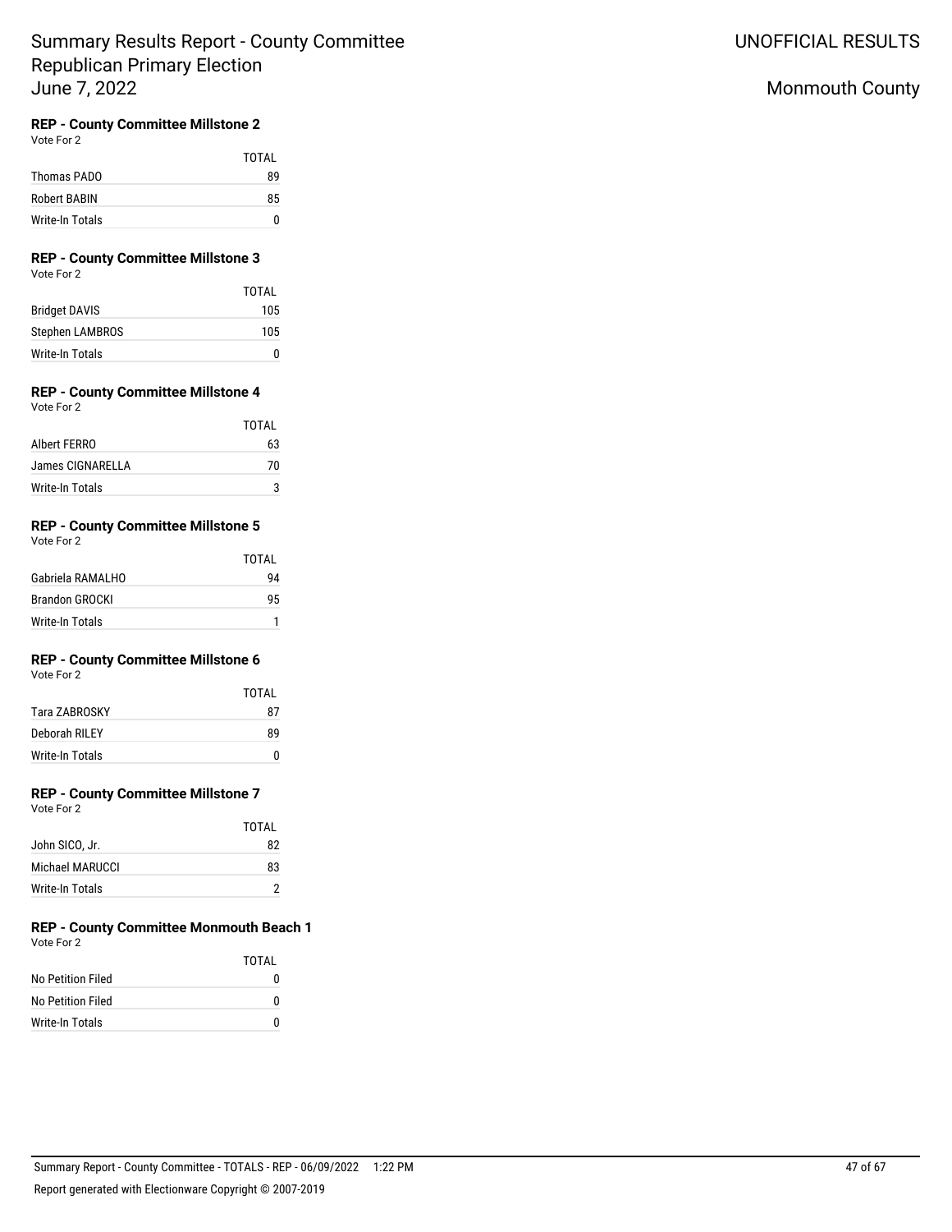# Summary Results Report - County Committee Republican Primary Election June 7, 2022

UNOFFICIAL RESULTS

Monmouth County

### REP - County Committee Millstone 2

Vote For 2

| | TOTAL |
|---|---|
| Thomas PADO | 89 |
| Robert BABIN | 85 |
| Write-In Totals | 0 |

### REP - County Committee Millstone 3

Vote For 2

| | TOTAL |
|---|---|
| Bridget DAVIS | 105 |
| Stephen LAMBROS | 105 |
| Write-In Totals | 0 |

### REP - County Committee Millstone 4

Vote For 2

| | TOTAL |
|---|---|
| Albert FERRO | 63 |
| James CIGNARELLA | 70 |
| Write-In Totals | 3 |

### REP - County Committee Millstone 5

Vote For 2

| | TOTAL |
|---|---|
| Gabriela RAMALHO | 94 |
| Brandon GROCKI | 95 |
| Write-In Totals | 1 |

### REP - County Committee Millstone 6

Vote For 2

| | TOTAL |
|---|---|
| Tara ZABROSKY | 87 |
| Deborah RILEY | 89 |
| Write-In Totals | 0 |

### REP - County Committee Millstone 7

Vote For 2

| | TOTAL |
|---|---|
| John SICO, Jr. | 82 |
| Michael MARUCCI | 83 |
| Write-In Totals | 2 |

### REP - County Committee Monmouth Beach 1

Vote For 2

| | TOTAL |
|---|---|
| No Petition Filed | 0 |
| No Petition Filed | 0 |
| Write-In Totals | 0 |

Summary Report - County Committee - TOTALS - REP - 06/09/2022 1:22 PM

Report generated with Electionware Copyright © 2007-2019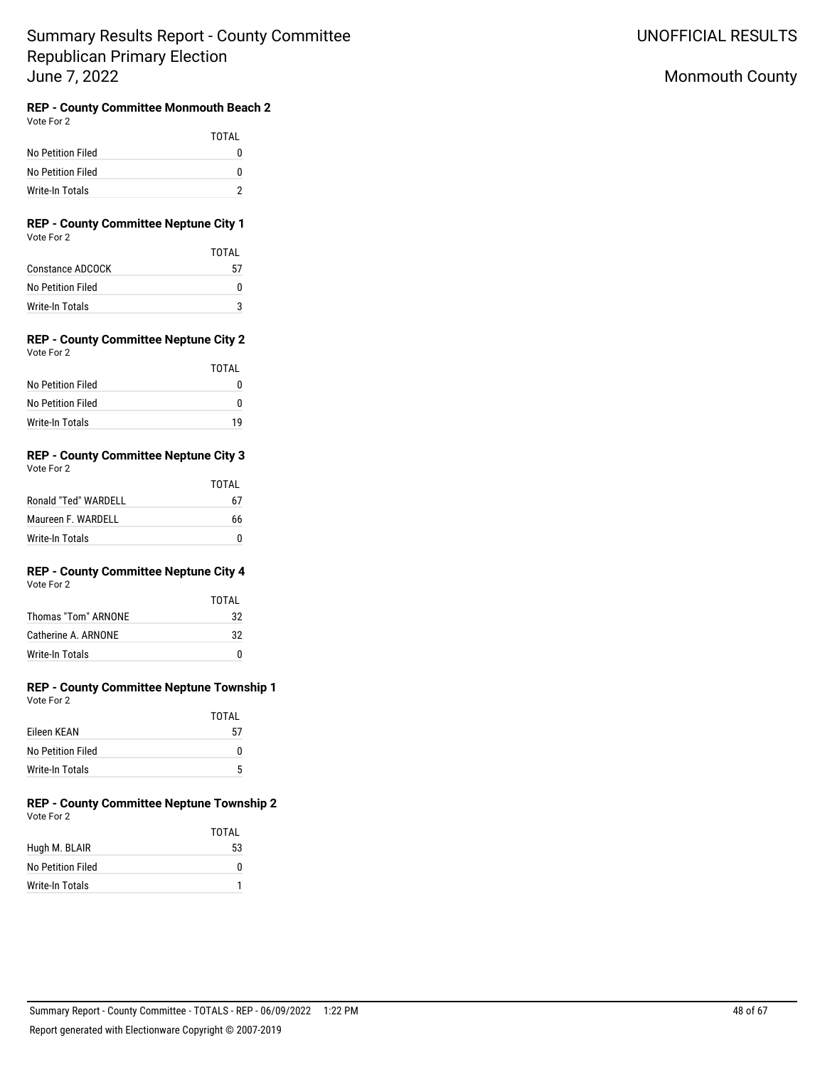# Summary Results Report - County Committee Republican Primary Election June 7, 2022

UNOFFICIAL RESULTS

Monmouth County

### REP - County Committee Monmouth Beach 2

Vote For 2

| | TOTAL |
|---|---|
| No Petition Filed | 0 |
| No Petition Filed | 0 |
| Write-In Totals | 2 |

### REP - County Committee Neptune City 1

Vote For 2

| | TOTAL |
|---|---|
| Constance ADCOCK | 57 |
| No Petition Filed | 0 |
| Write-In Totals | 3 |

### REP - County Committee Neptune City 2

Vote For 2

| | TOTAL |
|---|---|
| No Petition Filed | 0 |
| No Petition Filed | 0 |
| Write-In Totals | 19 |

### REP - County Committee Neptune City 3

Vote For 2

| | TOTAL |
|---|---|
| Ronald "Ted" WARDELL | 67 |
| Maureen F. WARDELL | 66 |
| Write-In Totals | 0 |

### REP - County Committee Neptune City 4

Vote For 2

| | TOTAL |
|---|---|
| Thomas "Tom" ARNONE | 32 |
| Catherine A. ARNONE | 32 |
| Write-In Totals | 0 |

### REP - County Committee Neptune Township 1

Vote For 2

| | TOTAL |
|---|---|
| Eileen KEAN | 57 |
| No Petition Filed | 0 |
| Write-In Totals | 5 |

### REP - County Committee Neptune Township 2

Vote For 2

| | TOTAL |
|---|---|
| Hugh M. BLAIR | 53 |
| No Petition Filed | 0 |
| Write-In Totals | 1 |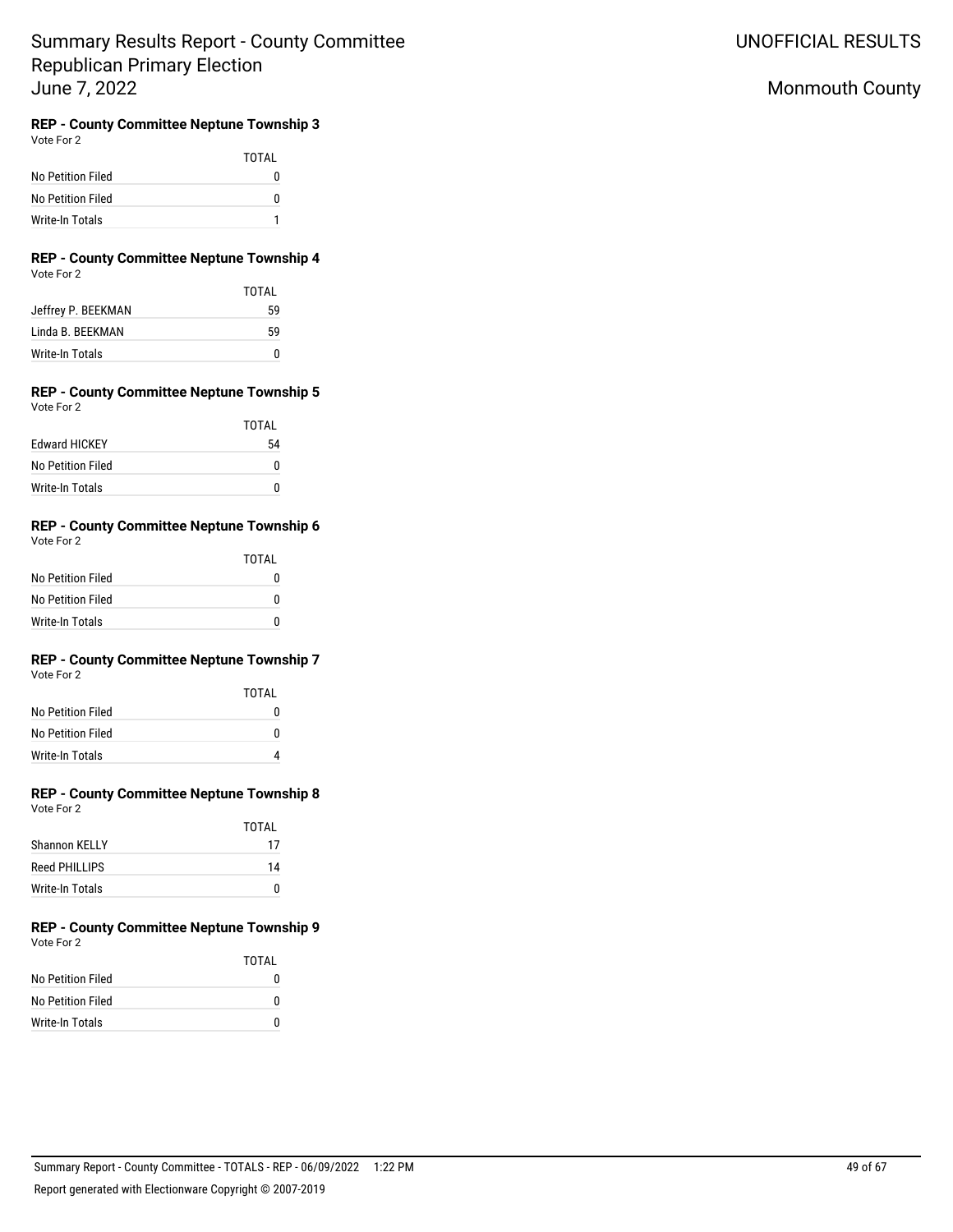### REP - County Committee Neptune Township 3

Vote For 2

| | TOTAL |
|---|---|
| No Petition Filed | 0 |
| No Petition Filed | 0 |
| Write-In Totals | 1 |

### REP - County Committee Neptune Township 4

Vote For 2

| | TOTAL |
|---|---|
| Jeffrey P. BEEKMAN | 59 |
| Linda B. BEEKMAN | 59 |
| Write-In Totals | 0 |

### REP - County Committee Neptune Township 5

Vote For 2

| | TOTAL |
|---|---|
| Edward HICKEY | 54 |
| No Petition Filed | 0 |
| Write-In Totals | 0 |

### REP - County Committee Neptune Township 6

Vote For 2

| | TOTAL |
|---|---|
| No Petition Filed | 0 |
| No Petition Filed | 0 |
| Write-In Totals | 0 |

### REP - County Committee Neptune Township 7

Vote For 2

| | TOTAL |
|---|---|
| No Petition Filed | 0 |
| No Petition Filed | 0 |
| Write-In Totals | 4 |

### REP - County Committee Neptune Township 8

Vote For 2

| | TOTAL |
|---|---|
| Shannon KELLY | 17 |
| Reed PHILLIPS | 14 |
| Write-In Totals | 0 |

### REP - County Committee Neptune Township 9

Vote For 2

| | TOTAL |
|---|---|
| No Petition Filed | 0 |
| No Petition Filed | 0 |
| Write-In Totals | 0 |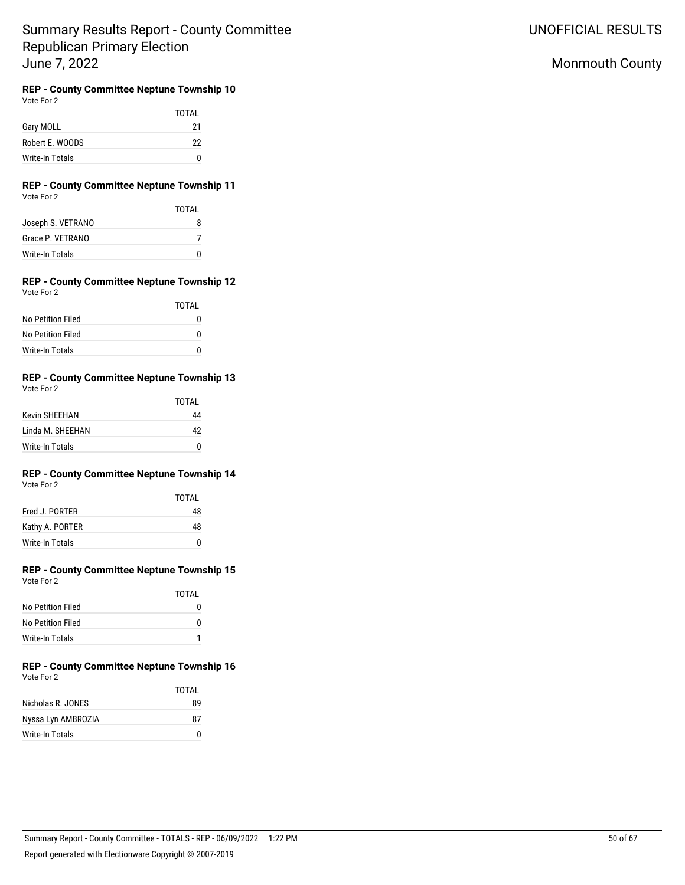# Summary Results Report - County Committee Republican Primary Election June 7, 2022

UNOFFICIAL RESULTS

Monmouth County

**REP - County Committee Neptune Township 10**
Vote For 2

| | TOTAL |
|---|---|
| Gary MOLL | 21 |
| Robert E. WOODS | 22 |
| Write-In Totals | 0 |

**REP - County Committee Neptune Township 11**
Vote For 2

| | TOTAL |
|---|---|
| Joseph S. VETRANO | 8 |
| Grace P. VETRANO | 7 |
| Write-In Totals | 0 |

**REP - County Committee Neptune Township 12**
Vote For 2

| | TOTAL |
|---|---|
| No Petition Filed | 0 |
| No Petition Filed | 0 |
| Write-In Totals | 0 |

**REP - County Committee Neptune Township 13**
Vote For 2

| | TOTAL |
|---|---|
| Kevin SHEEHAN | 44 |
| Linda M. SHEEHAN | 42 |
| Write-In Totals | 0 |

**REP - County Committee Neptune Township 14**
Vote For 2

| | TOTAL |
|---|---|
| Fred J. PORTER | 48 |
| Kathy A. PORTER | 48 |
| Write-In Totals | 0 |

**REP - County Committee Neptune Township 15**
Vote For 2

| | TOTAL |
|---|---|
| No Petition Filed | 0 |
| No Petition Filed | 0 |
| Write-In Totals | 1 |

**REP - County Committee Neptune Township 16**
Vote For 2

| | TOTAL |
|---|---|
| Nicholas R. JONES | 89 |
| Nyssa Lyn AMBROZIA | 87 |
| Write-In Totals | 0 |

Summary Report - County Committee - TOTALS - REP - 06/09/2022 1:22 PM

Report generated with Electionware Copyright © 2007-2019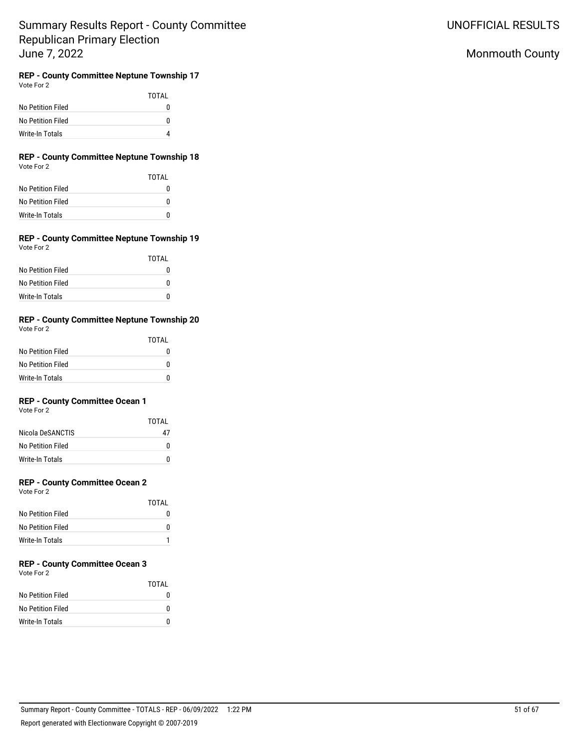**REP - County Committee Neptune Township 17**
Vote For 2

| | TOTAL |
|---|---|
| No Petition Filed | 0 |
| No Petition Filed | 0 |
| Write-In Totals | 4 |

**REP - County Committee Neptune Township 18**
Vote For 2

| | TOTAL |
|---|---|
| No Petition Filed | 0 |
| No Petition Filed | 0 |
| Write-In Totals | 0 |

**REP - County Committee Neptune Township 19**
Vote For 2

| | TOTAL |
|---|---|
| No Petition Filed | 0 |
| No Petition Filed | 0 |
| Write-In Totals | 0 |

**REP - County Committee Neptune Township 20**
Vote For 2

| | TOTAL |
|---|---|
| No Petition Filed | 0 |
| No Petition Filed | 0 |
| Write-In Totals | 0 |

**REP - County Committee Ocean 1**
Vote For 2

| | TOTAL |
|---|---|
| Nicola DeSANCTIS | 47 |
| No Petition Filed | 0 |
| Write-In Totals | 0 |

**REP - County Committee Ocean 2**
Vote For 2

| | TOTAL |
|---|---|
| No Petition Filed | 0 |
| No Petition Filed | 0 |
| Write-In Totals | 1 |

**REP - County Committee Ocean 3**
Vote For 2

| | TOTAL |
|---|---|
| No Petition Filed | 0 |
| No Petition Filed | 0 |
| Write-In Totals | 0 |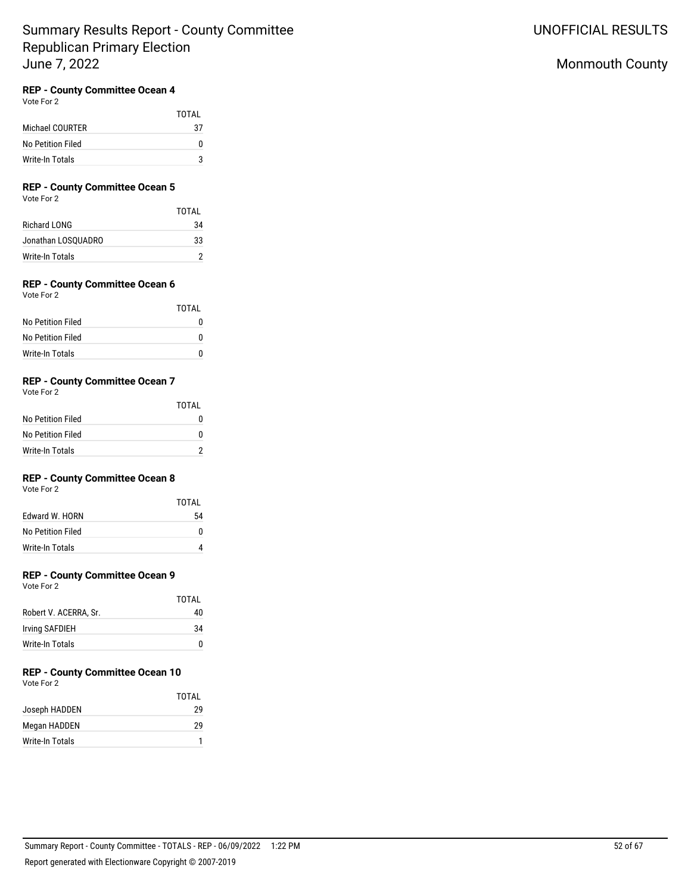# Summary Results Report - County Committee Republican Primary Election June 7, 2022

UNOFFICIAL RESULTS

Monmouth County

### REP - County Committee Ocean 4

Vote For 2

| | TOTAL |
|---|---|
| Michael COURTER | 37 |
| No Petition Filed | 0 |
| Write-In Totals | 3 |

### REP - County Committee Ocean 5

Vote For 2

| | TOTAL |
|---|---|
| Richard LONG | 34 |
| Jonathan LOSQUADRO | 33 |
| Write-In Totals | 2 |

### REP - County Committee Ocean 6

Vote For 2

| | TOTAL |
|---|---|
| No Petition Filed | 0 |
| No Petition Filed | 0 |
| Write-In Totals | 0 |

### REP - County Committee Ocean 7

Vote For 2

| | TOTAL |
|---|---|
| No Petition Filed | 0 |
| No Petition Filed | 0 |
| Write-In Totals | 2 |

### REP - County Committee Ocean 8

Vote For 2

| | TOTAL |
|---|---|
| Edward W. HORN | 54 |
| No Petition Filed | 0 |
| Write-In Totals | 4 |

### REP - County Committee Ocean 9

Vote For 2

| | TOTAL |
|---|---|
| Robert V. ACERRA, Sr. | 40 |
| Irving SAFDIEH | 34 |
| Write-In Totals | 0 |

### REP - County Committee Ocean 10

Vote For 2

| | TOTAL |
|---|---|
| Joseph HADDEN | 29 |
| Megan HADDEN | 29 |
| Write-In Totals | 1 |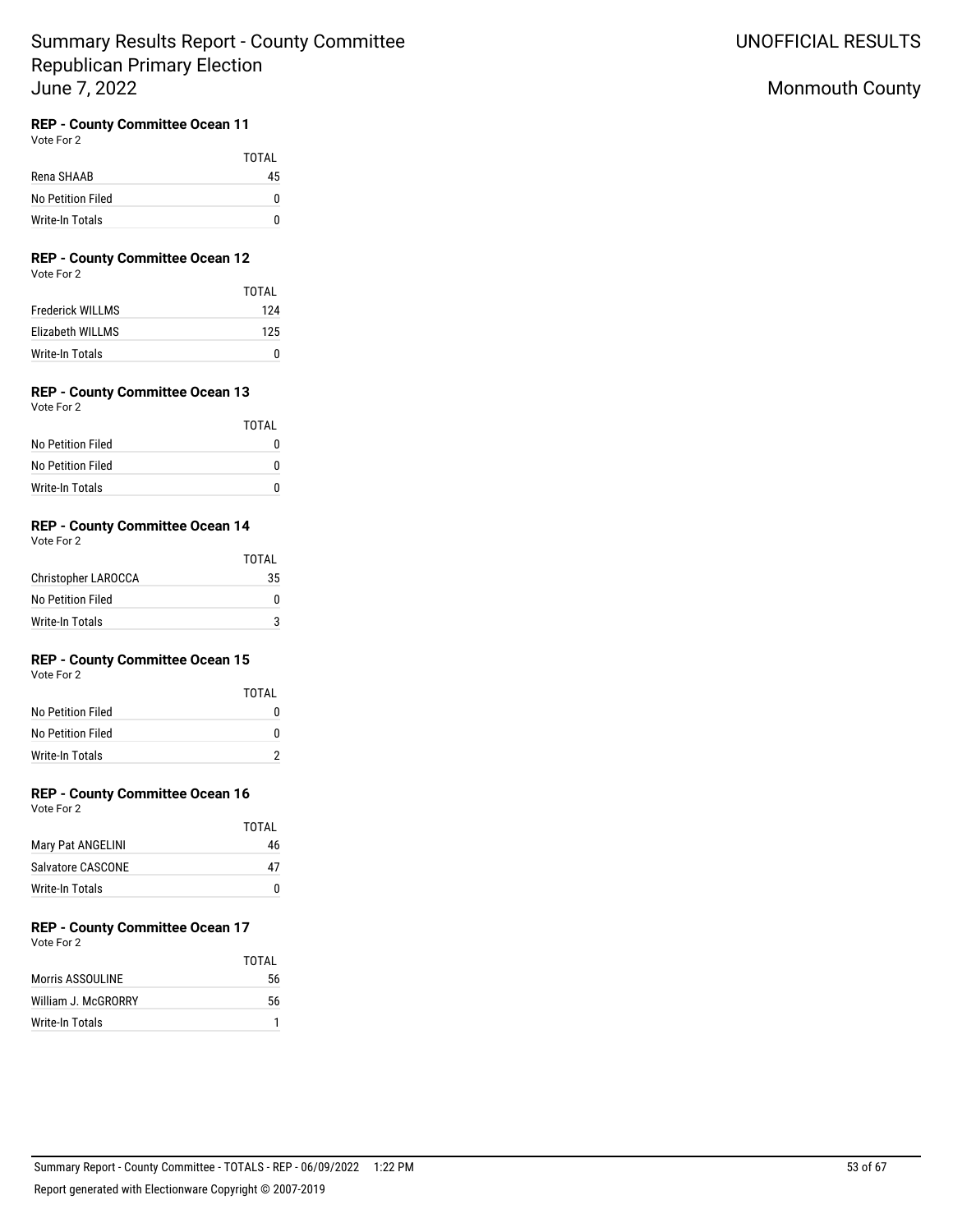# Summary Results Report - County Committee Republican Primary Election June 7, 2022

UNOFFICIAL RESULTS

Monmouth County

**REP - County Committee Ocean 11**
Vote For 2

| | TOTAL |
|---|---|
| Rena SHAAB | 45 |
| No Petition Filed | 0 |
| Write-In Totals | 0 |

**REP - County Committee Ocean 12**
Vote For 2

| | TOTAL |
|---|---|
| Frederick WILLMS | 124 |
| Elizabeth WILLMS | 125 |
| Write-In Totals | 0 |

**REP - County Committee Ocean 13**
Vote For 2

| | TOTAL |
|---|---|
| No Petition Filed | 0 |
| No Petition Filed | 0 |
| Write-In Totals | 0 |

**REP - County Committee Ocean 14**
Vote For 2

| | TOTAL |
|---|---|
| Christopher LAROCCA | 35 |
| No Petition Filed | 0 |
| Write-In Totals | 3 |

**REP - County Committee Ocean 15**
Vote For 2

| | TOTAL |
|---|---|
| No Petition Filed | 0 |
| No Petition Filed | 0 |
| Write-In Totals | 2 |

**REP - County Committee Ocean 16**
Vote For 2

| | TOTAL |
|---|---|
| Mary Pat ANGELINI | 46 |
| Salvatore CASCONE | 47 |
| Write-In Totals | 0 |

**REP - County Committee Ocean 17**
Vote For 2

| | TOTAL |
|---|---|
| Morris ASSOULINE | 56 |
| William J. McGRORRY | 56 |
| Write-In Totals | 1 |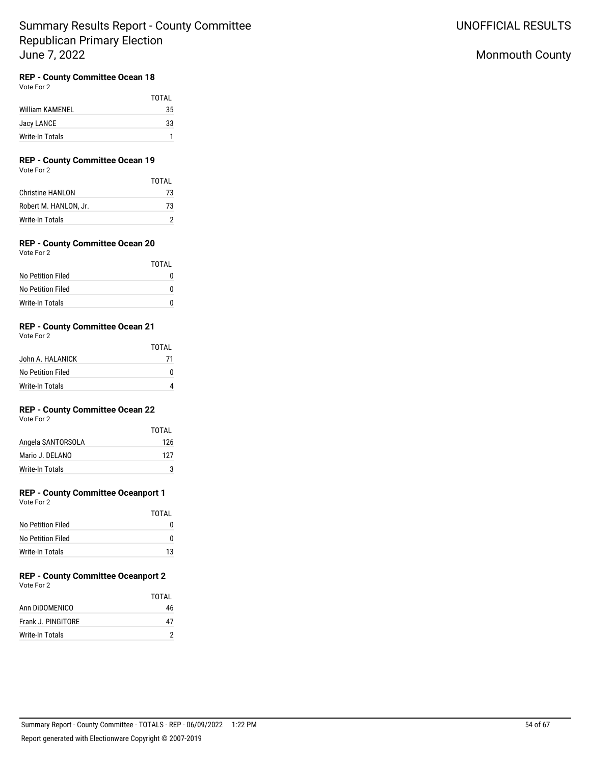# Summary Results Report - County Committee Republican Primary Election June 7, 2022

UNOFFICIAL RESULTS

Monmouth County

### REP - County Committee Ocean 18

Vote For 2

| | TOTAL |
|---|---|
| William KAMENEL | 35 |
| Jacy LANCE | 33 |
| Write-In Totals | 1 |

### REP - County Committee Ocean 19

Vote For 2

| | TOTAL |
|---|---|
| Christine HANLON | 73 |
| Robert M. HANLON, Jr. | 73 |
| Write-In Totals | 2 |

### REP - County Committee Ocean 20

Vote For 2

| | TOTAL |
|---|---|
| No Petition Filed | 0 |
| No Petition Filed | 0 |
| Write-In Totals | 0 |

### REP - County Committee Ocean 21

Vote For 2

| | TOTAL |
|---|---|
| John A. HALANICK | 71 |
| No Petition Filed | 0 |
| Write-In Totals | 4 |

### REP - County Committee Ocean 22

Vote For 2

| | TOTAL |
|---|---|
| Angela SANTORSOLA | 126 |
| Mario J. DELANO | 127 |
| Write-In Totals | 3 |

### REP - County Committee Oceanport 1

Vote For 2

| | TOTAL |
|---|---|
| No Petition Filed | 0 |
| No Petition Filed | 0 |
| Write-In Totals | 13 |

### REP - County Committee Oceanport 2

Vote For 2

| | TOTAL |
|---|---|
| Ann DiDOMENICO | 46 |
| Frank J. PINGITORE | 47 |
| Write-In Totals | 2 |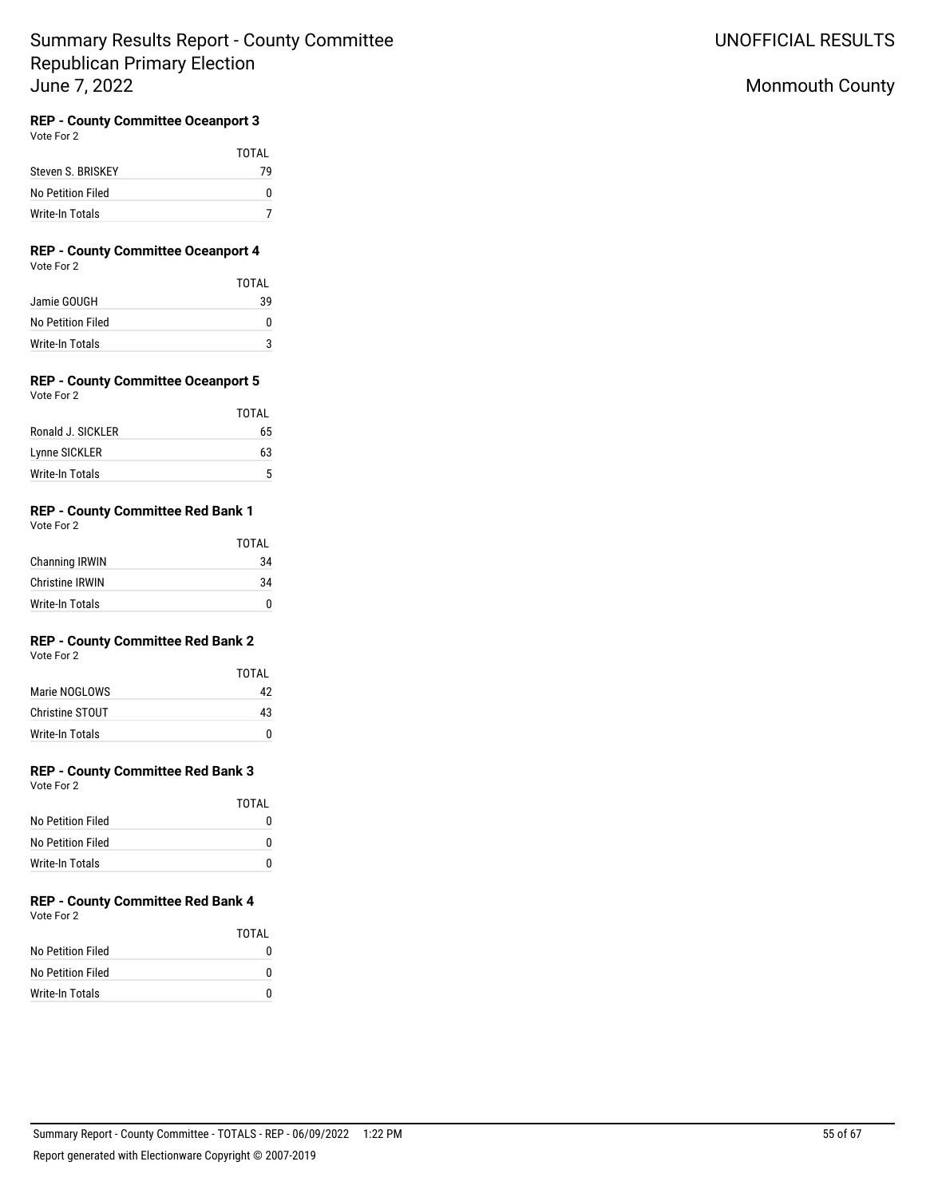# Summary Results Report - County Committee
## Republican Primary Election
## June 7, 2022

UNOFFICIAL RESULTS

Monmouth County

### REP - County Committee Oceanport 3

Vote For 2

| | TOTAL |
|---|---|
| Steven S. BRISKEY | 79 |
| No Petition Filed | 0 |
| Write-In Totals | 7 |

### REP - County Committee Oceanport 4

Vote For 2

| | TOTAL |
|---|---|
| Jamie GOUGH | 39 |
| No Petition Filed | 0 |
| Write-In Totals | 3 |

### REP - County Committee Oceanport 5

Vote For 2

| | TOTAL |
|---|---|
| Ronald J. SICKLER | 65 |
| Lynne SICKLER | 63 |
| Write-In Totals | 5 |

### REP - County Committee Red Bank 1

Vote For 2

| | TOTAL |
|---|---|
| Channing IRWIN | 34 |
| Christine IRWIN | 34 |
| Write-In Totals | 0 |

### REP - County Committee Red Bank 2

Vote For 2

| | TOTAL |
|---|---|
| Marie NOGLOWS | 42 |
| Christine STOUT | 43 |
| Write-In Totals | 0 |

### REP - County Committee Red Bank 3

Vote For 2

| | TOTAL |
|---|---|
| No Petition Filed | 0 |
| No Petition Filed | 0 |
| Write-In Totals | 0 |

### REP - County Committee Red Bank 4

Vote For 2

| | TOTAL |
|---|---|
| No Petition Filed | 0 |
| No Petition Filed | 0 |
| Write-In Totals | 0 |

Summary Report - County Committee - TOTALS - REP - 06/09/2022 1:22 PM

Report generated with Electionware Copyright © 2007-2019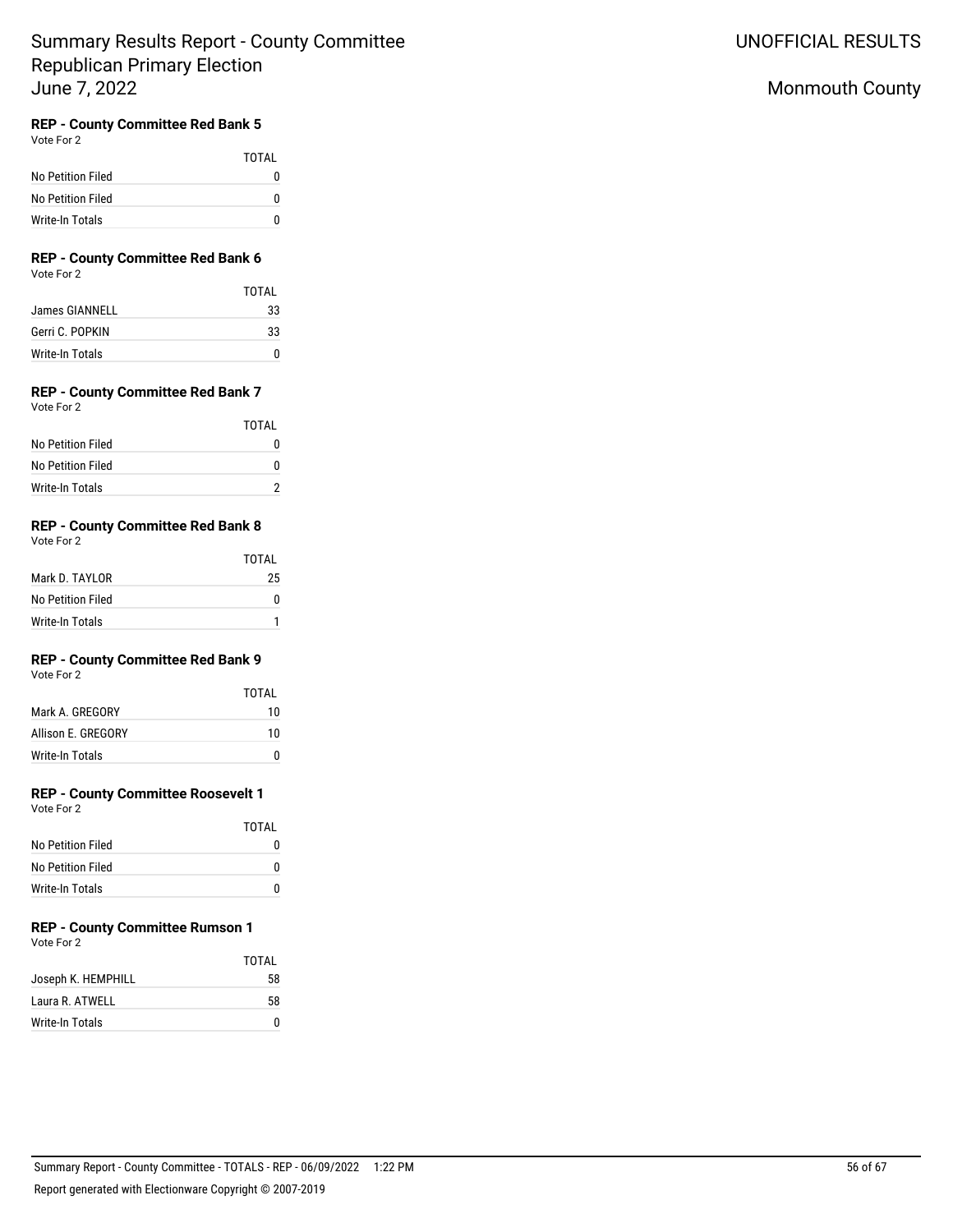**REP - County Committee Red Bank 5**
Vote For 2

| | TOTAL |
|---|---|
| No Petition Filed | 0 |
| No Petition Filed | 0 |
| Write-In Totals | 0 |

**REP - County Committee Red Bank 6**
Vote For 2

| | TOTAL |
|---|---|
| James GIANNELL | 33 |
| Gerri C. POPKIN | 33 |
| Write-In Totals | 0 |

**REP - County Committee Red Bank 7**
Vote For 2

| | TOTAL |
|---|---|
| No Petition Filed | 0 |
| No Petition Filed | 0 |
| Write-In Totals | 2 |

**REP - County Committee Red Bank 8**
Vote For 2

| | TOTAL |
|---|---|
| Mark D. TAYLOR | 25 |
| No Petition Filed | 0 |
| Write-In Totals | 1 |

**REP - County Committee Red Bank 9**
Vote For 2

| | TOTAL |
|---|---|
| Mark A. GREGORY | 10 |
| Allison E. GREGORY | 10 |
| Write-In Totals | 0 |

**REP - County Committee Roosevelt 1**
Vote For 2

| | TOTAL |
|---|---|
| No Petition Filed | 0 |
| No Petition Filed | 0 |
| Write-In Totals | 0 |

**REP - County Committee Rumson 1**
Vote For 2

| | TOTAL |
|---|---|
| Joseph K. HEMPHILL | 58 |
| Laura R. ATWELL | 58 |
| Write-In Totals | 0 |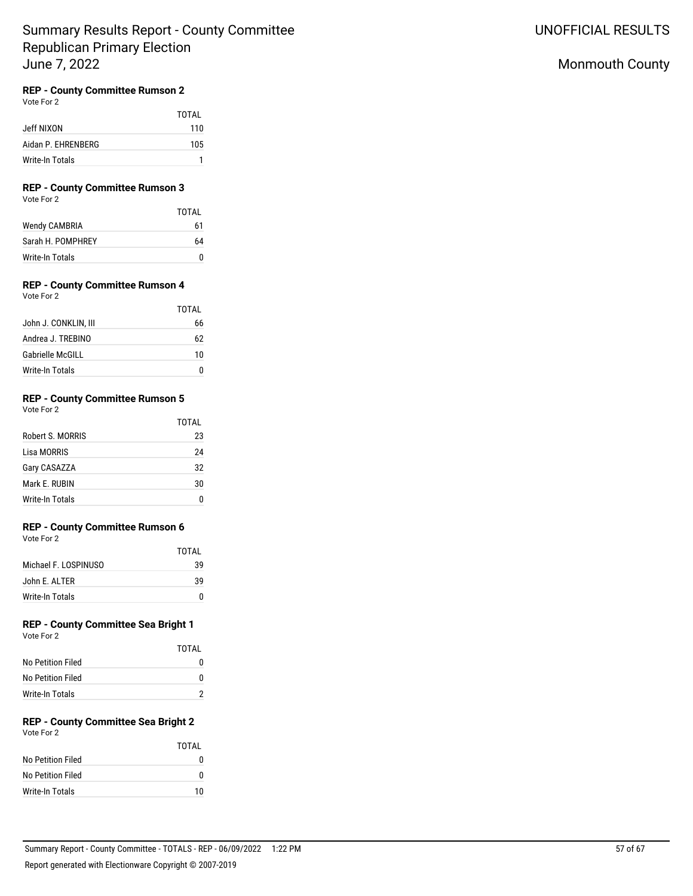# Summary Results Report - County Committee Republican Primary Election June 7, 2022

UNOFFICIAL RESULTS

Monmouth County

### REP - County Committee Rumson 2

Vote For 2

| | TOTAL |
|---|---|
| Jeff NIXON | 110 |
| Aidan P. EHRENBERG | 105 |
| Write-In Totals | 1 |

### REP - County Committee Rumson 3

Vote For 2

| | TOTAL |
|---|---|
| Wendy CAMBRIA | 61 |
| Sarah H. POMPHREY | 64 |
| Write-In Totals | 0 |

### REP - County Committee Rumson 4

Vote For 2

| | TOTAL |
|---|---|
| John J. CONKLIN, III | 66 |
| Andrea J. TREBINO | 62 |
| Gabrielle McGILL | 10 |
| Write-In Totals | 0 |

### REP - County Committee Rumson 5

Vote For 2

| | TOTAL |
|---|---|
| Robert S. MORRIS | 23 |
| Lisa MORRIS | 24 |
| Gary CASAZZA | 32 |
| Mark E. RUBIN | 30 |
| Write-In Totals | 0 |

### REP - County Committee Rumson 6

Vote For 2

| | TOTAL |
|---|---|
| Michael F. LOSPINUSO | 39 |
| John E. ALTER | 39 |
| Write-In Totals | 0 |

### REP - County Committee Sea Bright 1

Vote For 2

| | TOTAL |
|---|---|
| No Petition Filed | 0 |
| No Petition Filed | 0 |
| Write-In Totals | 2 |

### REP - County Committee Sea Bright 2

Vote For 2

| | TOTAL |
|---|---|
| No Petition Filed | 0 |
| No Petition Filed | 0 |
| Write-In Totals | 10 |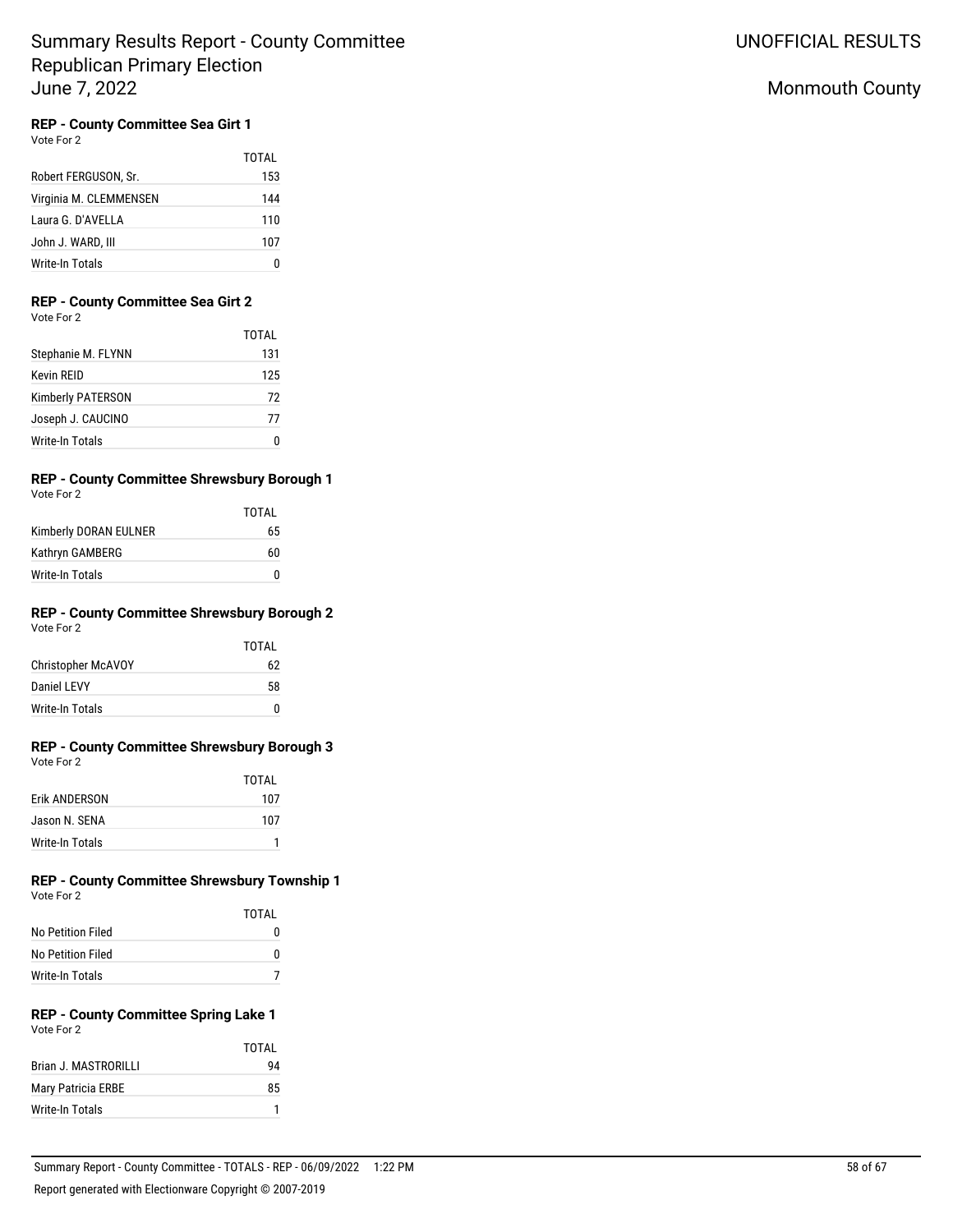# Summary Results Report - County Committee Republican Primary Election June 7, 2022

UNOFFICIAL RESULTS

Monmouth County

### REP - County Committee Sea Girt 1

Vote For 2

| | TOTAL |
|---|---|
| Robert FERGUSON, Sr. | 153 |
| Virginia M. CLEMMENSEN | 144 |
| Laura G. D'AVELLA | 110 |
| John J. WARD, III | 107 |
| Write-In Totals | 0 |

### REP - County Committee Sea Girt 2

Vote For 2

| | TOTAL |
|---|---|
| Stephanie M. FLYNN | 131 |
| Kevin REID | 125 |
| Kimberly PATERSON | 72 |
| Joseph J. CAUCINO | 77 |
| Write-In Totals | 0 |

### REP - County Committee Shrewsbury Borough 1

Vote For 2

| | TOTAL |
|---|---|
| Kimberly DORAN EULNER | 65 |
| Kathryn GAMBERG | 60 |
| Write-In Totals | 0 |

### REP - County Committee Shrewsbury Borough 2

Vote For 2

| | TOTAL |
|---|---|
| Christopher McAVOY | 62 |
| Daniel LEVY | 58 |
| Write-In Totals | 0 |

### REP - County Committee Shrewsbury Borough 3

Vote For 2

| | TOTAL |
|---|---|
| Erik ANDERSON | 107 |
| Jason N. SENA | 107 |
| Write-In Totals | 1 |

### REP - County Committee Shrewsbury Township 1

Vote For 2

| | TOTAL |
|---|---|
| No Petition Filed | 0 |
| No Petition Filed | 0 |
| Write-In Totals | 7 |

### REP - County Committee Spring Lake 1

Vote For 2

| | TOTAL |
|---|---|
| Brian J. MASTRORILLI | 94 |
| Mary Patricia ERBE | 85 |
| Write-In Totals | 1 |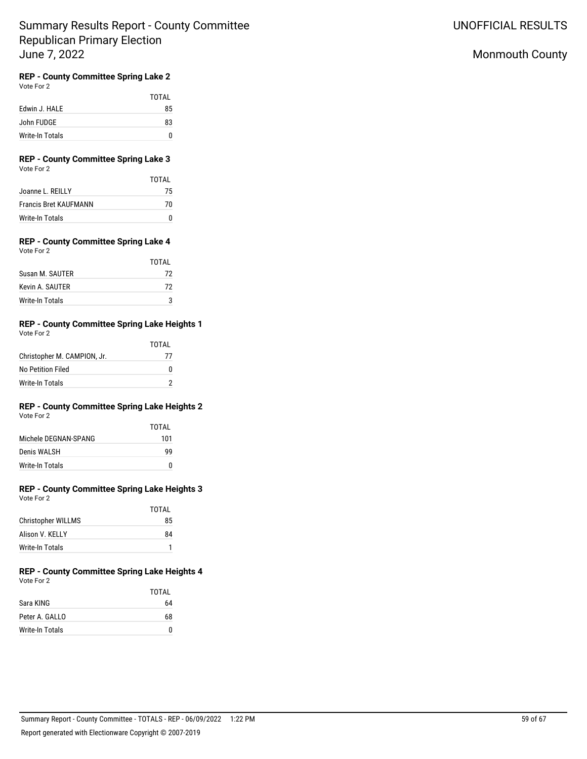## REP - County Committee Spring Lake 2

Vote For 2

| | TOTAL |
|---|---|
| Edwin J. HALE | 85 |
| John FUDGE | 83 |
| Write-In Totals | 0 |

## REP - County Committee Spring Lake 3

Vote For 2

| | TOTAL |
|---|---|
| Joanne L. REILLY | 75 |
| Francis Bret KAUFMANN | 70 |
| Write-In Totals | 0 |

## REP - County Committee Spring Lake 4

Vote For 2

| | TOTAL |
|---|---|
| Susan M. SAUTER | 72 |
| Kevin A. SAUTER | 72 |
| Write-In Totals | 3 |

## REP - County Committee Spring Lake Heights 1

Vote For 2

| | TOTAL |
|---|---|
| Christopher M. CAMPION, Jr. | 77 |
| No Petition Filed | 0 |
| Write-In Totals | 2 |

## REP - County Committee Spring Lake Heights 2

Vote For 2

| | TOTAL |
|---|---|
| Michele DEGNAN-SPANG | 101 |
| Denis WALSH | 99 |
| Write-In Totals | 0 |

## REP - County Committee Spring Lake Heights 3

Vote For 2

| | TOTAL |
|---|---|
| Christopher WILLMS | 85 |
| Alison V. KELLY | 84 |
| Write-In Totals | 1 |

## REP - County Committee Spring Lake Heights 4

Vote For 2

| | TOTAL |
|---|---|
| Sara KING | 64 |
| Peter A. GALLO | 68 |
| Write-In Totals | 0 |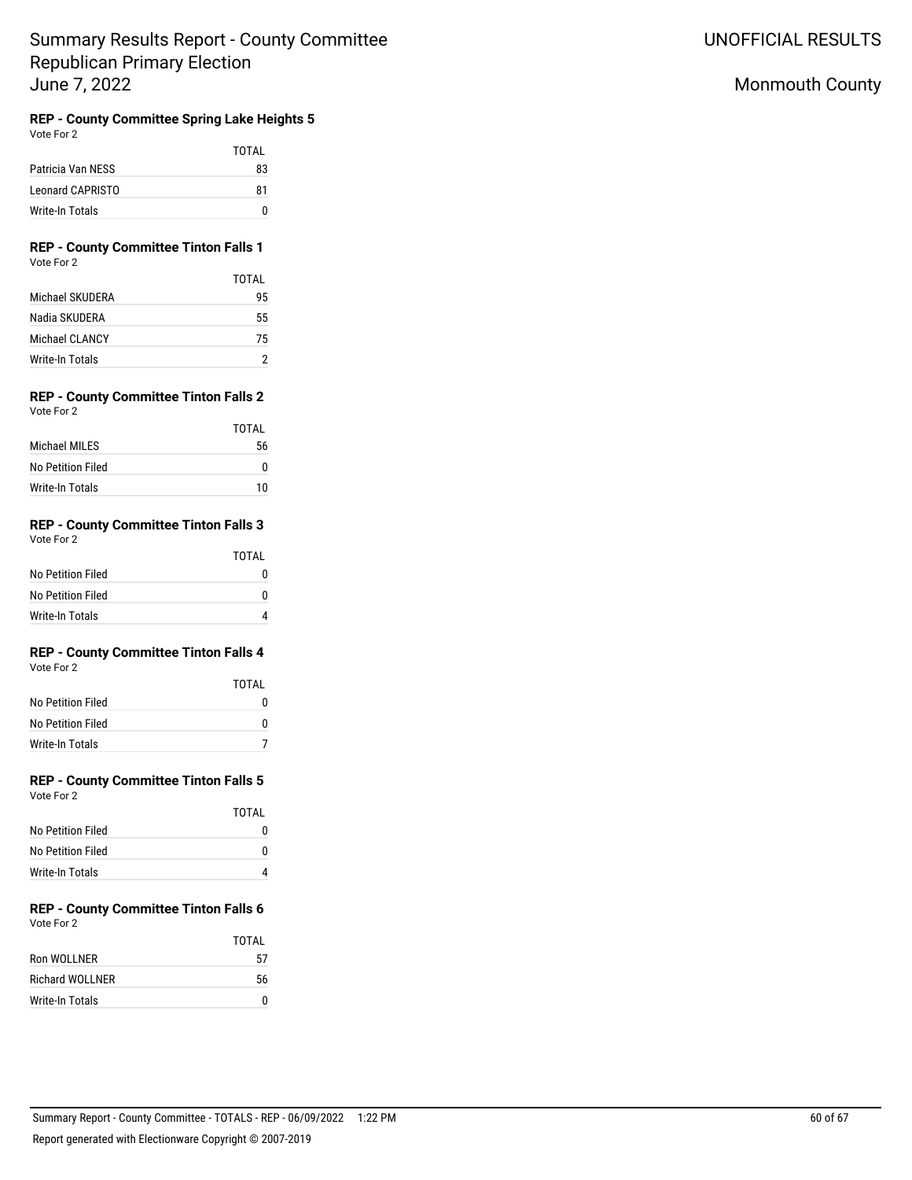# Summary Results Report - County Committee Republican Primary Election June 7, 2022

UNOFFICIAL RESULTS

Monmouth County

### REP - County Committee Spring Lake Heights 5

Vote For 2

| | TOTAL |
|---|---|
| Patricia Van NESS | 83 |
| Leonard CAPRISTO | 81 |
| Write-In Totals | 0 |

### REP - County Committee Tinton Falls 1

Vote For 2

| | TOTAL |
|---|---|
| Michael SKUDERA | 95 |
| Nadia SKUDERA | 55 |
| Michael CLANCY | 75 |
| Write-In Totals | 2 |

### REP - County Committee Tinton Falls 2

Vote For 2

| | TOTAL |
|---|---|
| Michael MILES | 56 |
| No Petition Filed | 0 |
| Write-In Totals | 10 |

### REP - County Committee Tinton Falls 3

Vote For 2

| | TOTAL |
|---|---|
| No Petition Filed | 0 |
| No Petition Filed | 0 |
| Write-In Totals | 4 |

### REP - County Committee Tinton Falls 4

Vote For 2

| | TOTAL |
|---|---|
| No Petition Filed | 0 |
| No Petition Filed | 0 |
| Write-In Totals | 7 |

### REP - County Committee Tinton Falls 5

Vote For 2

| | TOTAL |
|---|---|
| No Petition Filed | 0 |
| No Petition Filed | 0 |
| Write-In Totals | 4 |

### REP - County Committee Tinton Falls 6

Vote For 2

| | TOTAL |
|---|---|
| Ron WOLLNER | 57 |
| Richard WOLLNER | 56 |
| Write-In Totals | 0 |

Summary Report - County Committee - TOTALS - REP - 06/09/2022 1:22 PM

Report generated with Electionware Copyright © 2007-2019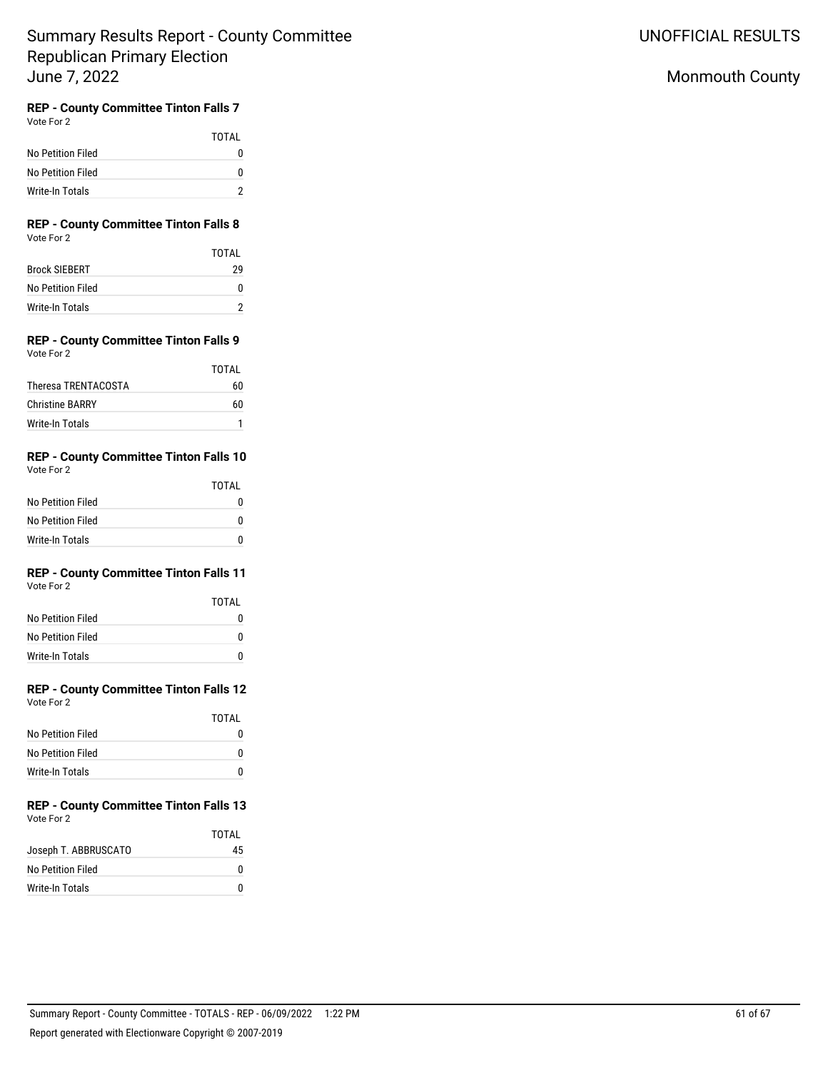### REP - County Committee Tinton Falls 7

Vote For 2

| | TOTAL |
|---|---|
| No Petition Filed | 0 |
| No Petition Filed | 0 |
| Write-In Totals | 2 |

### REP - County Committee Tinton Falls 8

Vote For 2

| | TOTAL |
|---|---|
| Brock SIEBERT | 29 |
| No Petition Filed | 0 |
| Write-In Totals | 2 |

### REP - County Committee Tinton Falls 9

Vote For 2

| | TOTAL |
|---|---|
| Theresa TRENTACOSTA | 60 |
| Christine BARRY | 60 |
| Write-In Totals | 1 |

### REP - County Committee Tinton Falls 10

Vote For 2

| | TOTAL |
|---|---|
| No Petition Filed | 0 |
| No Petition Filed | 0 |
| Write-In Totals | 0 |

### REP - County Committee Tinton Falls 11

Vote For 2

| | TOTAL |
|---|---|
| No Petition Filed | 0 |
| No Petition Filed | 0 |
| Write-In Totals | 0 |

### REP - County Committee Tinton Falls 12

Vote For 2

| | TOTAL |
|---|---|
| No Petition Filed | 0 |
| No Petition Filed | 0 |
| Write-In Totals | 0 |

### REP - County Committee Tinton Falls 13

Vote For 2

| | TOTAL |
|---|---|
| Joseph T. ABBRUSCATO | 45 |
| No Petition Filed | 0 |
| Write-In Totals | 0 |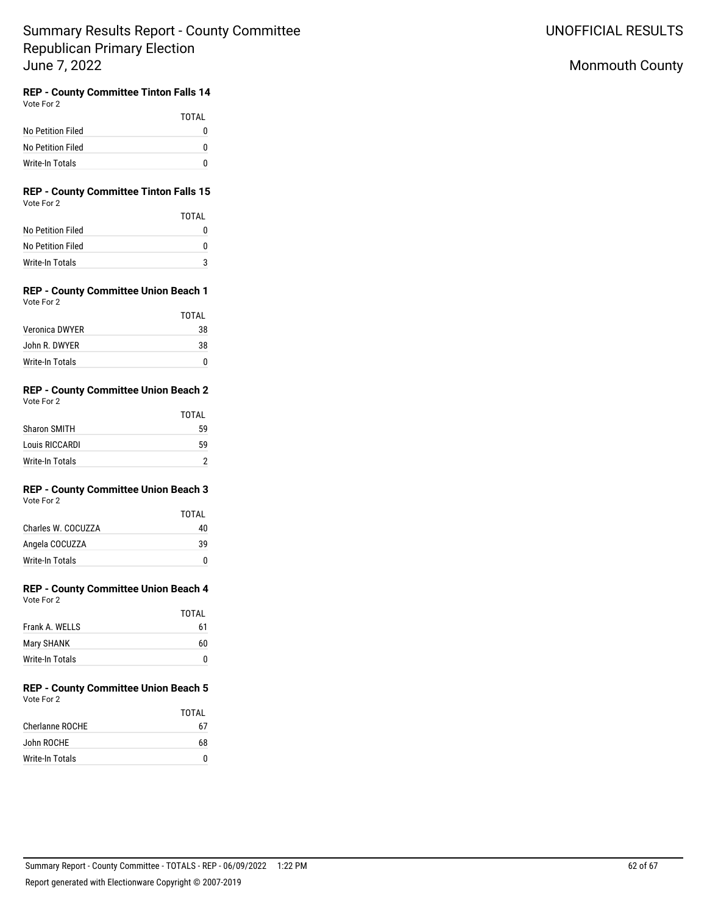# Summary Results Report - County Committee Republican Primary Election June 7, 2022

UNOFFICIAL RESULTS

Monmouth County

### REP - County Committee Tinton Falls 14

Vote For 2

| | TOTAL |
|---|---|
| No Petition Filed | 0 |
| No Petition Filed | 0 |
| Write-In Totals | 0 |

### REP - County Committee Tinton Falls 15

Vote For 2

| | TOTAL |
|---|---|
| No Petition Filed | 0 |
| No Petition Filed | 0 |
| Write-In Totals | 3 |

### REP - County Committee Union Beach 1

Vote For 2

| | TOTAL |
|---|---|
| Veronica DWYER | 38 |
| John R. DWYER | 38 |
| Write-In Totals | 0 |

### REP - County Committee Union Beach 2

Vote For 2

| | TOTAL |
|---|---|
| Sharon SMITH | 59 |
| Louis RICCARDI | 59 |
| Write-In Totals | 2 |

### REP - County Committee Union Beach 3

Vote For 2

| | TOTAL |
|---|---|
| Charles W. COCUZZA | 40 |
| Angela COCUZZA | 39 |
| Write-In Totals | 0 |

### REP - County Committee Union Beach 4

Vote For 2

| | TOTAL |
|---|---|
| Frank A. WELLS | 61 |
| Mary SHANK | 60 |
| Write-In Totals | 0 |

### REP - County Committee Union Beach 5

Vote For 2

| | TOTAL |
|---|---|
| Cherlanne ROCHE | 67 |
| John ROCHE | 68 |
| Write-In Totals | 0 |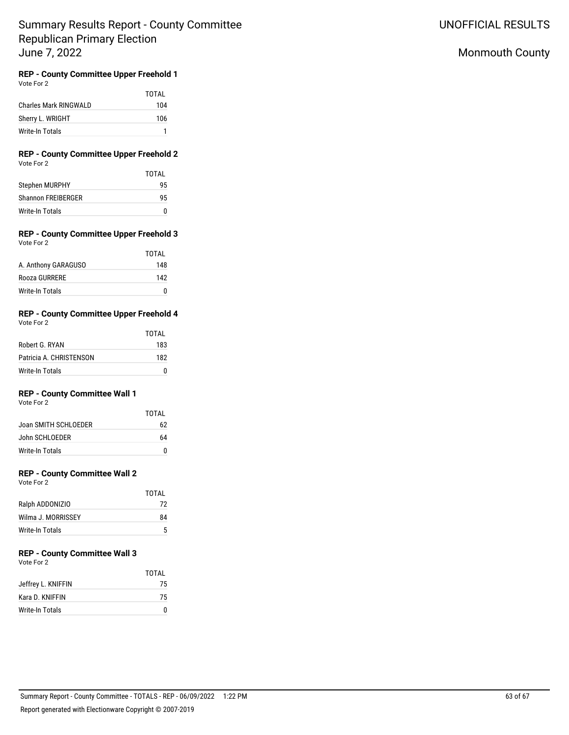# Summary Results Report - County Committee Republican Primary Election June 7, 2022

UNOFFICIAL RESULTS

Monmouth County

### REP - County Committee Upper Freehold 1

Vote For 2

| | TOTAL |
|---|---|
| Charles Mark RINGWALD | 104 |
| Sherry L. WRIGHT | 106 |
| Write-In Totals | 1 |

### REP - County Committee Upper Freehold 2

Vote For 2

| | TOTAL |
|---|---|
| Stephen MURPHY | 95 |
| Shannon FREIBERGER | 95 |
| Write-In Totals | 0 |

### REP - County Committee Upper Freehold 3

Vote For 2

| | TOTAL |
|---|---|
| A. Anthony GARAGUSO | 148 |
| Rooza GURRERE | 142 |
| Write-In Totals | 0 |

### REP - County Committee Upper Freehold 4

Vote For 2

| | TOTAL |
|---|---|
| Robert G. RYAN | 183 |
| Patricia A. CHRISTENSON | 182 |
| Write-In Totals | 0 |

### REP - County Committee Wall 1

Vote For 2

| | TOTAL |
|---|---|
| Joan SMITH SCHLOEDER | 62 |
| John SCHLOEDER | 64 |
| Write-In Totals | 0 |

### REP - County Committee Wall 2

Vote For 2

| | TOTAL |
|---|---|
| Ralph ADDONIZIO | 72 |
| Wilma J. MORRISSEY | 84 |
| Write-In Totals | 5 |

### REP - County Committee Wall 3

Vote For 2

| | TOTAL |
|---|---|
| Jeffrey L. KNIFFIN | 75 |
| Kara D. KNIFFIN | 75 |
| Write-In Totals | 0 |

Summary Report - County Committee - TOTALS - REP - 06/09/2022 1:22 PM

Report generated with Electionware Copyright © 2007-2019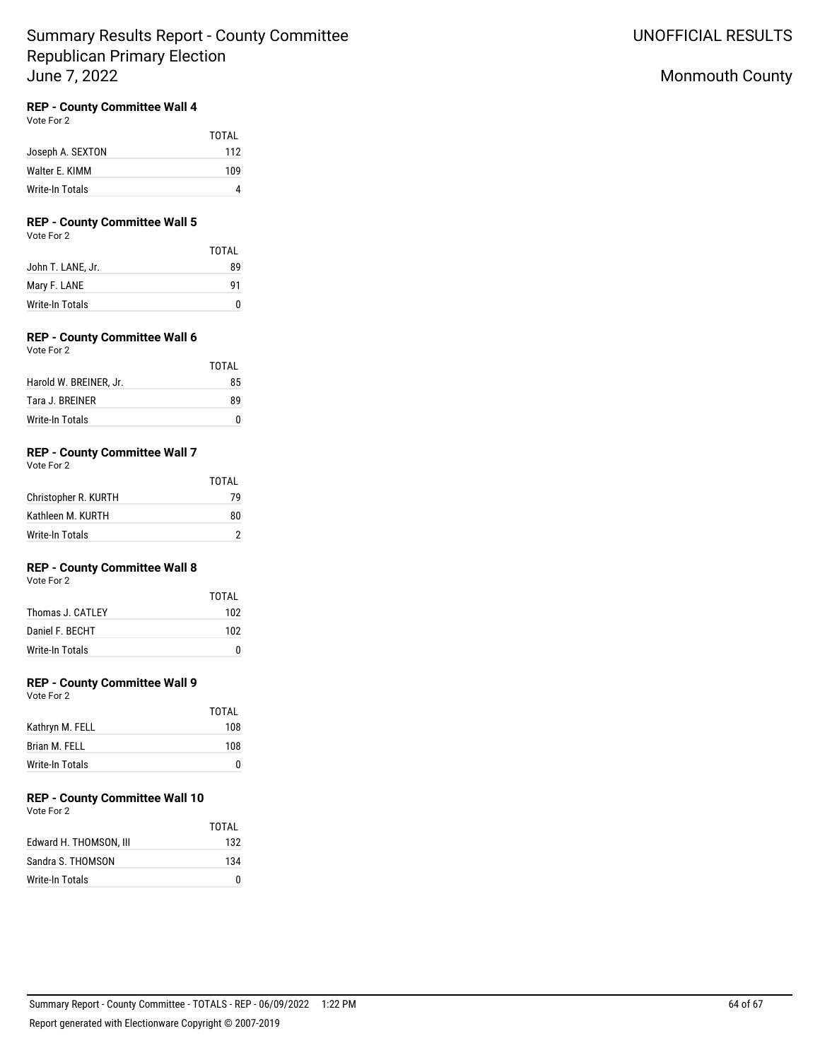# Summary Results Report - County Committee Republican Primary Election June 7, 2022

UNOFFICIAL RESULTS

Monmouth County

### REP - County Committee Wall 4

Vote For 2

| | TOTAL |
|---|---|
| Joseph A. SEXTON | 112 |
| Walter E. KIMM | 109 |
| Write-In Totals | 4 |

### REP - County Committee Wall 5

Vote For 2

| | TOTAL |
|---|---|
| John T. LANE, Jr. | 89 |
| Mary F. LANE | 91 |
| Write-In Totals | 0 |

### REP - County Committee Wall 6

Vote For 2

| | TOTAL |
|---|---|
| Harold W. BREINER, Jr. | 85 |
| Tara J. BREINER | 89 |
| Write-In Totals | 0 |

### REP - County Committee Wall 7

Vote For 2

| | TOTAL |
|---|---|
| Christopher R. KURTH | 79 |
| Kathleen M. KURTH | 80 |
| Write-In Totals | 2 |

### REP - County Committee Wall 8

Vote For 2

| | TOTAL |
|---|---|
| Thomas J. CATLEY | 102 |
| Daniel F. BECHT | 102 |
| Write-In Totals | 0 |

### REP - County Committee Wall 9

Vote For 2

| | TOTAL |
|---|---|
| Kathryn M. FELL | 108 |
| Brian M. FELL | 108 |
| Write-In Totals | 0 |

### REP - County Committee Wall 10

Vote For 2

| | TOTAL |
|---|---|
| Edward H. THOMSON, III | 132 |
| Sandra S. THOMSON | 134 |
| Write-In Totals | 0 |

Summary Report - County Committee - TOTALS - REP - 06/09/2022 1:22 PM

Report generated with Electionware Copyright © 2007-2019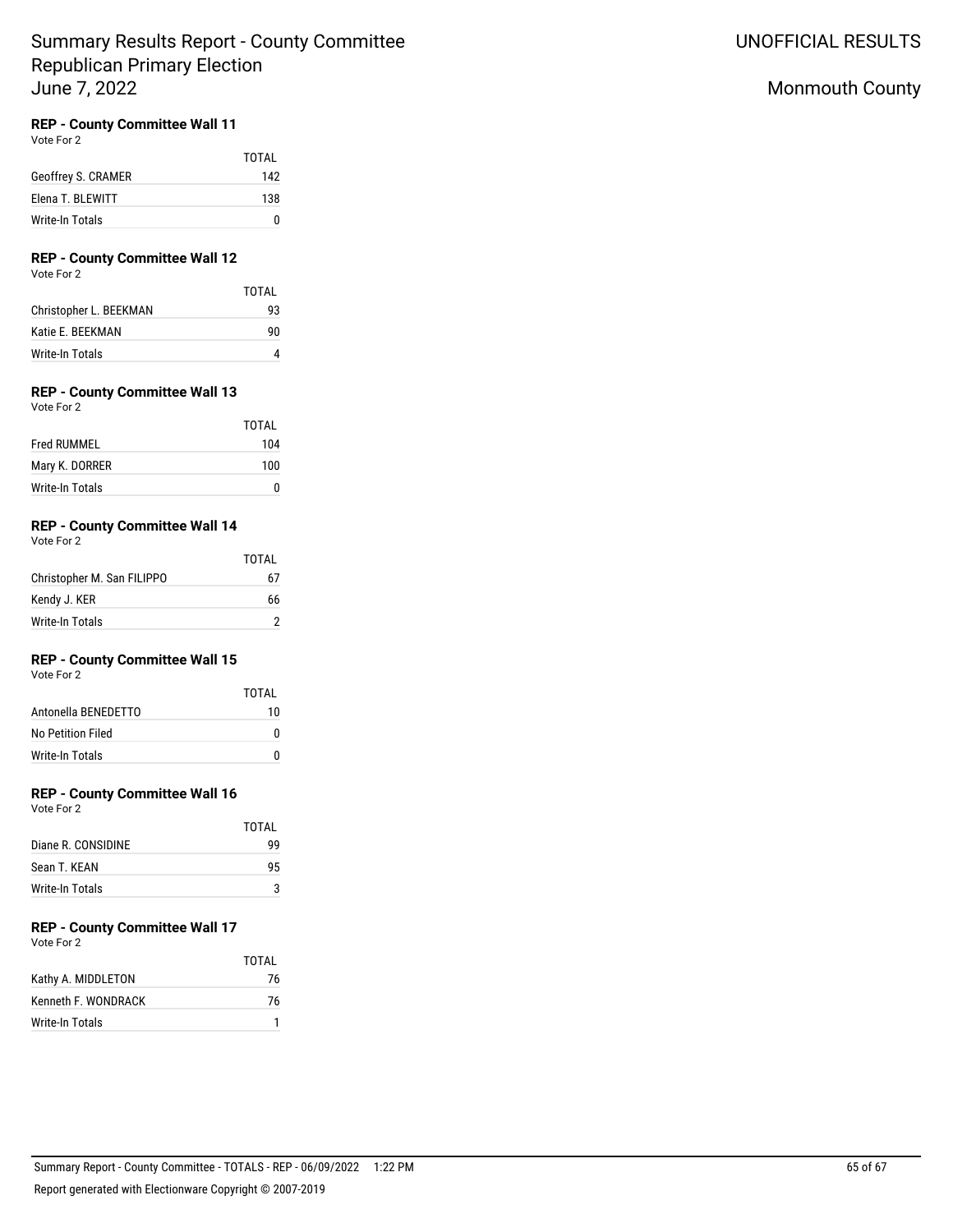# Summary Results Report - County Committee Republican Primary Election June 7, 2022

UNOFFICIAL RESULTS

Monmouth County

### REP - County Committee Wall 11

Vote For 2

| | TOTAL |
|---|---|
| Geoffrey S. CRAMER | 142 |
| Elena T. BLEWITT | 138 |
| Write-In Totals | 0 |

### REP - County Committee Wall 12

Vote For 2

| | TOTAL |
|---|---|
| Christopher L. BEEKMAN | 93 |
| Katie E. BEEKMAN | 90 |
| Write-In Totals | 4 |

### REP - County Committee Wall 13

Vote For 2

| | TOTAL |
|---|---|
| Fred RUMMEL | 104 |
| Mary K. DORRER | 100 |
| Write-In Totals | 0 |

### REP - County Committee Wall 14

Vote For 2

| | TOTAL |
|---|---|
| Christopher M. San FILIPPO | 67 |
| Kendy J. KER | 66 |
| Write-In Totals | 2 |

### REP - County Committee Wall 15

Vote For 2

| | TOTAL |
|---|---|
| Antonella BENEDETTO | 10 |
| No Petition Filed | 0 |
| Write-In Totals | 0 |

### REP - County Committee Wall 16

Vote For 2

| | TOTAL |
|---|---|
| Diane R. CONSIDINE | 99 |
| Sean T. KEAN | 95 |
| Write-In Totals | 3 |

### REP - County Committee Wall 17

Vote For 2

| | TOTAL |
|---|---|
| Kathy A. MIDDLETON | 76 |
| Kenneth F. WONDRACK | 76 |
| Write-In Totals | 1 |

Summary Report - County Committee - TOTALS - REP - 06/09/2022 1:22 PM

Report generated with Electionware Copyright © 2007-2019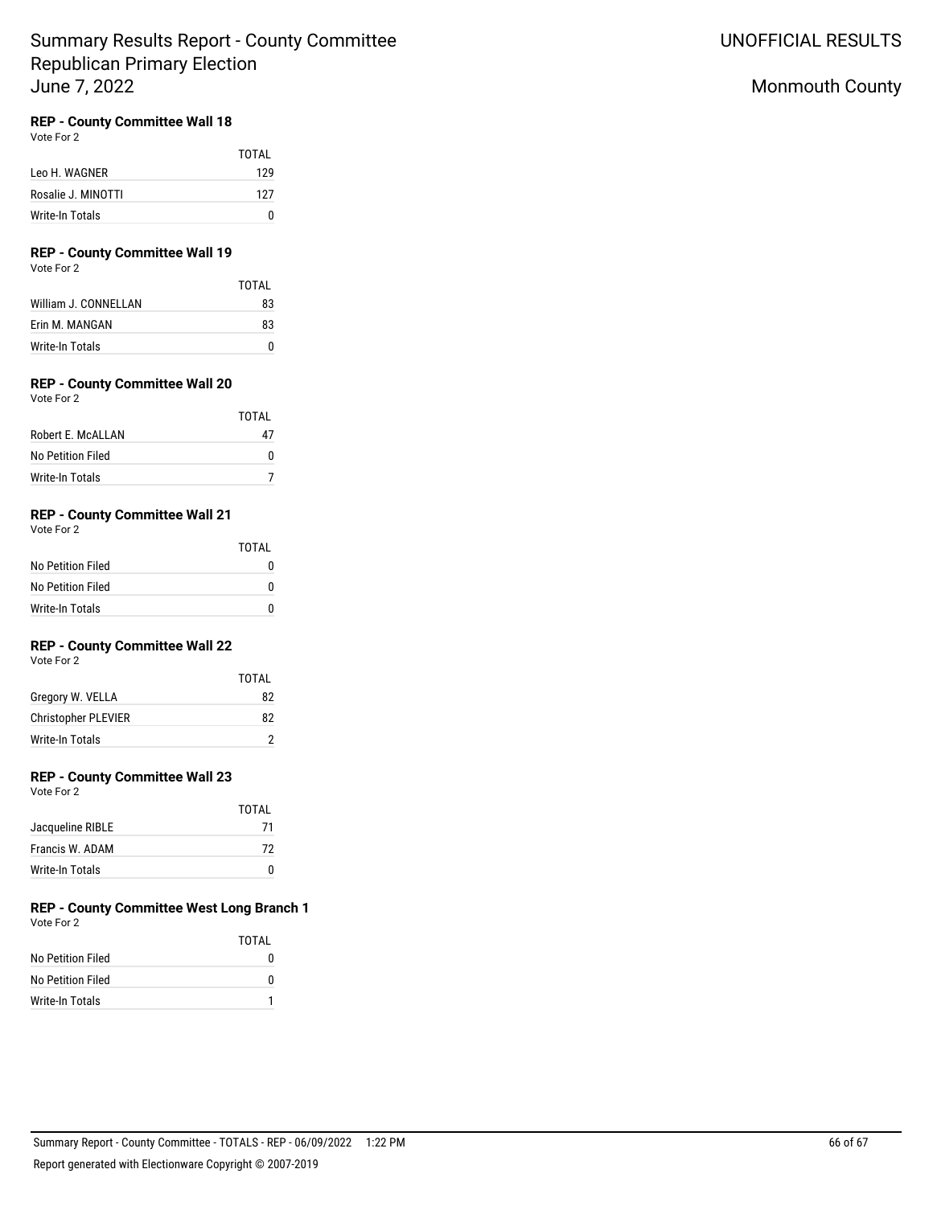# Summary Results Report - County Committee Republican Primary Election June 7, 2022

UNOFFICIAL RESULTS

Monmouth County

### REP - County Committee Wall 18

Vote For 2

| | TOTAL |
|---|---|
| Leo H. WAGNER | 129 |
| Rosalie J. MINOTTI | 127 |
| Write-In Totals | 0 |

### REP - County Committee Wall 19

Vote For 2

| | TOTAL |
|---|---|
| William J. CONNELLAN | 83 |
| Erin M. MANGAN | 83 |
| Write-In Totals | 0 |

### REP - County Committee Wall 20

Vote For 2

| | TOTAL |
|---|---|
| Robert E. McALLAN | 47 |
| No Petition Filed | 0 |
| Write-In Totals | 7 |

### REP - County Committee Wall 21

Vote For 2

| | TOTAL |
|---|---|
| No Petition Filed | 0 |
| No Petition Filed | 0 |
| Write-In Totals | 0 |

### REP - County Committee Wall 22

Vote For 2

| | TOTAL |
|---|---|
| Gregory W. VELLA | 82 |
| Christopher PLEVIER | 82 |
| Write-In Totals | 2 |

### REP - County Committee Wall 23

Vote For 2

| | TOTAL |
|---|---|
| Jacqueline RIBLE | 71 |
| Francis W. ADAM | 72 |
| Write-In Totals | 0 |

### REP - County Committee West Long Branch 1

Vote For 2

| | TOTAL |
|---|---|
| No Petition Filed | 0 |
| No Petition Filed | 0 |
| Write-In Totals | 1 |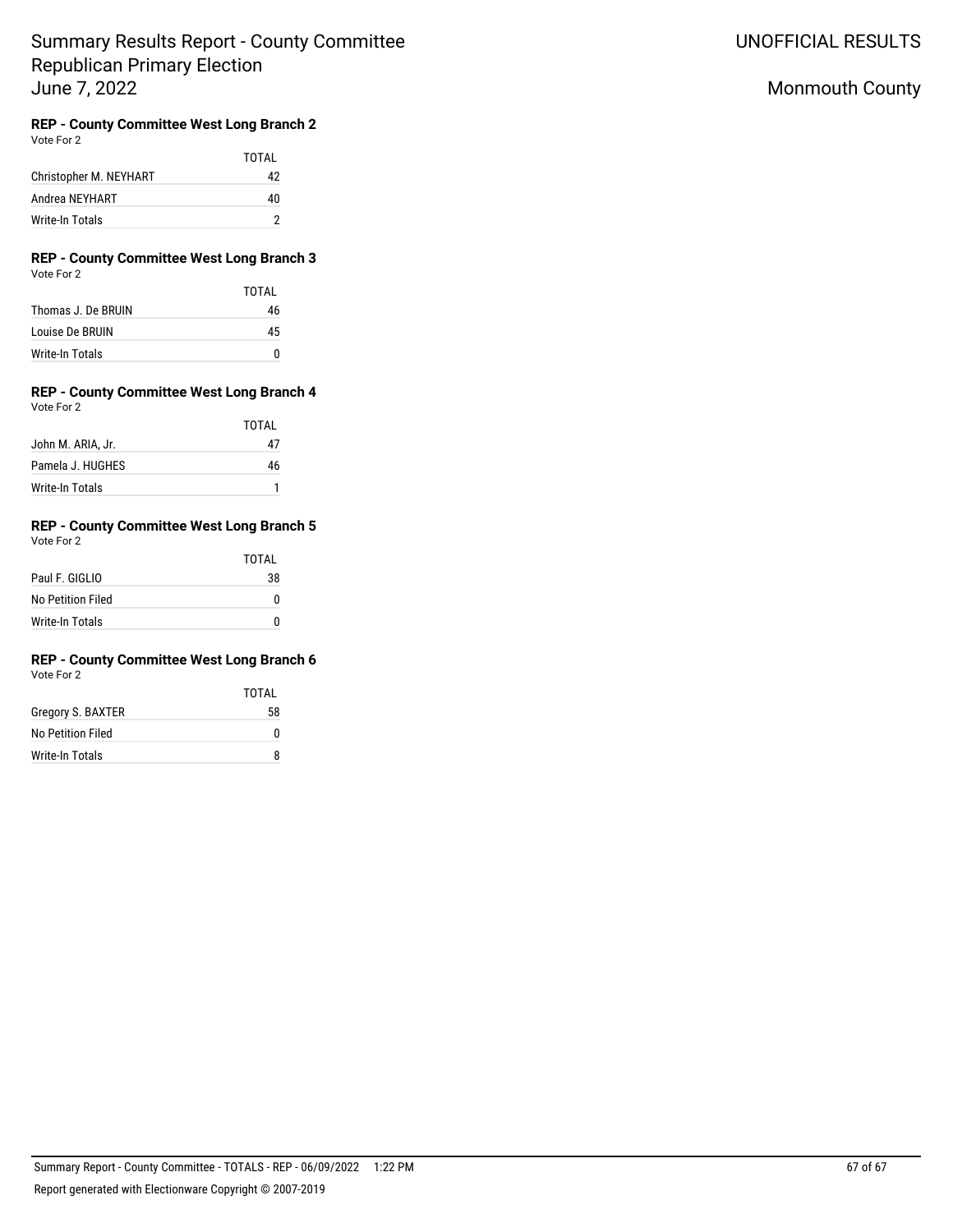# Summary Results Report - County Committee Republican Primary Election June 7, 2022

UNOFFICIAL RESULTS

Monmouth County

### REP - County Committee West Long Branch 2

Vote For 2

| | TOTAL |
|---|---|
| Christopher M. NEYHART | 42 |
| Andrea NEYHART | 40 |
| Write-In Totals | 2 |

### REP - County Committee West Long Branch 3

Vote For 2

| | TOTAL |
|---|---|
| Thomas J. De BRUIN | 46 |
| Louise De BRUIN | 45 |
| Write-In Totals | 0 |

### REP - County Committee West Long Branch 4

Vote For 2

| | TOTAL |
|---|---|
| John M. ARIA, Jr. | 47 |
| Pamela J. HUGHES | 46 |
| Write-In Totals | 1 |

### REP - County Committee West Long Branch 5

Vote For 2

| | TOTAL |
|---|---|
| Paul F. GIGLIO | 38 |
| No Petition Filed | 0 |
| Write-In Totals | 0 |

### REP - County Committee West Long Branch 6

Vote For 2

| | TOTAL |
|---|---|
| Gregory S. BAXTER | 58 |
| No Petition Filed | 0 |
| Write-In Totals | 8 |

Summary Report - County Committee - TOTALS - REP - 06/09/2022 1:22 PM

Report generated with Electionware Copyright © 2007-2019